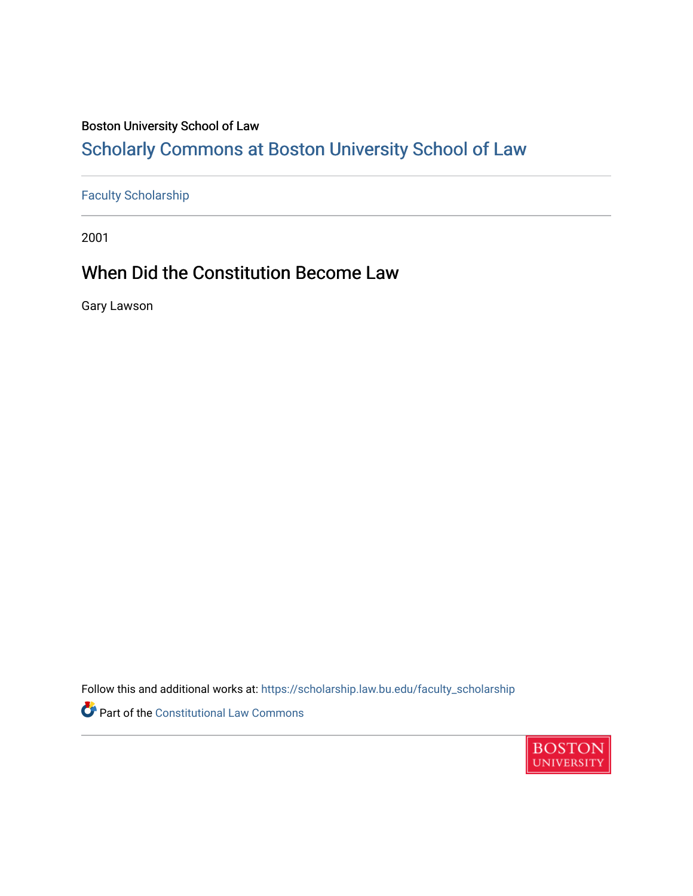Boston University School of Law

## Scholarly Commons at Boston University School of Law

Faculty Scholarship

2001

# When Did the Constitution Become Law

Gary Lawson

Follow this and additional works at: https://scholarship.law.bu.edu/faculty_scholarship

Part of the Constitutional Law Commons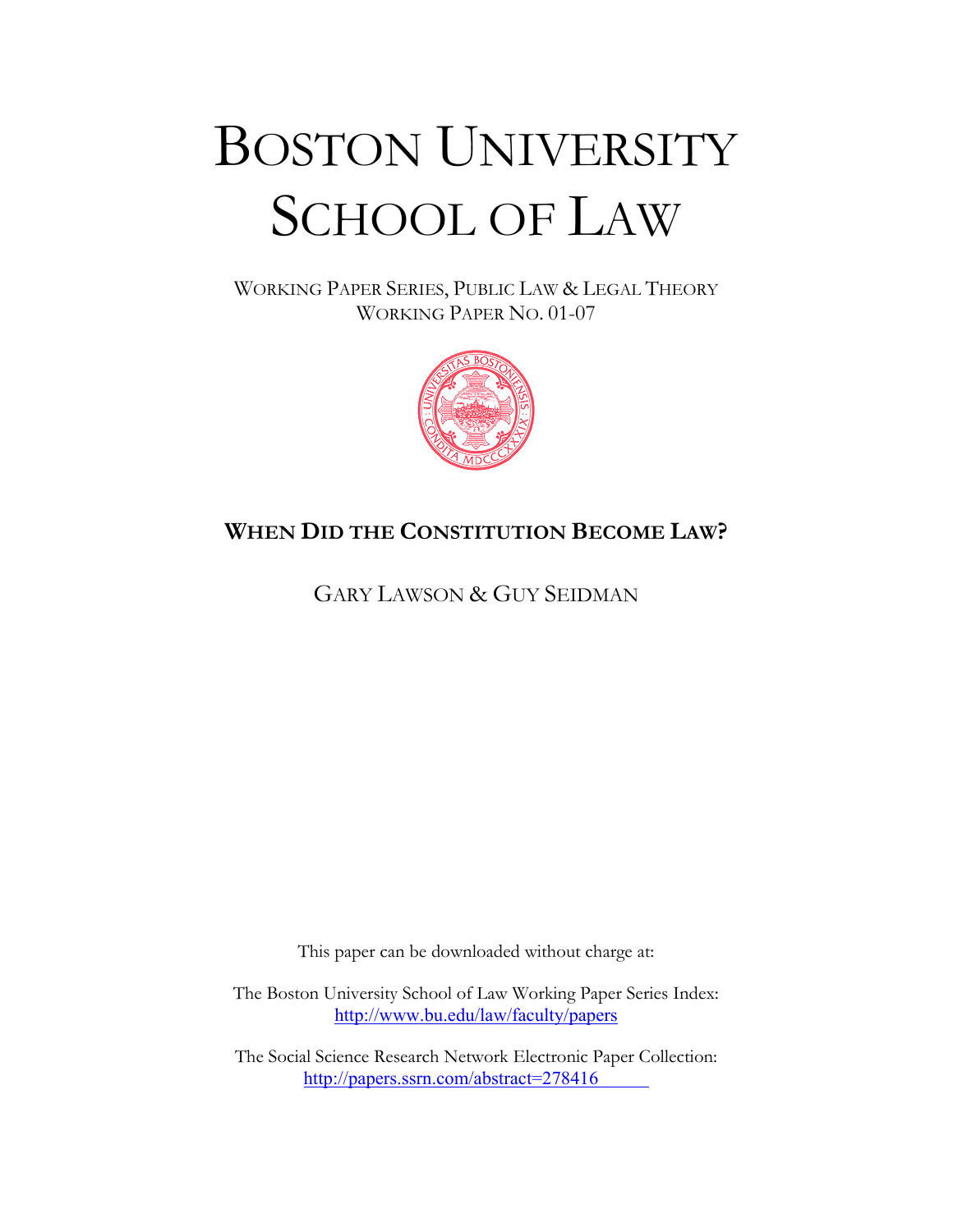# BOSTON UNIVERSITY SCHOOL OF LAW

WORKING PAPER SERIES, PUBLIC LAW & LEGAL THEORY
WORKING PAPER NO. 01-07

## WHEN DID THE CONSTITUTION BECOME LAW?

GARY LAWSON & GUY SEIDMAN

This paper can be downloaded without charge at:

The Boston University School of Law Working Paper Series Index:
http://www.bu.edu/law/faculty/papers

The Social Science Research Network Electronic Paper Collection:
http://papers.ssrn.com/abstract=278416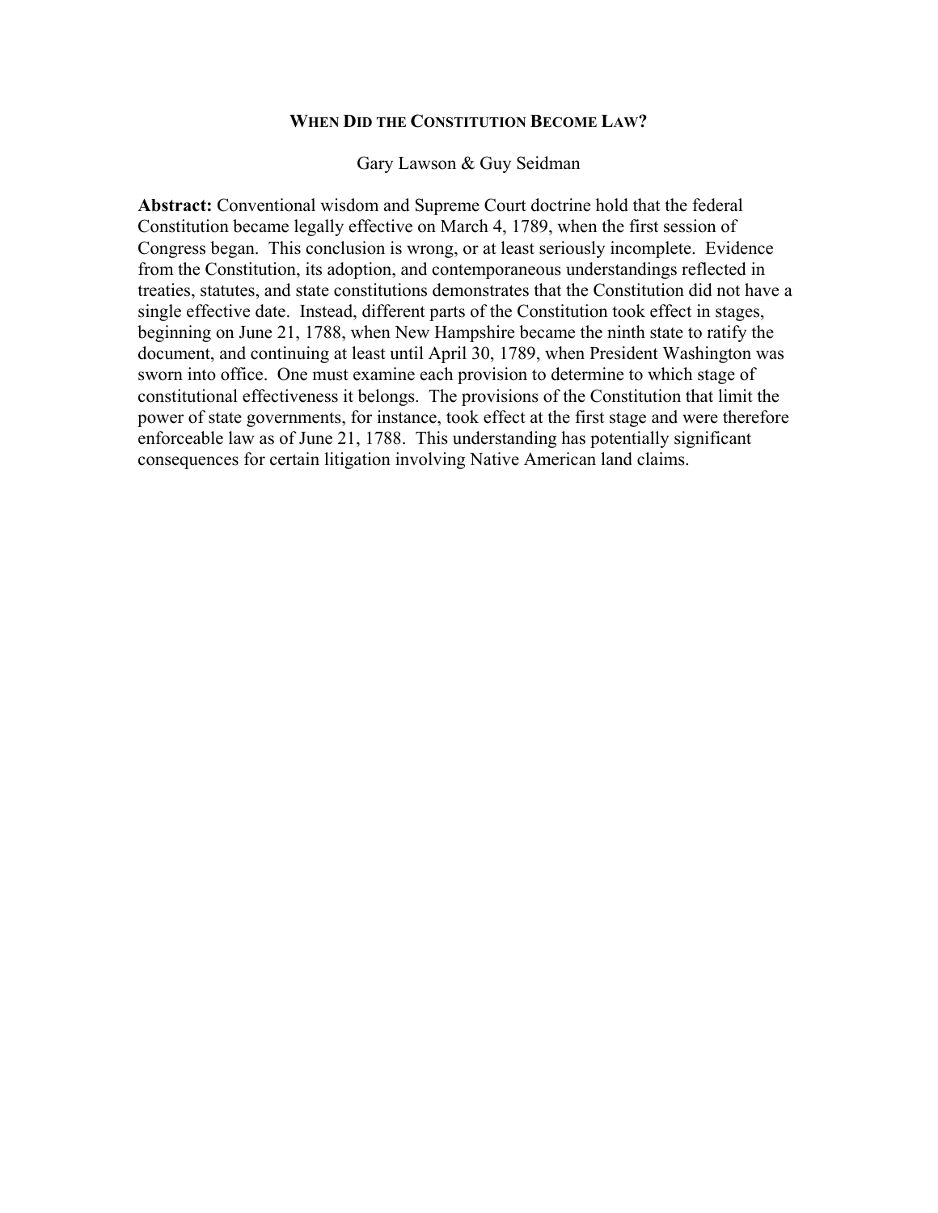# WHEN DID THE CONSTITUTION BECOME LAW?

Gary Lawson & Guy Seidman

**Abstract:** Conventional wisdom and Supreme Court doctrine hold that the federal Constitution became legally effective on March 4, 1789, when the first session of Congress began. This conclusion is wrong, or at least seriously incomplete. Evidence from the Constitution, its adoption, and contemporaneous understandings reflected in treaties, statutes, and state constitutions demonstrates that the Constitution did not have a single effective date. Instead, different parts of the Constitution took effect in stages, beginning on June 21, 1788, when New Hampshire became the ninth state to ratify the document, and continuing at least until April 30, 1789, when President Washington was sworn into office. One must examine each provision to determine to which stage of constitutional effectiveness it belongs. The provisions of the Constitution that limit the power of state governments, for instance, took effect at the first stage and were therefore enforceable law as of June 21, 1788. This understanding has potentially significant consequences for certain litigation involving Native American land claims.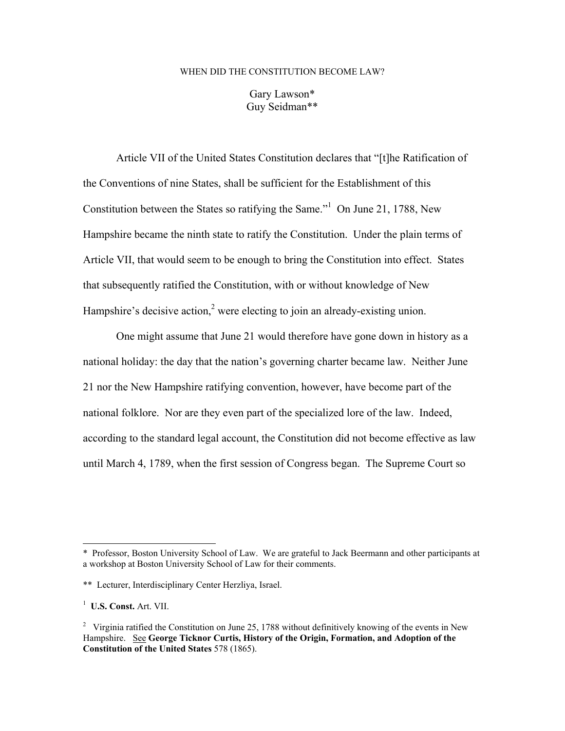WHEN DID THE CONSTITUTION BECOME LAW?

Gary Lawson*
Guy Seidman**

Article VII of the United States Constitution declares that "[t]he Ratification of the Conventions of nine States, shall be sufficient for the Establishment of this Constitution between the States so ratifying the Same."[1] On June 21, 1788, New Hampshire became the ninth state to ratify the Constitution. Under the plain terms of Article VII, that would seem to be enough to bring the Constitution into effect. States that subsequently ratified the Constitution, with or without knowledge of New Hampshire's decisive action,[2] were electing to join an already-existing union.

One might assume that June 21 would therefore have gone down in history as a national holiday: the day that the nation's governing charter became law. Neither June 21 nor the New Hampshire ratifying convention, however, have become part of the national folklore. Nor are they even part of the specialized lore of the law. Indeed, according to the standard legal account, the Constitution did not become effective as law until March 4, 1789, when the first session of Congress began. The Supreme Court so

---

\* Professor, Boston University School of Law. We are grateful to Jack Beermann and other participants at a workshop at Boston University School of Law for their comments.

\** Lecturer, Interdisciplinary Center Herzliya, Israel.

[1] **U.S. Const.** Art. VII.

[2] Virginia ratified the Constitution on June 25, 1788 without definitively knowing of the events in New Hampshire. <u>See</u> **George Ticknor Curtis, History of the Origin, Formation, and Adoption of the Constitution of the United States** 578 (1865).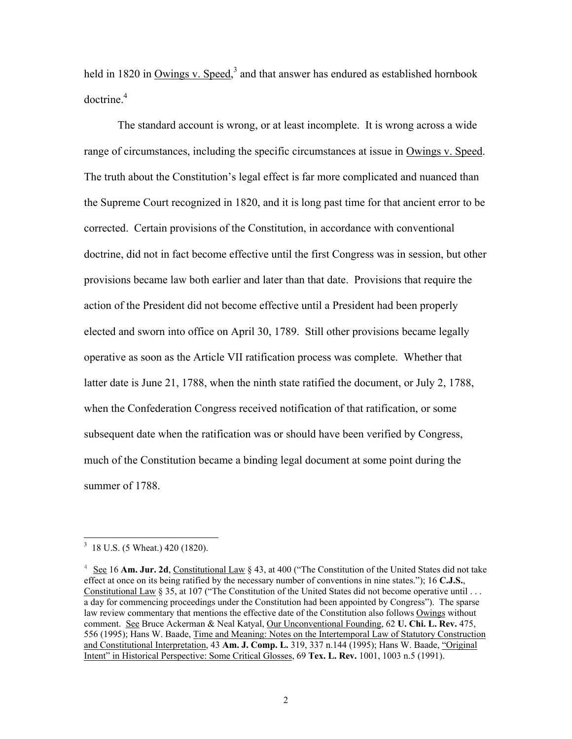held in 1820 in Owings v. Speed,[3] and that answer has endured as established hornbook doctrine.[4]

The standard account is wrong, or at least incomplete. It is wrong across a wide range of circumstances, including the specific circumstances at issue in Owings v. Speed. The truth about the Constitution's legal effect is far more complicated and nuanced than the Supreme Court recognized in 1820, and it is long past time for that ancient error to be corrected. Certain provisions of the Constitution, in accordance with conventional doctrine, did not in fact become effective until the first Congress was in session, but other provisions became law both earlier and later than that date. Provisions that require the action of the President did not become effective until a President had been properly elected and sworn into office on April 30, 1789. Still other provisions became legally operative as soon as the Article VII ratification process was complete. Whether that latter date is June 21, 1788, when the ninth state ratified the document, or July 2, 1788, when the Confederation Congress received notification of that ratification, or some subsequent date when the ratification was or should have been verified by Congress, much of the Constitution became a binding legal document at some point during the summer of 1788.

---

[3] 18 U.S. (5 Wheat.) 420 (1820).

[4] See 16 **Am. Jur. 2d**, Constitutional Law § 43, at 400 ("The Constitution of the United States did not take effect at once on its being ratified by the necessary number of conventions in nine states."); 16 **C.J.S.**, Constitutional Law § 35, at 107 ("The Constitution of the United States did not become operative until . . . a day for commencing proceedings under the Constitution had been appointed by Congress"). The sparse law review commentary that mentions the effective date of the Constitution also follows Owings without comment. See Bruce Ackerman & Neal Katyal, Our Unconventional Founding, 62 **U. Chi. L. Rev.** 475, 556 (1995); Hans W. Baade, Time and Meaning: Notes on the Intertemporal Law of Statutory Construction and Constitutional Interpretation, 43 **Am. J. Comp. L.** 319, 337 n.144 (1995); Hans W. Baade, "Original Intent" in Historical Perspective: Some Critical Glosses, 69 **Tex. L. Rev.** 1001, 1003 n.5 (1991).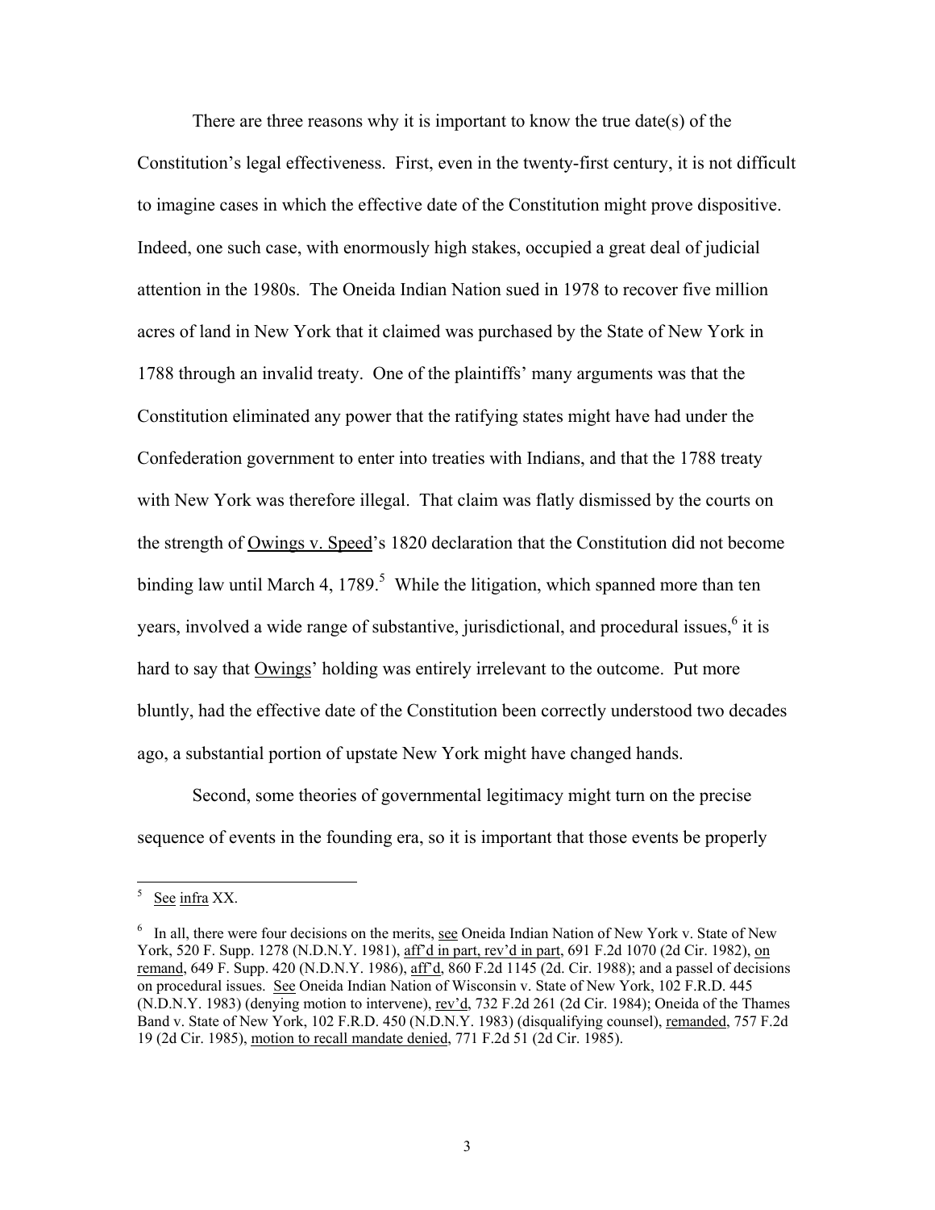There are three reasons why it is important to know the true date(s) of the Constitution's legal effectiveness. First, even in the twenty-first century, it is not difficult to imagine cases in which the effective date of the Constitution might prove dispositive. Indeed, one such case, with enormously high stakes, occupied a great deal of judicial attention in the 1980s. The Oneida Indian Nation sued in 1978 to recover five million acres of land in New York that it claimed was purchased by the State of New York in 1788 through an invalid treaty. One of the plaintiffs' many arguments was that the Constitution eliminated any power that the ratifying states might have had under the Confederation government to enter into treaties with Indians, and that the 1788 treaty with New York was therefore illegal. That claim was flatly dismissed by the courts on the strength of Owings v. Speed's 1820 declaration that the Constitution did not become binding law until March 4, 1789.[5] While the litigation, which spanned more than ten years, involved a wide range of substantive, jurisdictional, and procedural issues,[6] it is hard to say that Owings' holding was entirely irrelevant to the outcome. Put more bluntly, had the effective date of the Constitution been correctly understood two decades ago, a substantial portion of upstate New York might have changed hands.

Second, some theories of governmental legitimacy might turn on the precise sequence of events in the founding era, so it is important that those events be properly

---

[5] See infra XX.

[6] In all, there were four decisions on the merits, see Oneida Indian Nation of New York v. State of New York, 520 F. Supp. 1278 (N.D.N.Y. 1981), aff'd in part, rev'd in part, 691 F.2d 1070 (2d Cir. 1982), on remand, 649 F. Supp. 420 (N.D.N.Y. 1986), aff'd, 860 F.2d 1145 (2d. Cir. 1988); and a passel of decisions on procedural issues. See Oneida Indian Nation of Wisconsin v. State of New York, 102 F.R.D. 445 (N.D.N.Y. 1983) (denying motion to intervene), rev'd, 732 F.2d 261 (2d Cir. 1984); Oneida of the Thames Band v. State of New York, 102 F.R.D. 450 (N.D.N.Y. 1983) (disqualifying counsel), remanded, 757 F.2d 19 (2d Cir. 1985), motion to recall mandate denied, 771 F.2d 51 (2d Cir. 1985).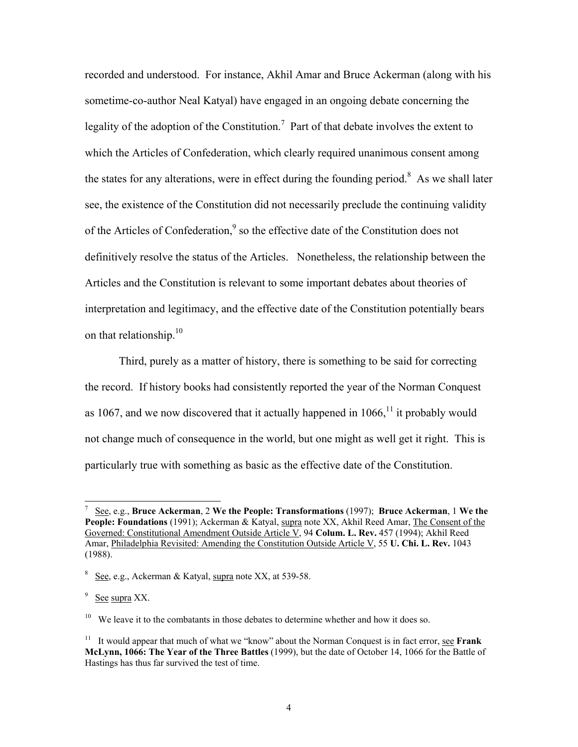recorded and understood. For instance, Akhil Amar and Bruce Ackerman (along with his sometime-co-author Neal Katyal) have engaged in an ongoing debate concerning the legality of the adoption of the Constitution.[7] Part of that debate involves the extent to which the Articles of Confederation, which clearly required unanimous consent among the states for any alterations, were in effect during the founding period.[8] As we shall later see, the existence of the Constitution did not necessarily preclude the continuing validity of the Articles of Confederation,[9] so the effective date of the Constitution does not definitively resolve the status of the Articles. Nonetheless, the relationship between the Articles and the Constitution is relevant to some important debates about theories of interpretation and legitimacy, and the effective date of the Constitution potentially bears on that relationship.[10]

Third, purely as a matter of history, there is something to be said for correcting the record. If history books had consistently reported the year of the Norman Conquest as 1067, and we now discovered that it actually happened in 1066,[11] it probably would not change much of consequence in the world, but one might as well get it right. This is particularly true with something as basic as the effective date of the Constitution.

---

[7] See, e.g., **Bruce Ackerman**, 2 **We the People: Transformations** (1997); **Bruce Ackerman**, 1 **We the People: Foundations** (1991); Ackerman & Katyal, supra note XX, Akhil Reed Amar, The Consent of the Governed: Constitutional Amendment Outside Article V, 94 **Colum. L. Rev.** 457 (1994); Akhil Reed Amar, Philadelphia Revisited: Amending the Constitution Outside Article V, 55 **U. Chi. L. Rev.** 1043 (1988).

[8] See, e.g., Ackerman & Katyal, supra note XX, at 539-58.

[9] See supra XX.

[10] We leave it to the combatants in those debates to determine whether and how it does so.

[11] It would appear that much of what we "know" about the Norman Conquest is in fact error, see **Frank McLynn, 1066: The Year of the Three Battles** (1999), but the date of October 14, 1066 for the Battle of Hastings has thus far survived the test of time.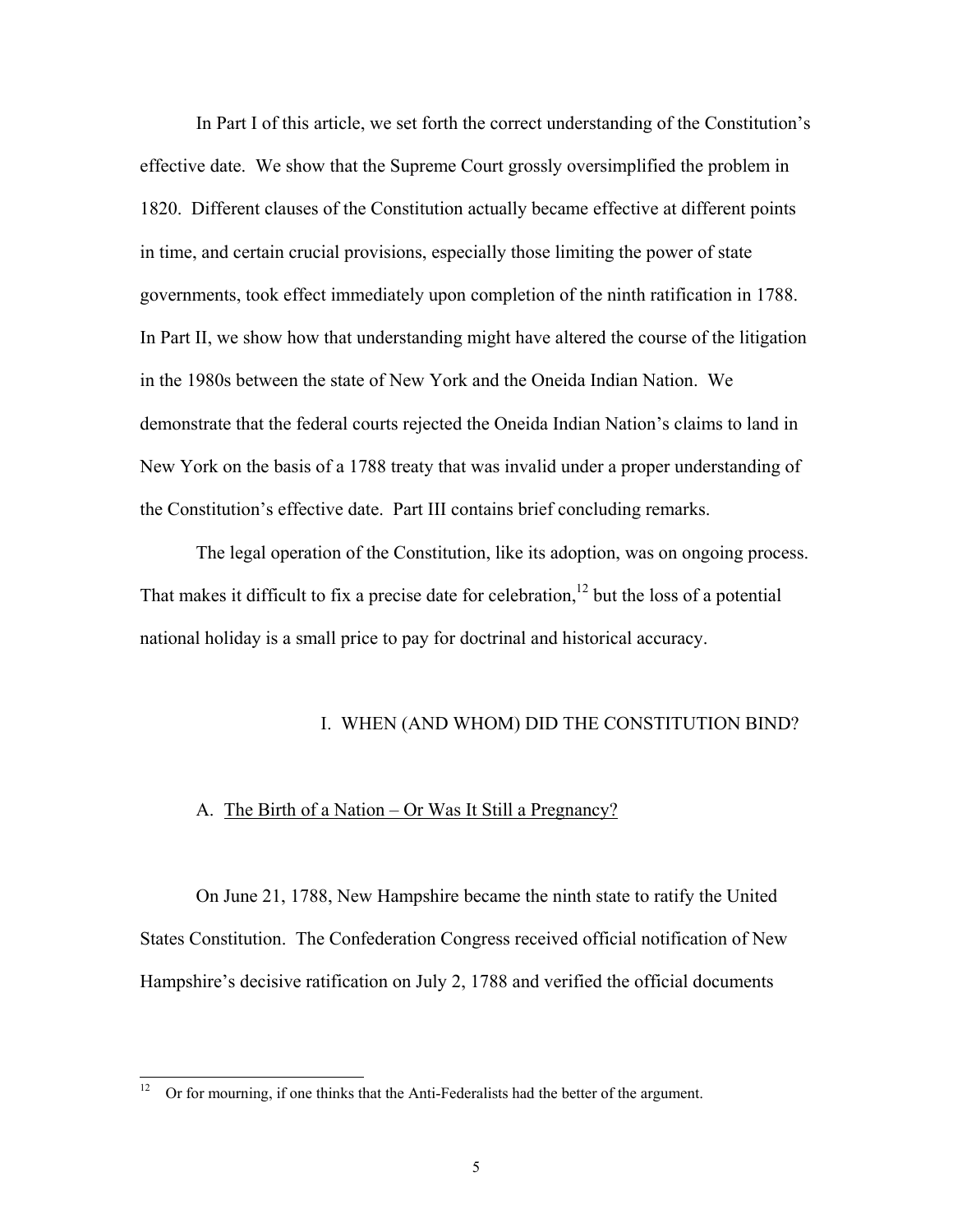In Part I of this article, we set forth the correct understanding of the Constitution's effective date. We show that the Supreme Court grossly oversimplified the problem in 1820. Different clauses of the Constitution actually became effective at different points in time, and certain crucial provisions, especially those limiting the power of state governments, took effect immediately upon completion of the ninth ratification in 1788. In Part II, we show how that understanding might have altered the course of the litigation in the 1980s between the state of New York and the Oneida Indian Nation. We demonstrate that the federal courts rejected the Oneida Indian Nation's claims to land in New York on the basis of a 1788 treaty that was invalid under a proper understanding of the Constitution's effective date. Part III contains brief concluding remarks.

The legal operation of the Constitution, like its adoption, was on ongoing process. That makes it difficult to fix a precise date for celebration,[12] but the loss of a potential national holiday is a small price to pay for doctrinal and historical accuracy.

## I. WHEN (AND WHOM) DID THE CONSTITUTION BIND?

### A. The Birth of a Nation – Or Was It Still a Pregnancy?

On June 21, 1788, New Hampshire became the ninth state to ratify the United States Constitution. The Confederation Congress received official notification of New Hampshire's decisive ratification on July 2, 1788 and verified the official documents

---

[12] Or for mourning, if one thinks that the Anti-Federalists had the better of the argument.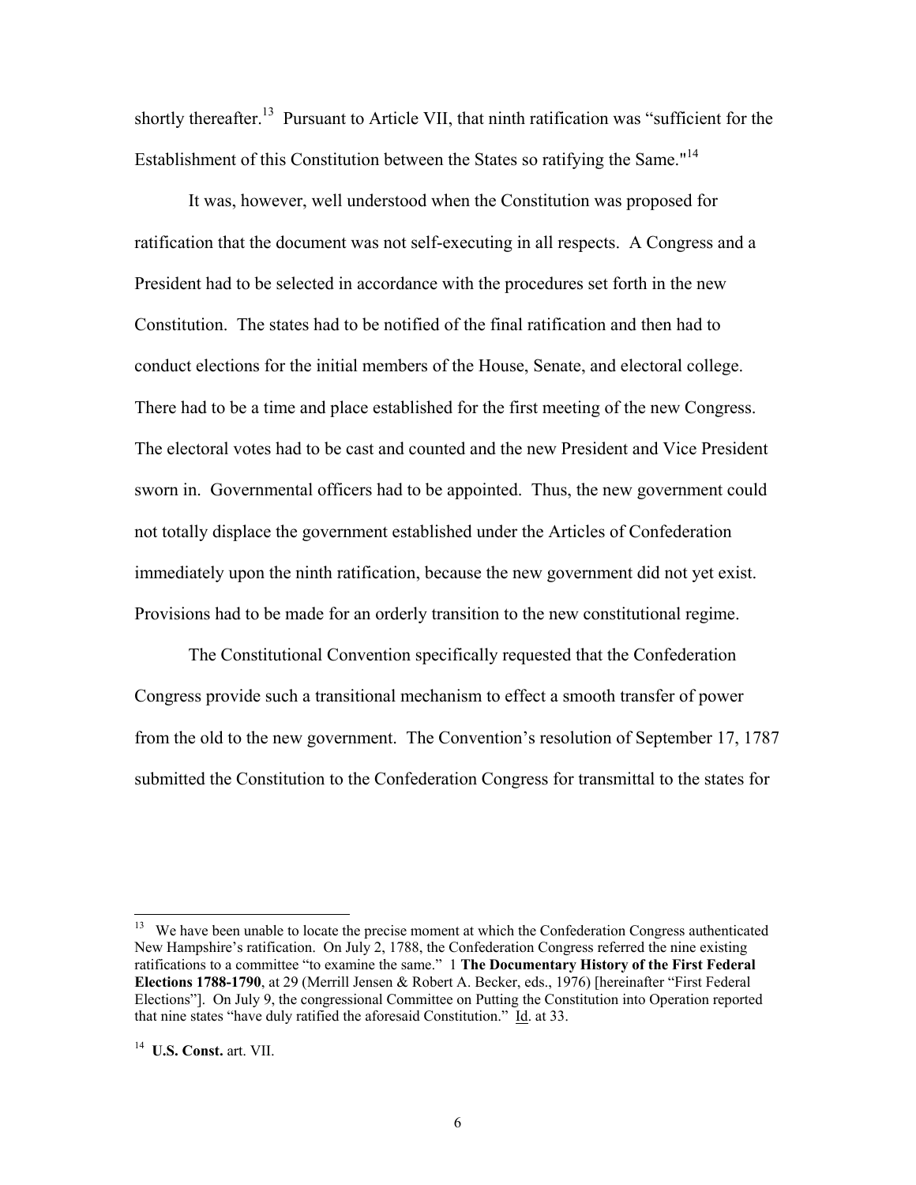shortly thereafter.[13] Pursuant to Article VII, that ninth ratification was "sufficient for the Establishment of this Constitution between the States so ratifying the Same."[14]

It was, however, well understood when the Constitution was proposed for ratification that the document was not self-executing in all respects. A Congress and a President had to be selected in accordance with the procedures set forth in the new Constitution. The states had to be notified of the final ratification and then had to conduct elections for the initial members of the House, Senate, and electoral college. There had to be a time and place established for the first meeting of the new Congress. The electoral votes had to be cast and counted and the new President and Vice President sworn in. Governmental officers had to be appointed. Thus, the new government could not totally displace the government established under the Articles of Confederation immediately upon the ninth ratification, because the new government did not yet exist. Provisions had to be made for an orderly transition to the new constitutional regime.

The Constitutional Convention specifically requested that the Confederation Congress provide such a transitional mechanism to effect a smooth transfer of power from the old to the new government. The Convention's resolution of September 17, 1787 submitted the Constitution to the Confederation Congress for transmittal to the states for

---

[13] We have been unable to locate the precise moment at which the Confederation Congress authenticated New Hampshire's ratification. On July 2, 1788, the Confederation Congress referred the nine existing ratifications to a committee "to examine the same." 1 **The Documentary History of the First Federal Elections 1788-1790**, at 29 (Merrill Jensen & Robert A. Becker, eds., 1976) [hereinafter "First Federal Elections"]. On July 9, the congressional Committee on Putting the Constitution into Operation reported that nine states "have duly ratified the aforesaid Constitution." Id. at 33.

[14] **U.S. Const.** art. VII.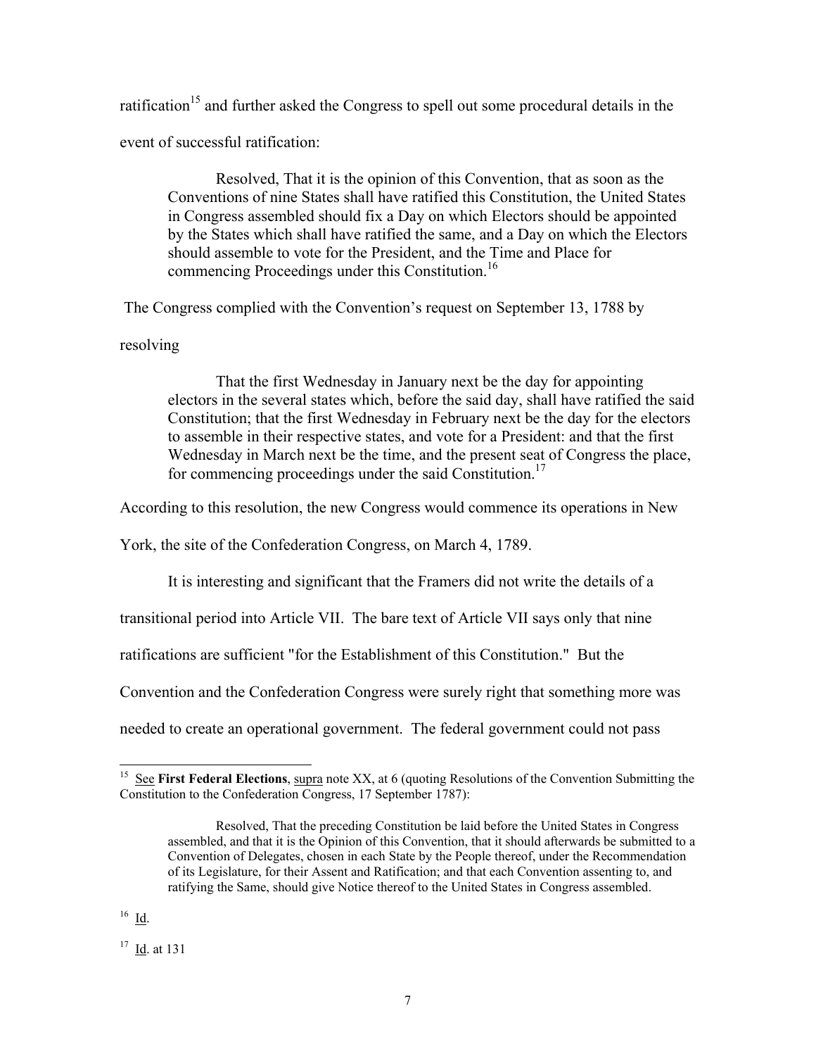ratification[15] and further asked the Congress to spell out some procedural details in the event of successful ratification:

> Resolved, That it is the opinion of this Convention, that as soon as the Conventions of nine States shall have ratified this Constitution, the United States in Congress assembled should fix a Day on which Electors should be appointed by the States which shall have ratified the same, and a Day on which the Electors should assemble to vote for the President, and the Time and Place for commencing Proceedings under this Constitution.[16]

The Congress complied with the Convention's request on September 13, 1788 by resolving

> That the first Wednesday in January next be the day for appointing electors in the several states which, before the said day, shall have ratified the said Constitution; that the first Wednesday in February next be the day for the electors to assemble in their respective states, and vote for a President: and that the first Wednesday in March next be the time, and the present seat of Congress the place, for commencing proceedings under the said Constitution.[17]

According to this resolution, the new Congress would commence its operations in New York, the site of the Confederation Congress, on March 4, 1789.

It is interesting and significant that the Framers did not write the details of a transitional period into Article VII. The bare text of Article VII says only that nine ratifications are sufficient "for the Establishment of this Constitution." But the Convention and the Confederation Congress were surely right that something more was needed to create an operational government. The federal government could not pass

---

[15] See **First Federal Elections**, supra note XX, at 6 (quoting Resolutions of the Convention Submitting the Constitution to the Confederation Congress, 17 September 1787):

> Resolved, That the preceding Constitution be laid before the United States in Congress assembled, and that it is the Opinion of this Convention, that it should afterwards be submitted to a Convention of Delegates, chosen in each State by the People thereof, under the Recommendation of its Legislature, for their Assent and Ratification; and that each Convention assenting to, and ratifying the Same, should give Notice thereof to the United States in Congress assembled.

[16] Id.

[17] Id. at 131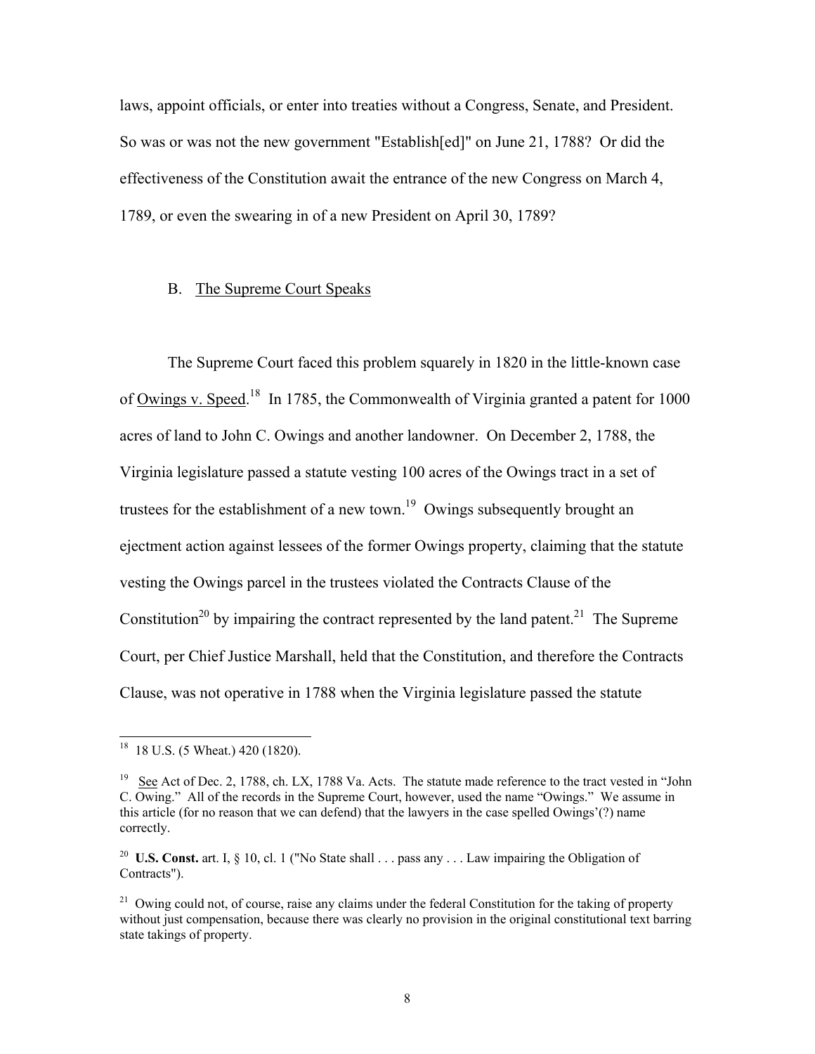laws, appoint officials, or enter into treaties without a Congress, Senate, and President. So was or was not the new government "Establish[ed]" on June 21, 1788? Or did the effectiveness of the Constitution await the entrance of the new Congress on March 4, 1789, or even the swearing in of a new President on April 30, 1789?

### B. The Supreme Court Speaks

The Supreme Court faced this problem squarely in 1820 in the little-known case of Owings v. Speed.[18] In 1785, the Commonwealth of Virginia granted a patent for 1000 acres of land to John C. Owings and another landowner. On December 2, 1788, the Virginia legislature passed a statute vesting 100 acres of the Owings tract in a set of trustees for the establishment of a new town.[19] Owings subsequently brought an ejectment action against lessees of the former Owings property, claiming that the statute vesting the Owings parcel in the trustees violated the Contracts Clause of the Constitution[20] by impairing the contract represented by the land patent.[21] The Supreme Court, per Chief Justice Marshall, held that the Constitution, and therefore the Contracts Clause, was not operative in 1788 when the Virginia legislature passed the statute

---

[18] 18 U.S. (5 Wheat.) 420 (1820).

[19] See Act of Dec. 2, 1788, ch. LX, 1788 Va. Acts. The statute made reference to the tract vested in "John C. Owing." All of the records in the Supreme Court, however, used the name "Owings." We assume in this article (for no reason that we can defend) that the lawyers in the case spelled Owings'(?) name correctly.

[20] **U.S. Const.** art. I, § 10, cl. 1 ("No State shall . . . pass any . . . Law impairing the Obligation of Contracts").

[21] Owing could not, of course, raise any claims under the federal Constitution for the taking of property without just compensation, because there was clearly no provision in the original constitutional text barring state takings of property.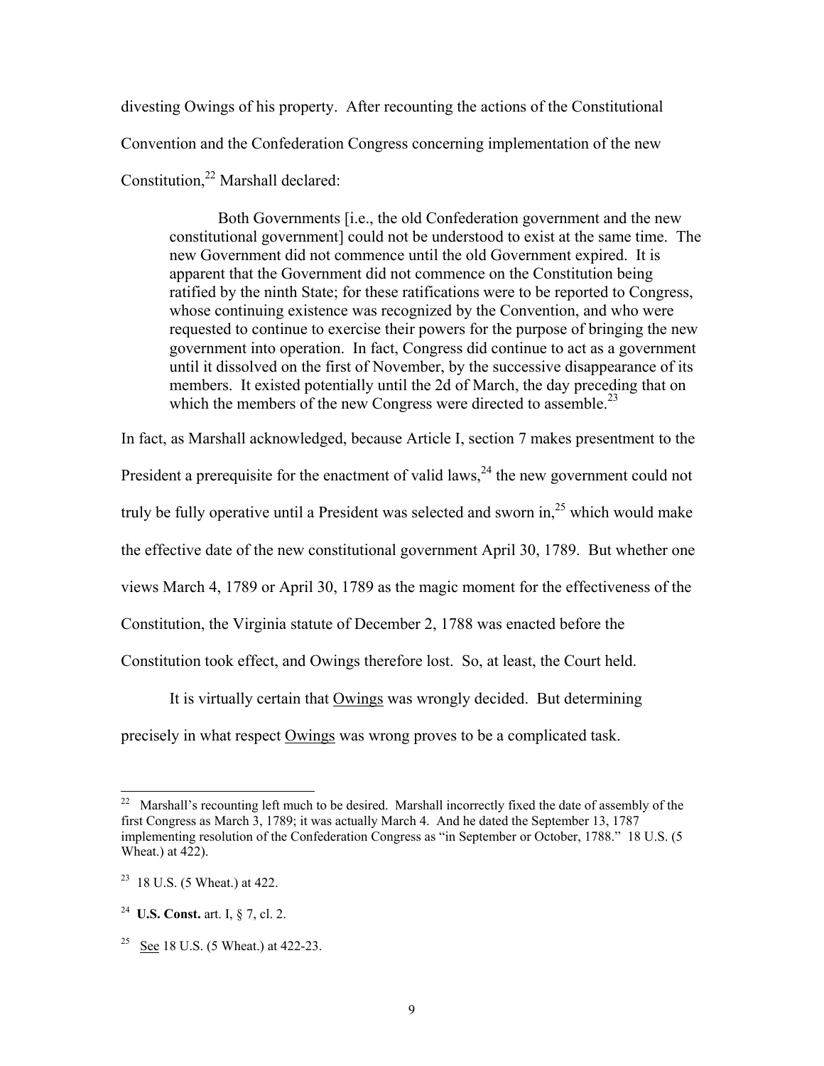divesting Owings of his property. After recounting the actions of the Constitutional Convention and the Confederation Congress concerning implementation of the new Constitution,[22] Marshall declared:

> Both Governments [i.e., the old Confederation government and the new constitutional government] could not be understood to exist at the same time. The new Government did not commence until the old Government expired. It is apparent that the Government did not commence on the Constitution being ratified by the ninth State; for these ratifications were to be reported to Congress, whose continuing existence was recognized by the Convention, and who were requested to continue to exercise their powers for the purpose of bringing the new government into operation. In fact, Congress did continue to act as a government until it dissolved on the first of November, by the successive disappearance of its members. It existed potentially until the 2d of March, the day preceding that on which the members of the new Congress were directed to assemble.[23]

In fact, as Marshall acknowledged, because Article I, section 7 makes presentment to the President a prerequisite for the enactment of valid laws,[24] the new government could not truly be fully operative until a President was selected and sworn in,[25] which would make the effective date of the new constitutional government April 30, 1789. But whether one views March 4, 1789 or April 30, 1789 as the magic moment for the effectiveness of the Constitution, the Virginia statute of December 2, 1788 was enacted before the Constitution took effect, and Owings therefore lost. So, at least, the Court held.

It is virtually certain that Owings was wrongly decided. But determining precisely in what respect Owings was wrong proves to be a complicated task.

---

[22] Marshall's recounting left much to be desired. Marshall incorrectly fixed the date of assembly of the first Congress as March 3, 1789; it was actually March 4. And he dated the September 13, 1787 implementing resolution of the Confederation Congress as "in September or October, 1788." 18 U.S. (5 Wheat.) at 422).

[23] 18 U.S. (5 Wheat.) at 422.

[24] **U.S. Const.** art. I, § 7, cl. 2.

[25] See 18 U.S. (5 Wheat.) at 422-23.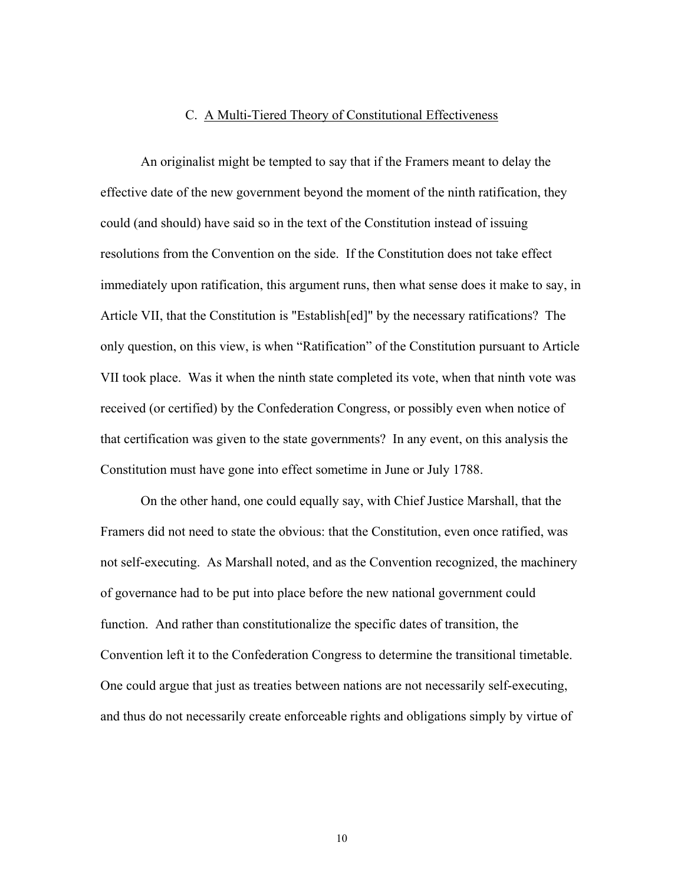### C. A Multi-Tiered Theory of Constitutional Effectiveness

An originalist might be tempted to say that if the Framers meant to delay the effective date of the new government beyond the moment of the ninth ratification, they could (and should) have said so in the text of the Constitution instead of issuing resolutions from the Convention on the side. If the Constitution does not take effect immediately upon ratification, this argument runs, then what sense does it make to say, in Article VII, that the Constitution is "Establish[ed]" by the necessary ratifications? The only question, on this view, is when "Ratification" of the Constitution pursuant to Article VII took place. Was it when the ninth state completed its vote, when that ninth vote was received (or certified) by the Confederation Congress, or possibly even when notice of that certification was given to the state governments? In any event, on this analysis the Constitution must have gone into effect sometime in June or July 1788.

On the other hand, one could equally say, with Chief Justice Marshall, that the Framers did not need to state the obvious: that the Constitution, even once ratified, was not self-executing. As Marshall noted, and as the Convention recognized, the machinery of governance had to be put into place before the new national government could function. And rather than constitutionalize the specific dates of transition, the Convention left it to the Confederation Congress to determine the transitional timetable. One could argue that just as treaties between nations are not necessarily self-executing, and thus do not necessarily create enforceable rights and obligations simply by virtue of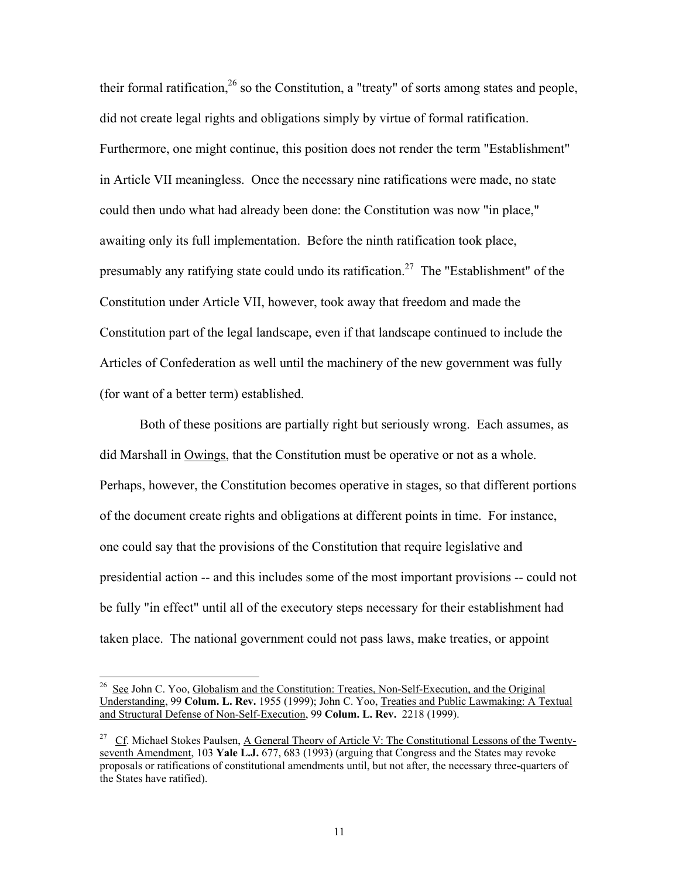their formal ratification,[26] so the Constitution, a "treaty" of sorts among states and people, did not create legal rights and obligations simply by virtue of formal ratification. Furthermore, one might continue, this position does not render the term "Establishment" in Article VII meaningless. Once the necessary nine ratifications were made, no state could then undo what had already been done: the Constitution was now "in place," awaiting only its full implementation. Before the ninth ratification took place, presumably any ratifying state could undo its ratification.[27] The "Establishment" of the Constitution under Article VII, however, took away that freedom and made the Constitution part of the legal landscape, even if that landscape continued to include the Articles of Confederation as well until the machinery of the new government was fully (for want of a better term) established.

Both of these positions are partially right but seriously wrong. Each assumes, as did Marshall in Owings, that the Constitution must be operative or not as a whole. Perhaps, however, the Constitution becomes operative in stages, so that different portions of the document create rights and obligations at different points in time. For instance, one could say that the provisions of the Constitution that require legislative and presidential action -- and this includes some of the most important provisions -- could not be fully "in effect" until all of the executory steps necessary for their establishment had taken place. The national government could not pass laws, make treaties, or appoint

---

[26] See John C. Yoo, Globalism and the Constitution: Treaties, Non-Self-Execution, and the Original Understanding, 99 **Colum. L. Rev.** 1955 (1999); John C. Yoo, Treaties and Public Lawmaking: A Textual and Structural Defense of Non-Self-Execution, 99 **Colum. L. Rev.** 2218 (1999).

[27] Cf. Michael Stokes Paulsen, A General Theory of Article V: The Constitutional Lessons of the Twenty-seventh Amendment, 103 **Yale L.J.** 677, 683 (1993) (arguing that Congress and the States may revoke proposals or ratifications of constitutional amendments until, but not after, the necessary three-quarters of the States have ratified).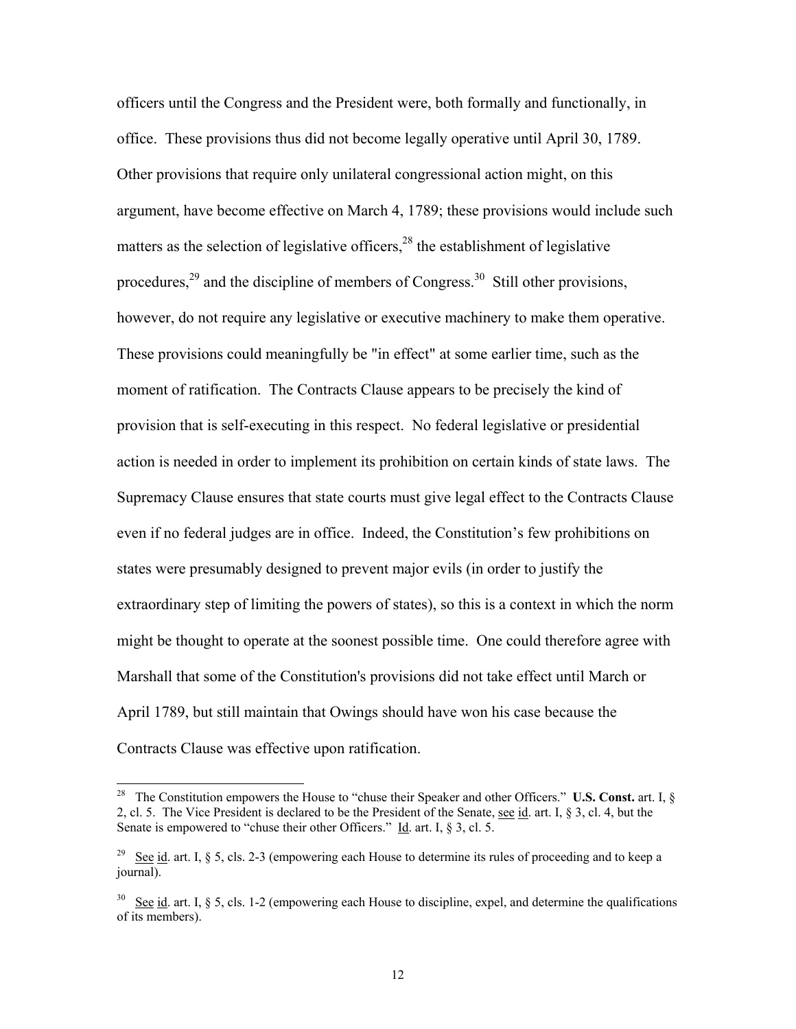officers until the Congress and the President were, both formally and functionally, in office. These provisions thus did not become legally operative until April 30, 1789. Other provisions that require only unilateral congressional action might, on this argument, have become effective on March 4, 1789; these provisions would include such matters as the selection of legislative officers,[28] the establishment of legislative procedures,[29] and the discipline of members of Congress.[30] Still other provisions, however, do not require any legislative or executive machinery to make them operative. These provisions could meaningfully be "in effect" at some earlier time, such as the moment of ratification. The Contracts Clause appears to be precisely the kind of provision that is self-executing in this respect. No federal legislative or presidential action is needed in order to implement its prohibition on certain kinds of state laws. The Supremacy Clause ensures that state courts must give legal effect to the Contracts Clause even if no federal judges are in office. Indeed, the Constitution's few prohibitions on states were presumably designed to prevent major evils (in order to justify the extraordinary step of limiting the powers of states), so this is a context in which the norm might be thought to operate at the soonest possible time. One could therefore agree with Marshall that some of the Constitution's provisions did not take effect until March or April 1789, but still maintain that Owings should have won his case because the Contracts Clause was effective upon ratification.

---

[28] The Constitution empowers the House to "chuse their Speaker and other Officers." **U.S. Const.** art. I, § 2, cl. 5. The Vice President is declared to be the President of the Senate, see id. art. I, § 3, cl. 4, but the Senate is empowered to "chuse their other Officers." Id. art. I, § 3, cl. 5.

[29] See id. art. I, § 5, cls. 2-3 (empowering each House to determine its rules of proceeding and to keep a journal).

[30] See id. art. I, § 5, cls. 1-2 (empowering each House to discipline, expel, and determine the qualifications of its members).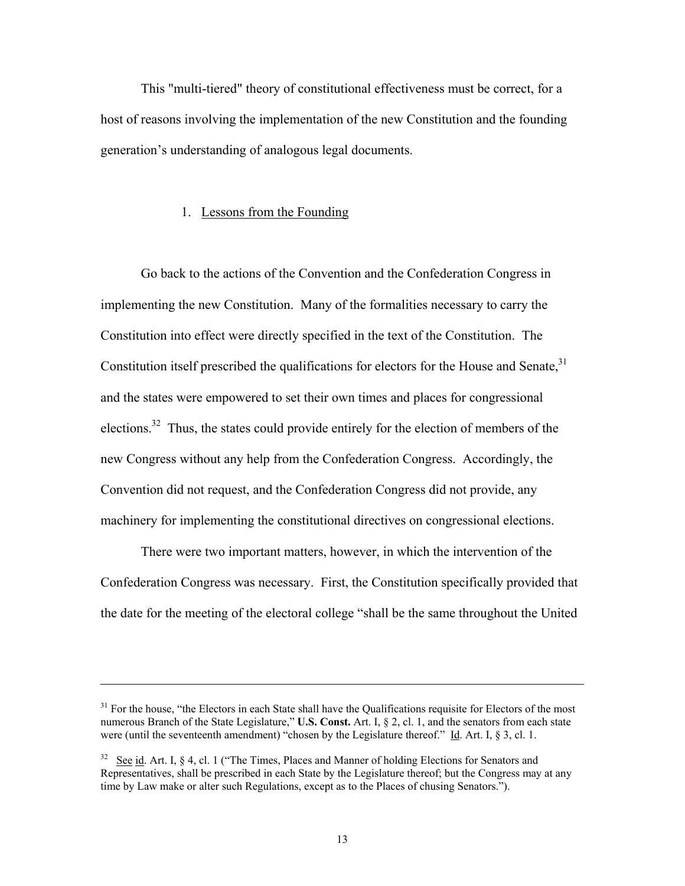This "multi-tiered" theory of constitutional effectiveness must be correct, for a host of reasons involving the implementation of the new Constitution and the founding generation's understanding of analogous legal documents.

### 1. Lessons from the Founding

Go back to the actions of the Convention and the Confederation Congress in implementing the new Constitution. Many of the formalities necessary to carry the Constitution into effect were directly specified in the text of the Constitution. The Constitution itself prescribed the qualifications for electors for the House and Senate,[31] and the states were empowered to set their own times and places for congressional elections.[32] Thus, the states could provide entirely for the election of members of the new Congress without any help from the Confederation Congress. Accordingly, the Convention did not request, and the Confederation Congress did not provide, any machinery for implementing the constitutional directives on congressional elections.

There were two important matters, however, in which the intervention of the Confederation Congress was necessary. First, the Constitution specifically provided that the date for the meeting of the electoral college "shall be the same throughout the United

---

[31] For the house, "the Electors in each State shall have the Qualifications requisite for Electors of the most numerous Branch of the State Legislature," **U.S. Const.** Art. I, § 2, cl. 1, and the senators from each state were (until the seventeenth amendment) "chosen by the Legislature thereof." Id. Art. I, § 3, cl. 1.

[32] See id. Art. I, § 4, cl. 1 ("The Times, Places and Manner of holding Elections for Senators and Representatives, shall be prescribed in each State by the Legislature thereof; but the Congress may at any time by Law make or alter such Regulations, except as to the Places of chusing Senators.").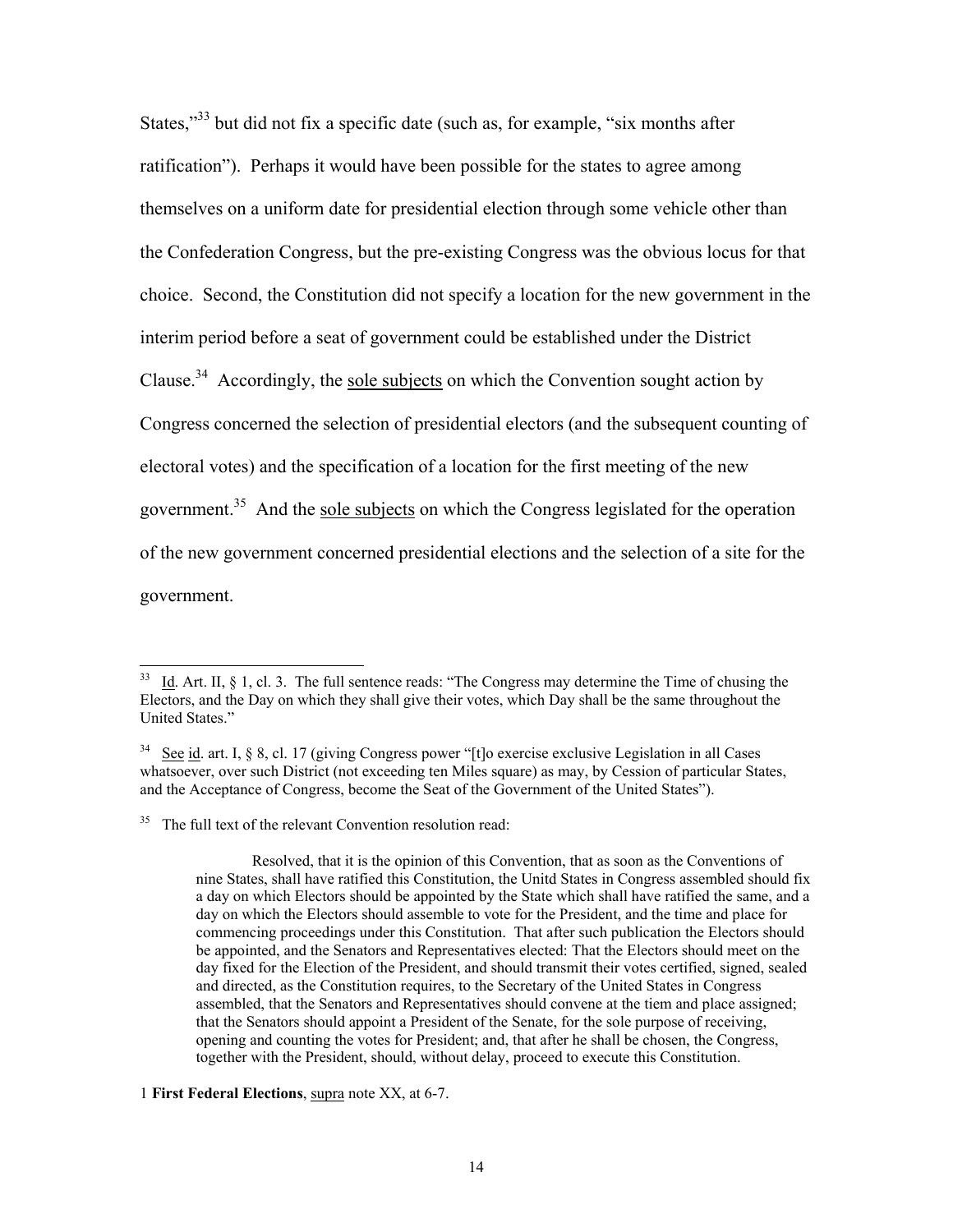States,"[33] but did not fix a specific date (such as, for example, "six months after ratification"). Perhaps it would have been possible for the states to agree among themselves on a uniform date for presidential election through some vehicle other than the Confederation Congress, but the pre-existing Congress was the obvious locus for that choice. Second, the Constitution did not specify a location for the new government in the interim period before a seat of government could be established under the District Clause.[34] Accordingly, the <u>sole subjects</u> on which the Convention sought action by Congress concerned the selection of presidential electors (and the subsequent counting of electoral votes) and the specification of a location for the first meeting of the new government.[35] And the <u>sole subjects</u> on which the Congress legislated for the operation of the new government concerned presidential elections and the selection of a site for the government.

---

[33] <u>Id</u>. Art. II, § 1, cl. 3. The full sentence reads: "The Congress may determine the Time of chusing the Electors, and the Day on which they shall give their votes, which Day shall be the same throughout the United States."

[34] <u>See</u> <u>id</u>. art. I, § 8, cl. 17 (giving Congress power "[t]o exercise exclusive Legislation in all Cases whatsoever, over such District (not exceeding ten Miles square) as may, by Cession of particular States, and the Acceptance of Congress, become the Seat of the Government of the United States").

[35] The full text of the relevant Convention resolution read:

> Resolved, that it is the opinion of this Convention, that as soon as the Conventions of nine States, shall have ratified this Constitution, the Unitd States in Congress assembled should fix a day on which Electors should be appointed by the State which shall have ratified the same, and a day on which the Electors should assemble to vote for the President, and the time and place for commencing proceedings under this Constitution. That after such publication the Electors should be appointed, and the Senators and Representatives elected: That the Electors should meet on the day fixed for the Election of the President, and should transmit their votes certified, signed, sealed and directed, as the Constitution requires, to the Secretary of the United States in Congress assembled, that the Senators and Representatives should convene at the tiem and place assigned; that the Senators should appoint a President of the Senate, for the sole purpose of receiving, opening and counting the votes for President; and, that after he shall be chosen, the Congress, together with the President, should, without delay, proceed to execute this Constitution.

1 **First Federal Elections**, <u>supra</u> note XX, at 6-7.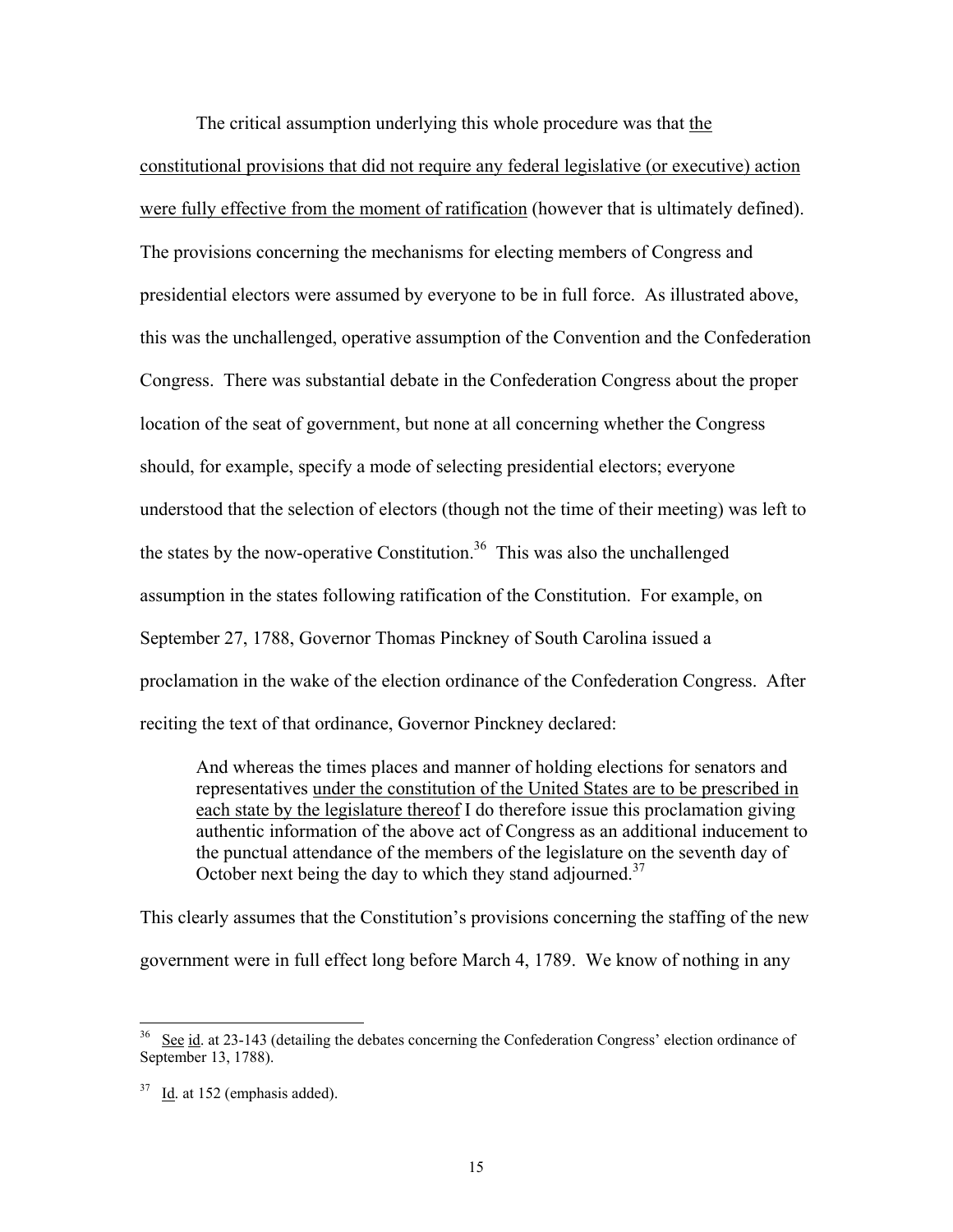The critical assumption underlying this whole procedure was that <u>the constitutional provisions that did not require any federal legislative (or executive) action were fully effective from the moment of ratification</u> (however that is ultimately defined). The provisions concerning the mechanisms for electing members of Congress and presidential electors were assumed by everyone to be in full force. As illustrated above, this was the unchallenged, operative assumption of the Convention and the Confederation Congress. There was substantial debate in the Confederation Congress about the proper location of the seat of government, but none at all concerning whether the Congress should, for example, specify a mode of selecting presidential electors; everyone understood that the selection of electors (though not the time of their meeting) was left to the states by the now-operative Constitution.[36] This was also the unchallenged assumption in the states following ratification of the Constitution. For example, on September 27, 1788, Governor Thomas Pinckney of South Carolina issued a proclamation in the wake of the election ordinance of the Confederation Congress. After reciting the text of that ordinance, Governor Pinckney declared:

> And whereas the times places and manner of holding elections for senators and representatives <u>under the constitution of the United States are to be prescribed in each state by the legislature thereof</u> I do therefore issue this proclamation giving authentic information of the above act of Congress as an additional inducement to the punctual attendance of the members of the legislature on the seventh day of October next being the day to which they stand adjourned.[37]

This clearly assumes that the Constitution's provisions concerning the staffing of the new government were in full effect long before March 4, 1789. We know of nothing in any

---

[36] <u>See</u> <u>id</u>. at 23-143 (detailing the debates concerning the Confederation Congress' election ordinance of September 13, 1788).

[37] <u>Id</u>. at 152 (emphasis added).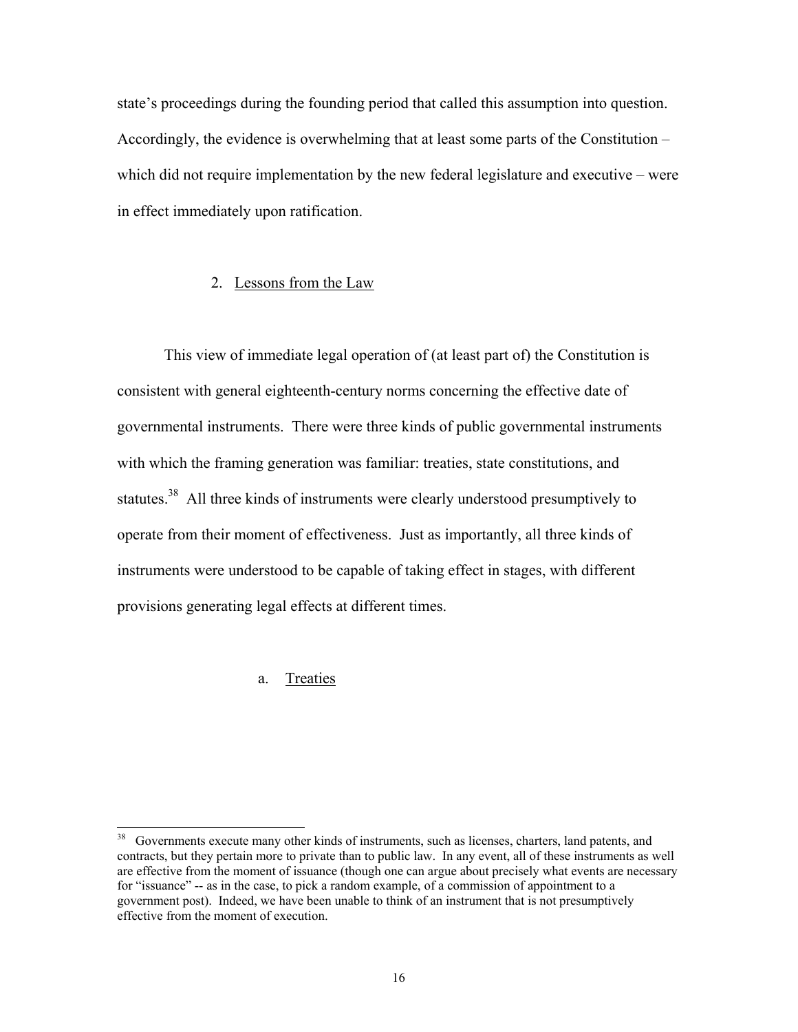state's proceedings during the founding period that called this assumption into question. Accordingly, the evidence is overwhelming that at least some parts of the Constitution – which did not require implementation by the new federal legislature and executive – were in effect immediately upon ratification.

### 2. Lessons from the Law

This view of immediate legal operation of (at least part of) the Constitution is consistent with general eighteenth-century norms concerning the effective date of governmental instruments. There were three kinds of public governmental instruments with which the framing generation was familiar: treaties, state constitutions, and statutes.[38] All three kinds of instruments were clearly understood presumptively to operate from their moment of effectiveness. Just as importantly, all three kinds of instruments were understood to be capable of taking effect in stages, with different provisions generating legal effects at different times.

#### a. Treaties

[38] Governments execute many other kinds of instruments, such as licenses, charters, land patents, and contracts, but they pertain more to private than to public law. In any event, all of these instruments as well are effective from the moment of issuance (though one can argue about precisely what events are necessary for "issuance" -- as in the case, to pick a random example, of a commission of appointment to a government post). Indeed, we have been unable to think of an instrument that is not presumptively effective from the moment of execution.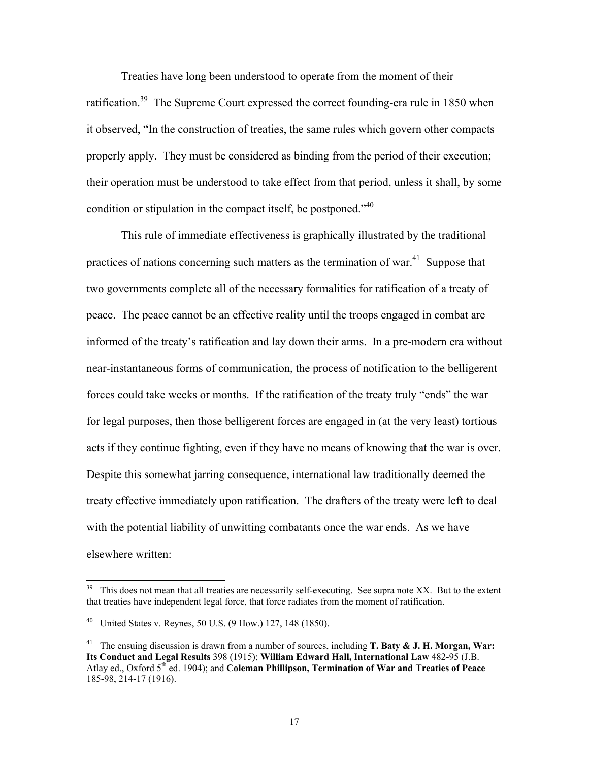Treaties have long been understood to operate from the moment of their ratification.[39] The Supreme Court expressed the correct founding-era rule in 1850 when it observed, "In the construction of treaties, the same rules which govern other compacts properly apply. They must be considered as binding from the period of their execution; their operation must be understood to take effect from that period, unless it shall, by some condition or stipulation in the compact itself, be postponed."[40]

This rule of immediate effectiveness is graphically illustrated by the traditional practices of nations concerning such matters as the termination of war.[41] Suppose that two governments complete all of the necessary formalities for ratification of a treaty of peace. The peace cannot be an effective reality until the troops engaged in combat are informed of the treaty's ratification and lay down their arms. In a pre-modern era without near-instantaneous forms of communication, the process of notification to the belligerent forces could take weeks or months. If the ratification of the treaty truly "ends" the war for legal purposes, then those belligerent forces are engaged in (at the very least) tortious acts if they continue fighting, even if they have no means of knowing that the war is over. Despite this somewhat jarring consequence, international law traditionally deemed the treaty effective immediately upon ratification. The drafters of the treaty were left to deal with the potential liability of unwitting combatants once the war ends. As we have elsewhere written:

---

[39] This does not mean that all treaties are necessarily self-executing. See supra note XX. But to the extent that treaties have independent legal force, that force radiates from the moment of ratification.

[40] United States v. Reynes, 50 U.S. (9 How.) 127, 148 (1850).

[41] The ensuing discussion is drawn from a number of sources, including **T. Baty & J. H. Morgan, War: Its Conduct and Legal Results** 398 (1915); **William Edward Hall, International Law** 482-95 (J.B. Atlay ed., Oxford 5th ed. 1904); and **Coleman Phillipson, Termination of War and Treaties of Peace** 185-98, 214-17 (1916).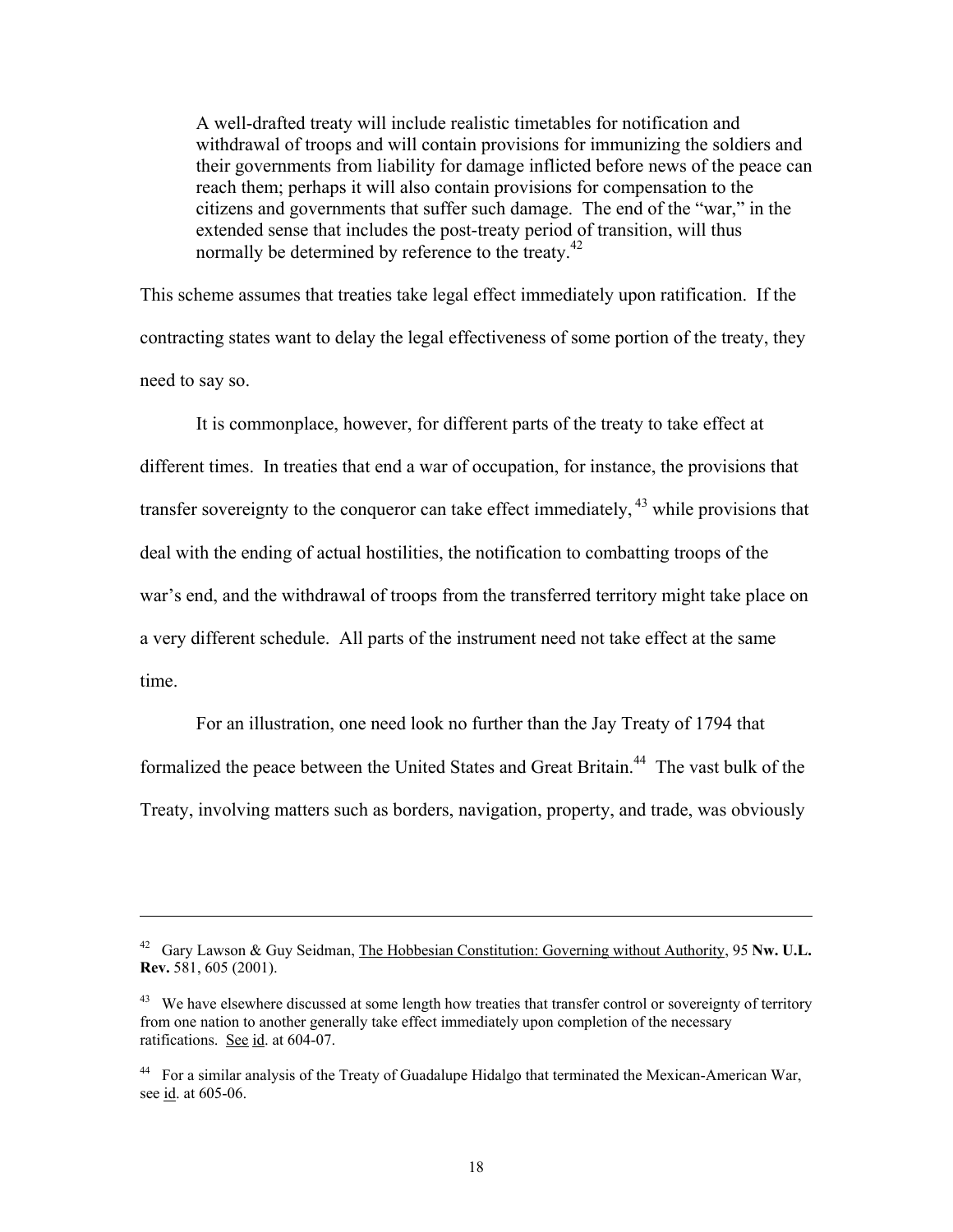> A well-drafted treaty will include realistic timetables for notification and withdrawal of troops and will contain provisions for immunizing the soldiers and their governments from liability for damage inflicted before news of the peace can reach them; perhaps it will also contain provisions for compensation to the citizens and governments that suffer such damage. The end of the "war," in the extended sense that includes the post-treaty period of transition, will thus normally be determined by reference to the treaty.[42]

This scheme assumes that treaties take legal effect immediately upon ratification. If the contracting states want to delay the legal effectiveness of some portion of the treaty, they need to say so.

It is commonplace, however, for different parts of the treaty to take effect at different times. In treaties that end a war of occupation, for instance, the provisions that transfer sovereignty to the conqueror can take effect immediately,[43] while provisions that deal with the ending of actual hostilities, the notification to combatting troops of the war's end, and the withdrawal of troops from the transferred territory might take place on a very different schedule. All parts of the instrument need not take effect at the same time.

For an illustration, one need look no further than the Jay Treaty of 1794 that formalized the peace between the United States and Great Britain.[44] The vast bulk of the Treaty, involving matters such as borders, navigation, property, and trade, was obviously

---

[42] Gary Lawson & Guy Seidman, The Hobbesian Constitution: Governing without Authority, 95 **Nw. U.L. Rev.** 581, 605 (2001).

[43] We have elsewhere discussed at some length how treaties that transfer control or sovereignty of territory from one nation to another generally take effect immediately upon completion of the necessary ratifications. See id. at 604-07.

[44] For a similar analysis of the Treaty of Guadalupe Hidalgo that terminated the Mexican-American War, see id. at 605-06.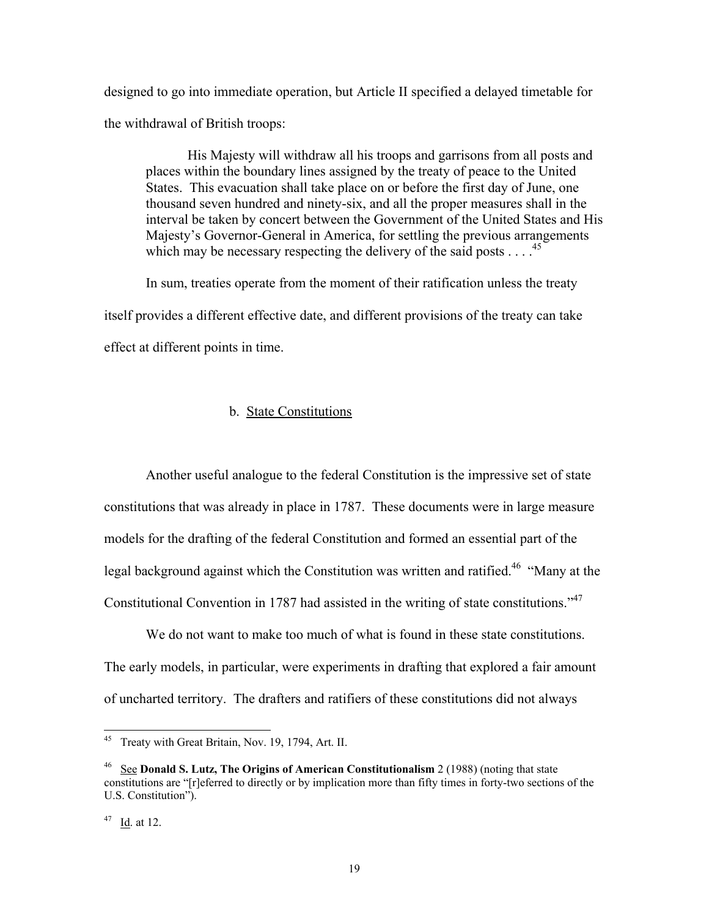designed to go into immediate operation, but Article II specified a delayed timetable for the withdrawal of British troops:

> His Majesty will withdraw all his troops and garrisons from all posts and places within the boundary lines assigned by the treaty of peace to the United States. This evacuation shall take place on or before the first day of June, one thousand seven hundred and ninety-six, and all the proper measures shall in the interval be taken by concert between the Government of the United States and His Majesty's Governor-General in America, for settling the previous arrangements which may be necessary respecting the delivery of the said posts . . . .[45]

In sum, treaties operate from the moment of their ratification unless the treaty itself provides a different effective date, and different provisions of the treaty can take effect at different points in time.

### b. State Constitutions

Another useful analogue to the federal Constitution is the impressive set of state constitutions that was already in place in 1787. These documents were in large measure models for the drafting of the federal Constitution and formed an essential part of the legal background against which the Constitution was written and ratified.[46] "Many at the Constitutional Convention in 1787 had assisted in the writing of state constitutions."[47]

We do not want to make too much of what is found in these state constitutions. The early models, in particular, were experiments in drafting that explored a fair amount of uncharted territory. The drafters and ratifiers of these constitutions did not always

---

[45] Treaty with Great Britain, Nov. 19, 1794, Art. II.

[46] See **Donald S. Lutz, The Origins of American Constitutionalism** 2 (1988) (noting that state constitutions are "[r]eferred to directly or by implication more than fifty times in forty-two sections of the U.S. Constitution").

[47] Id. at 12.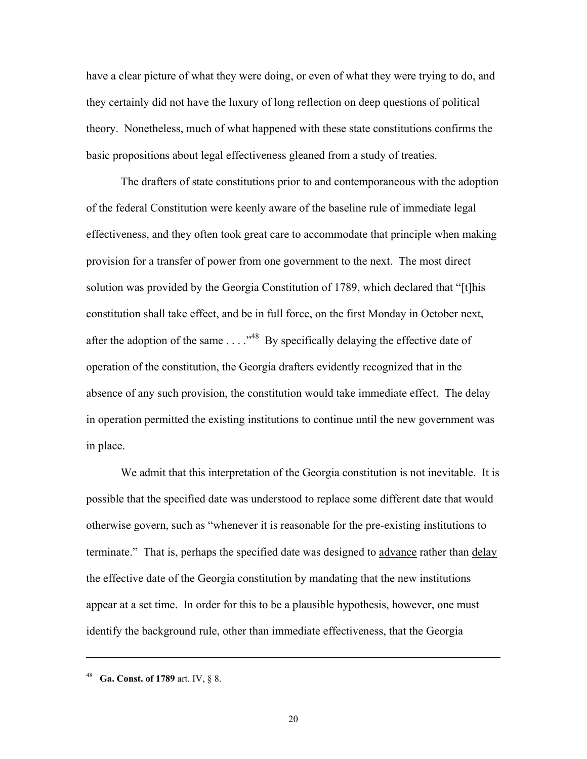have a clear picture of what they were doing, or even of what they were trying to do, and they certainly did not have the luxury of long reflection on deep questions of political theory. Nonetheless, much of what happened with these state constitutions confirms the basic propositions about legal effectiveness gleaned from a study of treaties.

The drafters of state constitutions prior to and contemporaneous with the adoption of the federal Constitution were keenly aware of the baseline rule of immediate legal effectiveness, and they often took great care to accommodate that principle when making provision for a transfer of power from one government to the next. The most direct solution was provided by the Georgia Constitution of 1789, which declared that "[t]his constitution shall take effect, and be in full force, on the first Monday in October next, after the adoption of the same . . . ."[48] By specifically delaying the effective date of operation of the constitution, the Georgia drafters evidently recognized that in the absence of any such provision, the constitution would take immediate effect. The delay in operation permitted the existing institutions to continue until the new government was in place.

We admit that this interpretation of the Georgia constitution is not inevitable. It is possible that the specified date was understood to replace some different date that would otherwise govern, such as "whenever it is reasonable for the pre-existing institutions to terminate." That is, perhaps the specified date was designed to <u>advance</u> rather than <u>delay</u> the effective date of the Georgia constitution by mandating that the new institutions appear at a set time. In order for this to be a plausible hypothesis, however, one must identify the background rule, other than immediate effectiveness, that the Georgia

---

[48] **Ga. Const. of 1789** art. IV, § 8.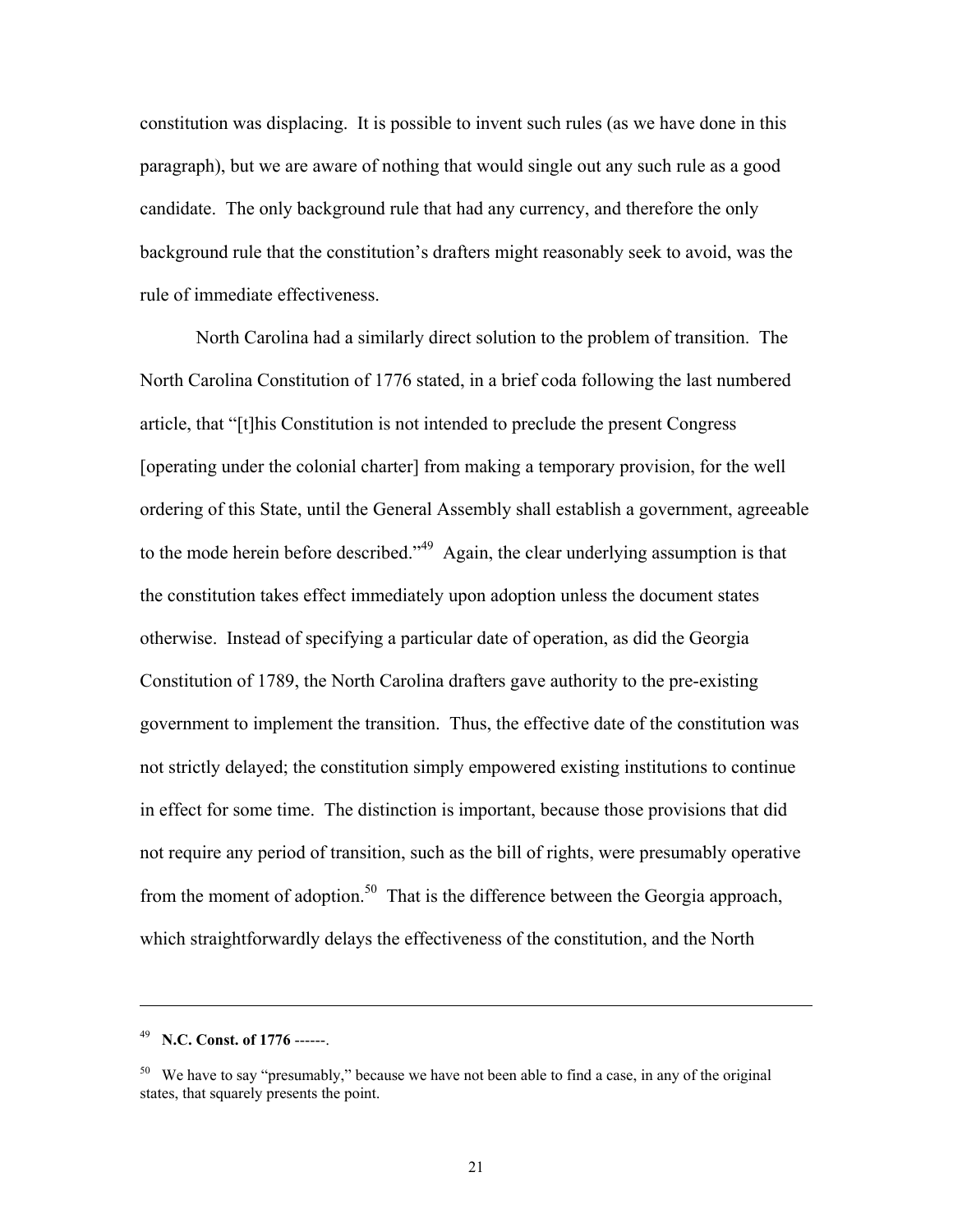constitution was displacing. It is possible to invent such rules (as we have done in this paragraph), but we are aware of nothing that would single out any such rule as a good candidate. The only background rule that had any currency, and therefore the only background rule that the constitution's drafters might reasonably seek to avoid, was the rule of immediate effectiveness.

North Carolina had a similarly direct solution to the problem of transition. The North Carolina Constitution of 1776 stated, in a brief coda following the last numbered article, that "[t]his Constitution is not intended to preclude the present Congress [operating under the colonial charter] from making a temporary provision, for the well ordering of this State, until the General Assembly shall establish a government, agreeable to the mode herein before described."[49] Again, the clear underlying assumption is that the constitution takes effect immediately upon adoption unless the document states otherwise. Instead of specifying a particular date of operation, as did the Georgia Constitution of 1789, the North Carolina drafters gave authority to the pre-existing government to implement the transition. Thus, the effective date of the constitution was not strictly delayed; the constitution simply empowered existing institutions to continue in effect for some time. The distinction is important, because those provisions that did not require any period of transition, such as the bill of rights, were presumably operative from the moment of adoption.[50] That is the difference between the Georgia approach, which straightforwardly delays the effectiveness of the constitution, and the North

---

[49] **N.C. Const. of 1776** ------.

[50] We have to say "presumably," because we have not been able to find a case, in any of the original states, that squarely presents the point.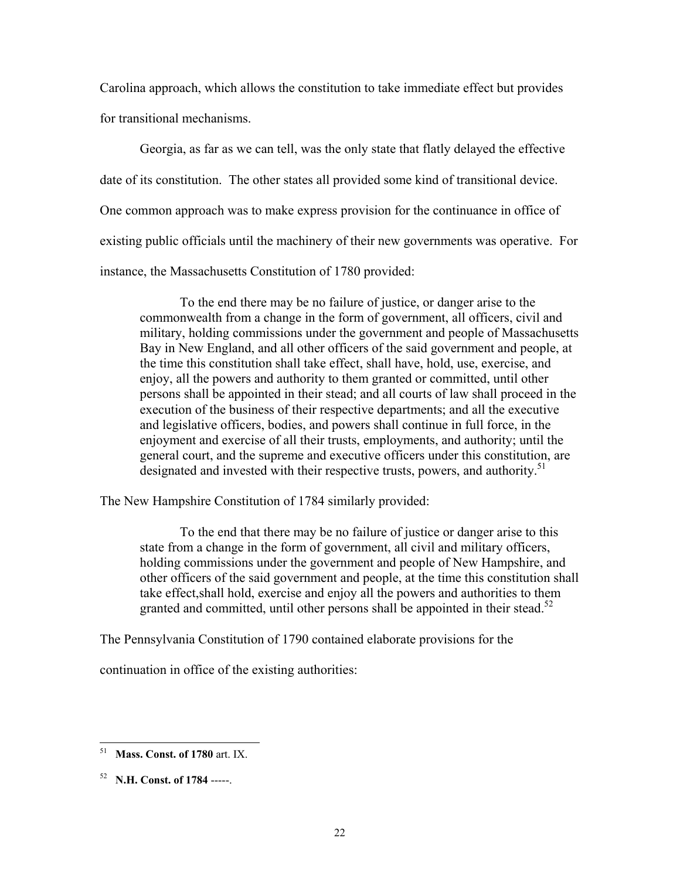Carolina approach, which allows the constitution to take immediate effect but provides for transitional mechanisms.

Georgia, as far as we can tell, was the only state that flatly delayed the effective date of its constitution. The other states all provided some kind of transitional device. One common approach was to make express provision for the continuance in office of existing public officials until the machinery of their new governments was operative. For instance, the Massachusetts Constitution of 1780 provided:

> To the end there may be no failure of justice, or danger arise to the commonwealth from a change in the form of government, all officers, civil and military, holding commissions under the government and people of Massachusetts Bay in New England, and all other officers of the said government and people, at the time this constitution shall take effect, shall have, hold, use, exercise, and enjoy, all the powers and authority to them granted or committed, until other persons shall be appointed in their stead; and all courts of law shall proceed in the execution of the business of their respective departments; and all the executive and legislative officers, bodies, and powers shall continue in full force, in the enjoyment and exercise of all their trusts, employments, and authority; until the general court, and the supreme and executive officers under this constitution, are designated and invested with their respective trusts, powers, and authority.[51]

The New Hampshire Constitution of 1784 similarly provided:

> To the end that there may be no failure of justice or danger arise to this state from a change in the form of government, all civil and military officers, holding commissions under the government and people of New Hampshire, and other officers of the said government and people, at the time this constitution shall take effect,shall hold, exercise and enjoy all the powers and authorities to them granted and committed, until other persons shall be appointed in their stead.[52]

The Pennsylvania Constitution of 1790 contained elaborate provisions for the continuation in office of the existing authorities:

---

[51] **Mass. Const. of 1780** art. IX.

[52] **N.H. Const. of 1784** -----.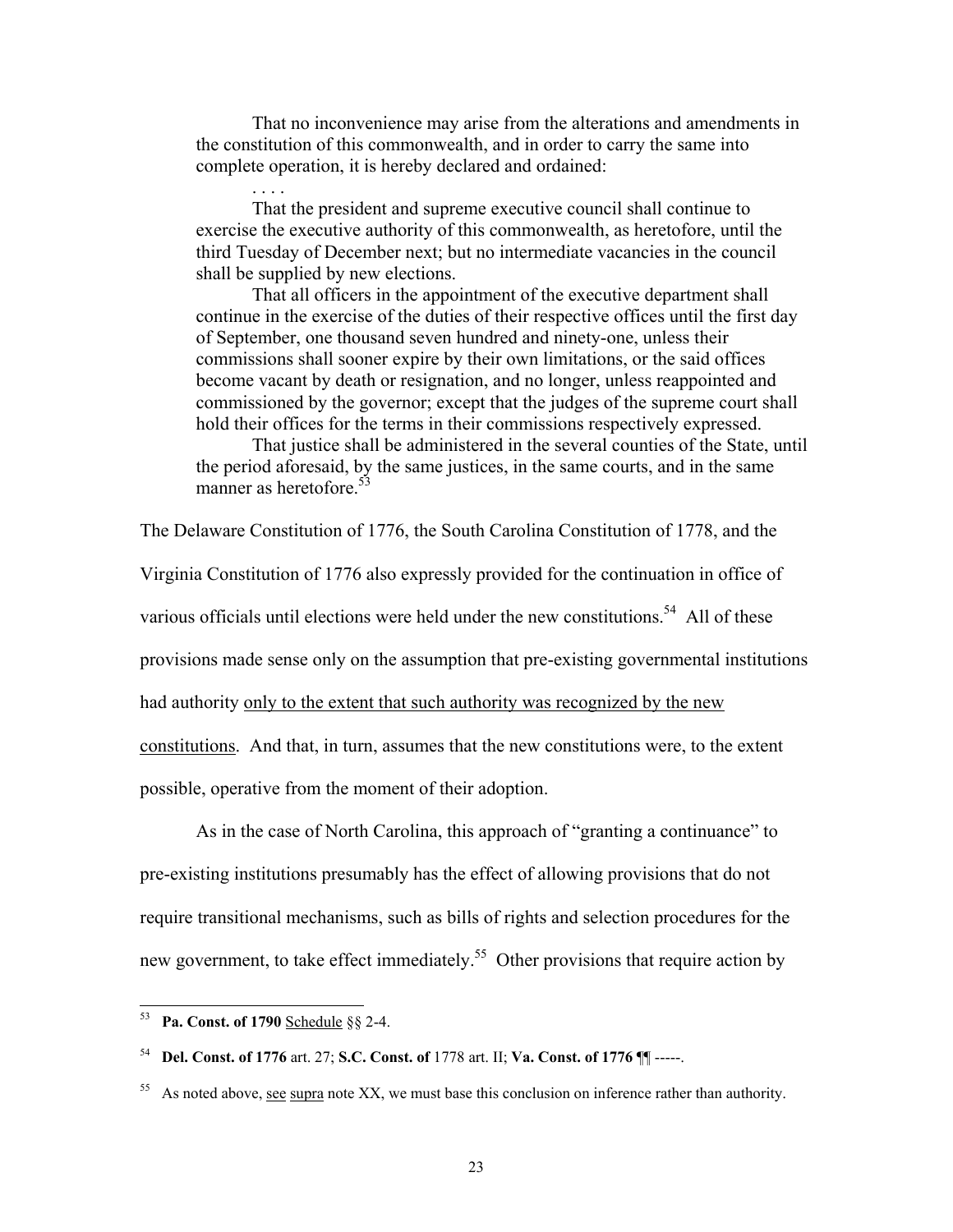> That no inconvenience may arise from the alterations and amendments in the constitution of this commonwealth, and in order to carry the same into complete operation, it is hereby declared and ordained:
>
> . . . .
>
> That the president and supreme executive council shall continue to exercise the executive authority of this commonwealth, as heretofore, until the third Tuesday of December next; but no intermediate vacancies in the council shall be supplied by new elections.
>
> That all officers in the appointment of the executive department shall continue in the exercise of the duties of their respective offices until the first day of September, one thousand seven hundred and ninety-one, unless their commissions shall sooner expire by their own limitations, or the said offices become vacant by death or resignation, and no longer, unless reappointed and commissioned by the governor; except that the judges of the supreme court shall hold their offices for the terms in their commissions respectively expressed.
>
> That justice shall be administered in the several counties of the State, until the period aforesaid, by the same justices, in the same courts, and in the same manner as heretofore.[53]

The Delaware Constitution of 1776, the South Carolina Constitution of 1778, and the Virginia Constitution of 1776 also expressly provided for the continuation in office of various officials until elections were held under the new constitutions.[54] All of these provisions made sense only on the assumption that pre-existing governmental institutions had authority <u>only to the extent that such authority was recognized by the new constitutions</u>. And that, in turn, assumes that the new constitutions were, to the extent possible, operative from the moment of their adoption.

As in the case of North Carolina, this approach of "granting a continuance" to pre-existing institutions presumably has the effect of allowing provisions that do not require transitional mechanisms, such as bills of rights and selection procedures for the new government, to take effect immediately.[55] Other provisions that require action by

---

[53] **Pa. Const. of 1790** <u>Schedule</u> §§ 2-4.

[54] **Del. Const. of 1776** art. 27; **S.C. Const. of** 1778 art. II; **Va. Const. of 1776** ¶¶ -----.

[55] As noted above, <u>see</u> <u>supra</u> note XX, we must base this conclusion on inference rather than authority.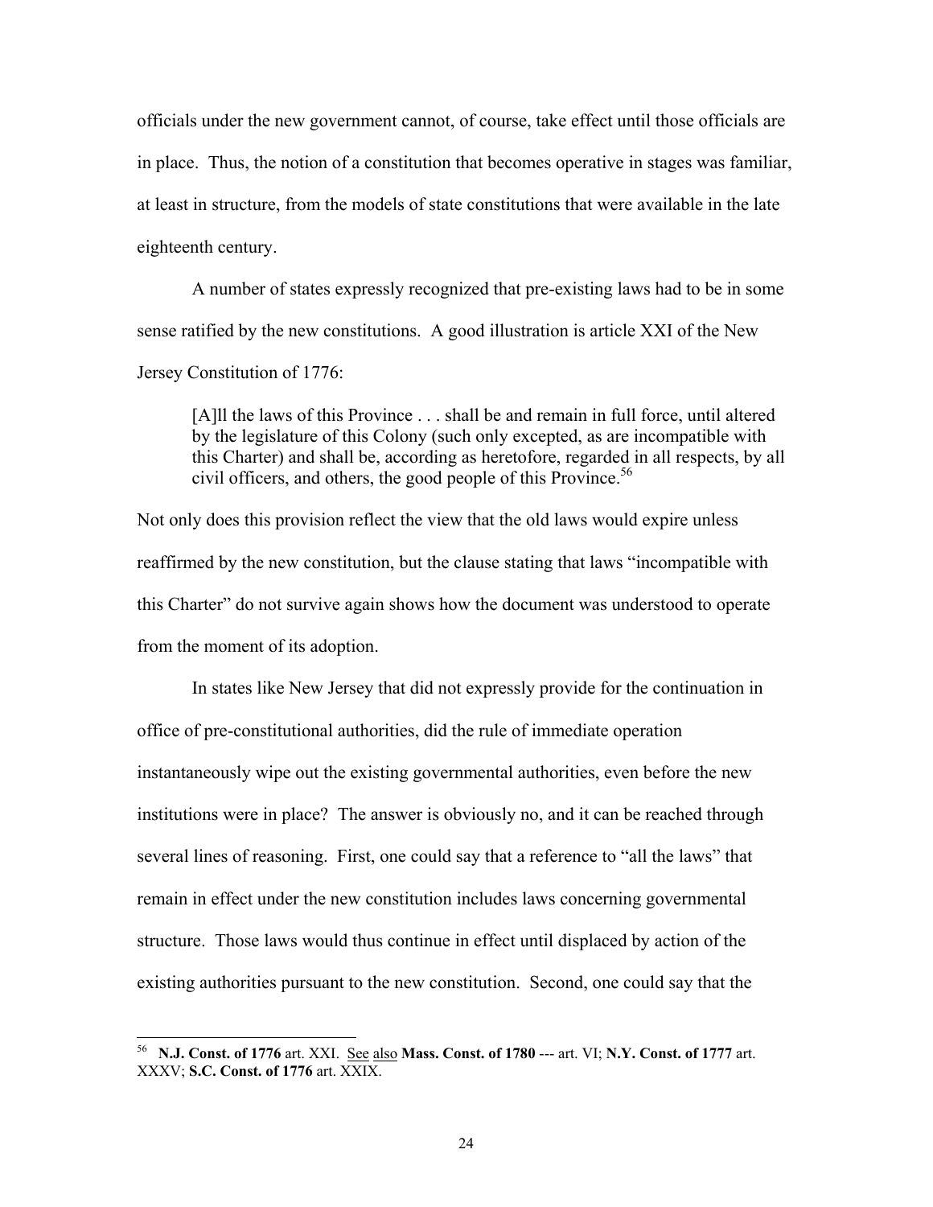officials under the new government cannot, of course, take effect until those officials are in place. Thus, the notion of a constitution that becomes operative in stages was familiar, at least in structure, from the models of state constitutions that were available in the late eighteenth century.

A number of states expressly recognized that pre-existing laws had to be in some sense ratified by the new constitutions. A good illustration is article XXI of the New Jersey Constitution of 1776:

> [A]ll the laws of this Province . . . shall be and remain in full force, until altered by the legislature of this Colony (such only excepted, as are incompatible with this Charter) and shall be, according as heretofore, regarded in all respects, by all civil officers, and others, the good people of this Province.[56]

Not only does this provision reflect the view that the old laws would expire unless reaffirmed by the new constitution, but the clause stating that laws "incompatible with this Charter" do not survive again shows how the document was understood to operate from the moment of its adoption.

In states like New Jersey that did not expressly provide for the continuation in office of pre-constitutional authorities, did the rule of immediate operation instantaneously wipe out the existing governmental authorities, even before the new institutions were in place? The answer is obviously no, and it can be reached through several lines of reasoning. First, one could say that a reference to "all the laws" that remain in effect under the new constitution includes laws concerning governmental structure. Those laws would thus continue in effect until displaced by action of the existing authorities pursuant to the new constitution. Second, one could say that the

---

[56] **N.J. Const. of 1776** art. XXI. See also **Mass. Const. of 1780** --- art. VI; **N.Y. Const. of 1777** art. XXXV; **S.C. Const. of 1776** art. XXIX.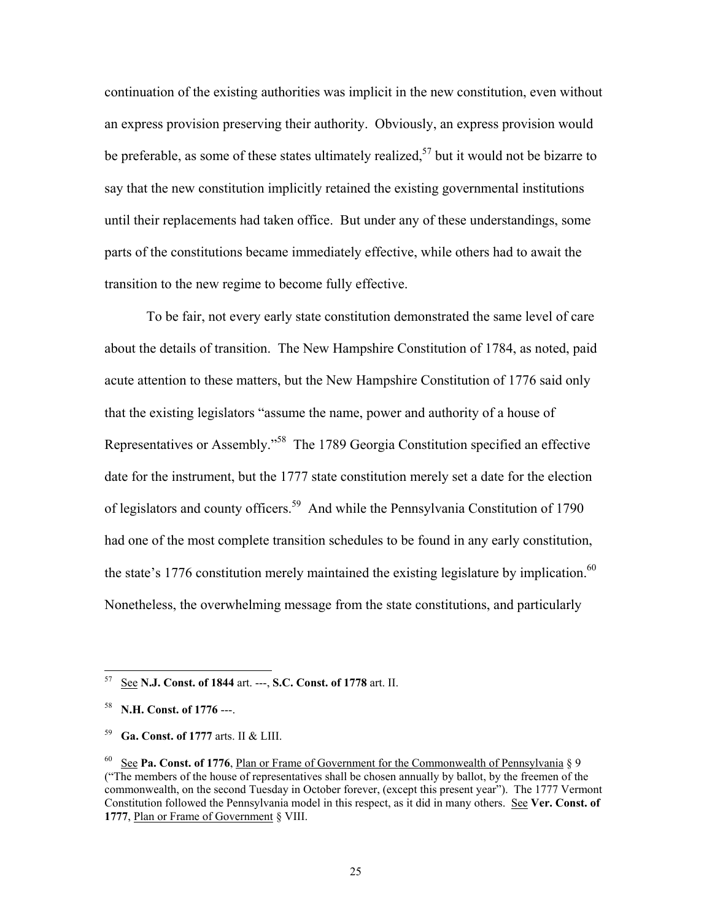continuation of the existing authorities was implicit in the new constitution, even without an express provision preserving their authority. Obviously, an express provision would be preferable, as some of these states ultimately realized,[57] but it would not be bizarre to say that the new constitution implicitly retained the existing governmental institutions until their replacements had taken office. But under any of these understandings, some parts of the constitutions became immediately effective, while others had to await the transition to the new regime to become fully effective.

To be fair, not every early state constitution demonstrated the same level of care about the details of transition. The New Hampshire Constitution of 1784, as noted, paid acute attention to these matters, but the New Hampshire Constitution of 1776 said only that the existing legislators "assume the name, power and authority of a house of Representatives or Assembly."[58] The 1789 Georgia Constitution specified an effective date for the instrument, but the 1777 state constitution merely set a date for the election of legislators and county officers.[59] And while the Pennsylvania Constitution of 1790 had one of the most complete transition schedules to be found in any early constitution, the state's 1776 constitution merely maintained the existing legislature by implication.[60] Nonetheless, the overwhelming message from the state constitutions, and particularly

---

[57] See **N.J. Const. of 1844** art. ---, **S.C. Const. of 1778** art. II.

[58] **N.H. Const. of 1776** ---.

[59] **Ga. Const. of 1777** arts. II & LIII.

[60] See **Pa. Const. of 1776**, Plan or Frame of Government for the Commonwealth of Pennsylvania § 9 ("The members of the house of representatives shall be chosen annually by ballot, by the freemen of the commonwealth, on the second Tuesday in October forever, (except this present year"). The 1777 Vermont Constitution followed the Pennsylvania model in this respect, as it did in many others. See **Ver. Const. of 1777**, Plan or Frame of Government § VIII.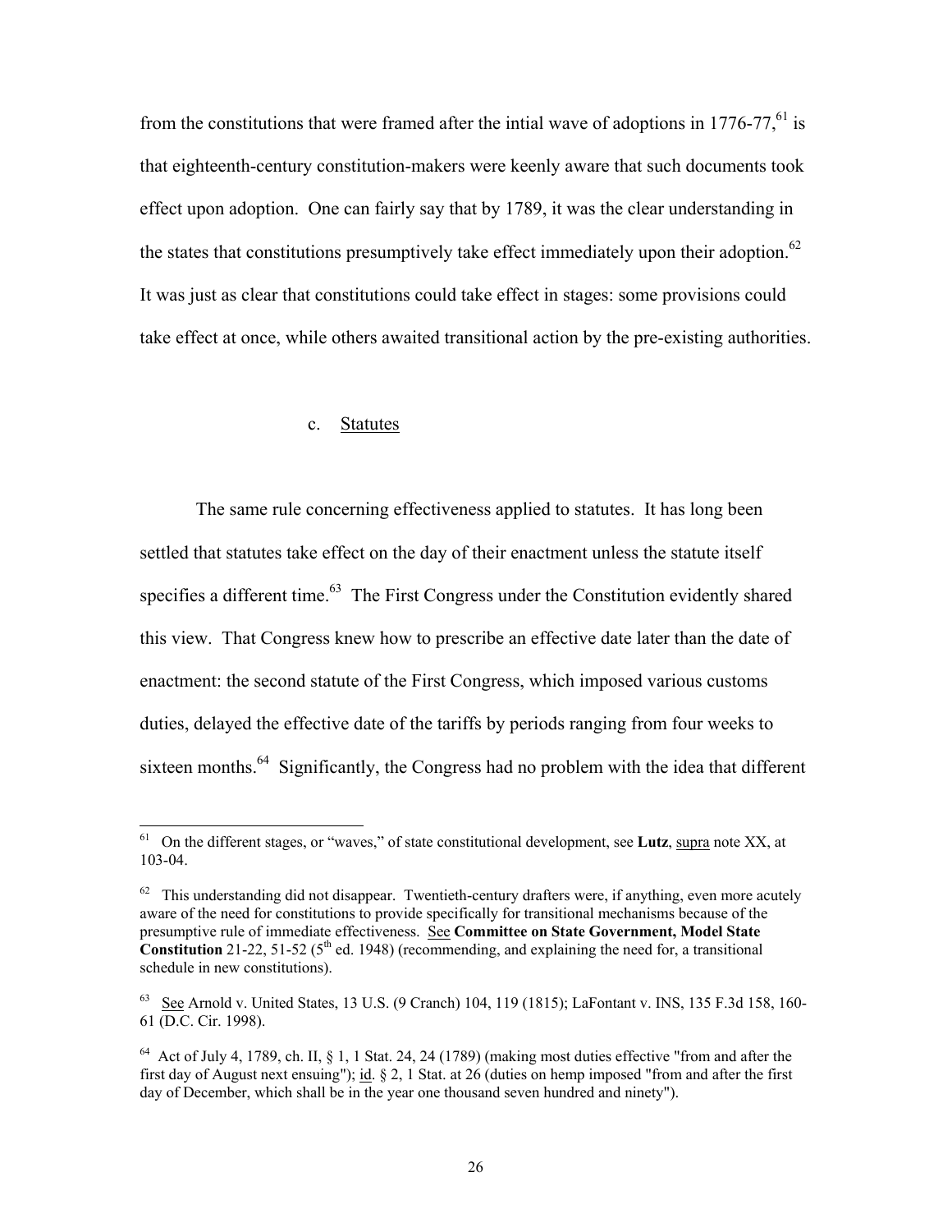from the constitutions that were framed after the intial wave of adoptions in 1776-77,[61] is that eighteenth-century constitution-makers were keenly aware that such documents took effect upon adoption. One can fairly say that by 1789, it was the clear understanding in the states that constitutions presumptively take effect immediately upon their adoption.[62] It was just as clear that constitutions could take effect in stages: some provisions could take effect at once, while others awaited transitional action by the pre-existing authorities.

### c. Statutes

The same rule concerning effectiveness applied to statutes. It has long been settled that statutes take effect on the day of their enactment unless the statute itself specifies a different time.[63] The First Congress under the Constitution evidently shared this view. That Congress knew how to prescribe an effective date later than the date of enactment: the second statute of the First Congress, which imposed various customs duties, delayed the effective date of the tariffs by periods ranging from four weeks to sixteen months.[64] Significantly, the Congress had no problem with the idea that different

---

[61] On the different stages, or "waves," of state constitutional development, see **Lutz**, supra note XX, at 103-04.

[62] This understanding did not disappear. Twentieth-century drafters were, if anything, even more acutely aware of the need for constitutions to provide specifically for transitional mechanisms because of the presumptive rule of immediate effectiveness. See **Committee on State Government, Model State Constitution** 21-22, 51-52 (5th ed. 1948) (recommending, and explaining the need for, a transitional schedule in new constitutions).

[63] See Arnold v. United States, 13 U.S. (9 Cranch) 104, 119 (1815); LaFontant v. INS, 135 F.3d 158, 160-61 (D.C. Cir. 1998).

[64] Act of July 4, 1789, ch. II, § 1, 1 Stat. 24, 24 (1789) (making most duties effective "from and after the first day of August next ensuing"); id. § 2, 1 Stat. at 26 (duties on hemp imposed "from and after the first day of December, which shall be in the year one thousand seven hundred and ninety").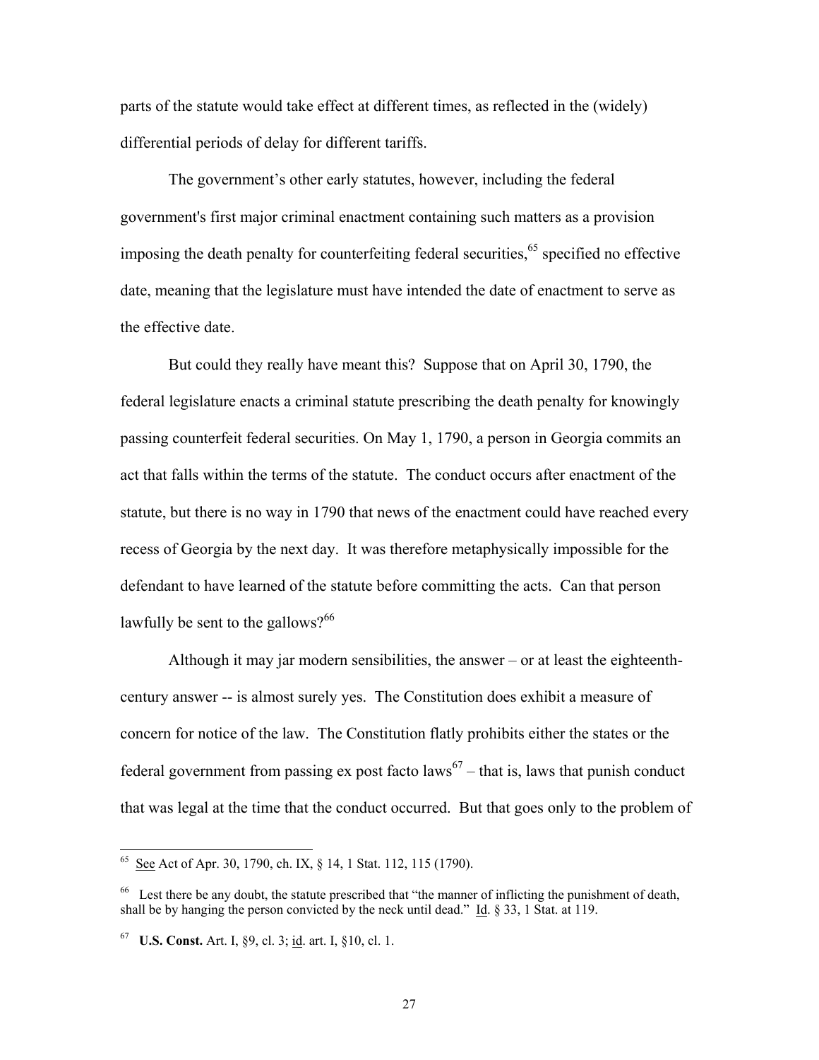parts of the statute would take effect at different times, as reflected in the (widely) differential periods of delay for different tariffs.

The government's other early statutes, however, including the federal government's first major criminal enactment containing such matters as a provision imposing the death penalty for counterfeiting federal securities,[65] specified no effective date, meaning that the legislature must have intended the date of enactment to serve as the effective date.

But could they really have meant this? Suppose that on April 30, 1790, the federal legislature enacts a criminal statute prescribing the death penalty for knowingly passing counterfeit federal securities. On May 1, 1790, a person in Georgia commits an act that falls within the terms of the statute. The conduct occurs after enactment of the statute, but there is no way in 1790 that news of the enactment could have reached every recess of Georgia by the next day. It was therefore metaphysically impossible for the defendant to have learned of the statute before committing the acts. Can that person lawfully be sent to the gallows?[66]

Although it may jar modern sensibilities, the answer – or at least the eighteenth-century answer -- is almost surely yes. The Constitution does exhibit a measure of concern for notice of the law. The Constitution flatly prohibits either the states or the federal government from passing ex post facto laws[67] – that is, laws that punish conduct that was legal at the time that the conduct occurred. But that goes only to the problem of

---

[65] See Act of Apr. 30, 1790, ch. IX, § 14, 1 Stat. 112, 115 (1790).

[66] Lest there be any doubt, the statute prescribed that "the manner of inflicting the punishment of death, shall be by hanging the person convicted by the neck until dead." Id. § 33, 1 Stat. at 119.

[67] **U.S. Const.** Art. I, §9, cl. 3; id. art. I, §10, cl. 1.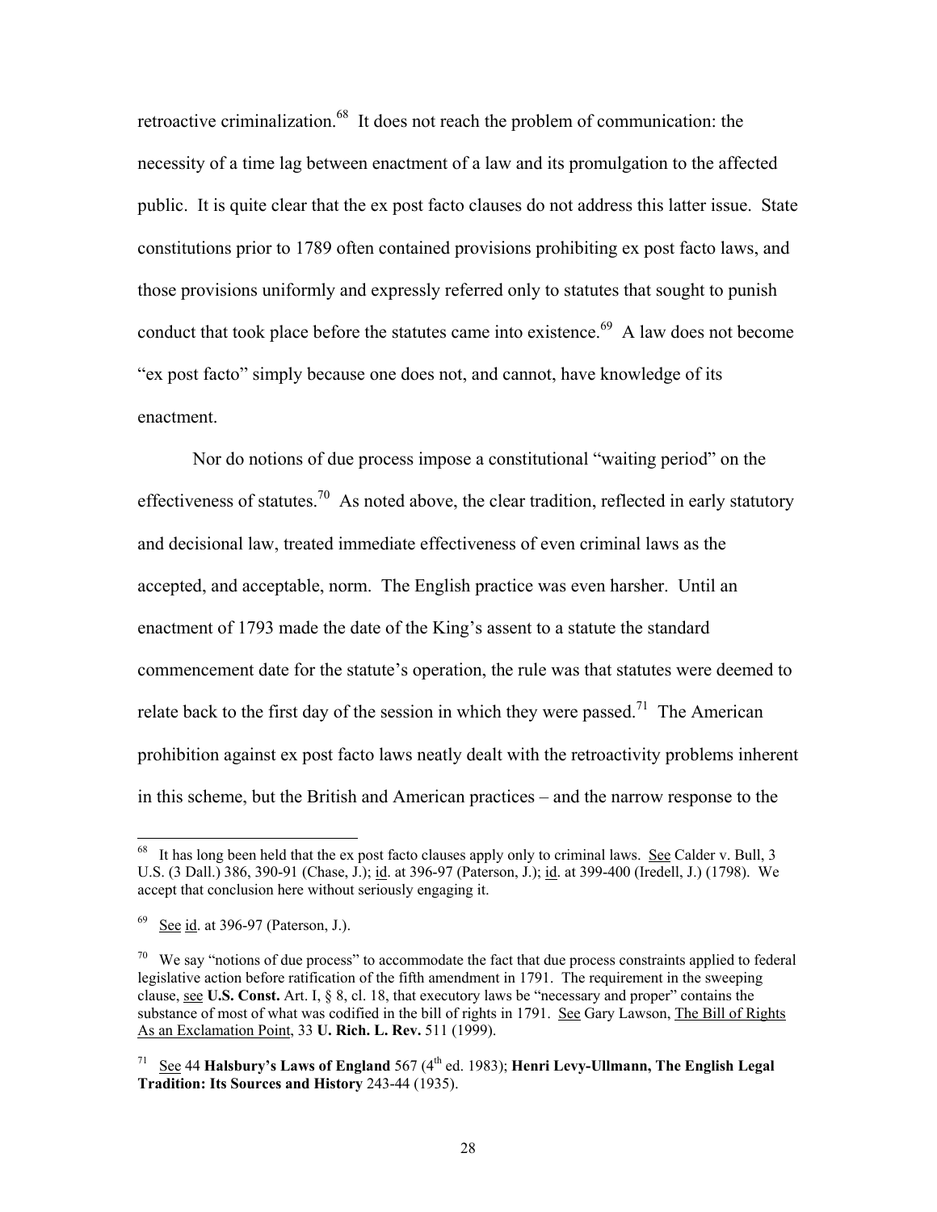retroactive criminalization.[68] It does not reach the problem of communication: the necessity of a time lag between enactment of a law and its promulgation to the affected public. It is quite clear that the ex post facto clauses do not address this latter issue. State constitutions prior to 1789 often contained provisions prohibiting ex post facto laws, and those provisions uniformly and expressly referred only to statutes that sought to punish conduct that took place before the statutes came into existence.[69] A law does not become "ex post facto" simply because one does not, and cannot, have knowledge of its enactment.

Nor do notions of due process impose a constitutional "waiting period" on the effectiveness of statutes.[70] As noted above, the clear tradition, reflected in early statutory and decisional law, treated immediate effectiveness of even criminal laws as the accepted, and acceptable, norm. The English practice was even harsher. Until an enactment of 1793 made the date of the King's assent to a statute the standard commencement date for the statute's operation, the rule was that statutes were deemed to relate back to the first day of the session in which they were passed.[71] The American prohibition against ex post facto laws neatly dealt with the retroactivity problems inherent in this scheme, but the British and American practices – and the narrow response to the

---

[68] It has long been held that the ex post facto clauses apply only to criminal laws. See Calder v. Bull, 3 U.S. (3 Dall.) 386, 390-91 (Chase, J.); id. at 396-97 (Paterson, J.); id. at 399-400 (Iredell, J.) (1798). We accept that conclusion here without seriously engaging it.

[69] See id. at 396-97 (Paterson, J.).

[70] We say "notions of due process" to accommodate the fact that due process constraints applied to federal legislative action before ratification of the fifth amendment in 1791. The requirement in the sweeping clause, see **U.S. Const.** Art. I, § 8, cl. 18, that executory laws be "necessary and proper" contains the substance of most of what was codified in the bill of rights in 1791. See Gary Lawson, The Bill of Rights As an Exclamation Point, 33 **U. Rich. L. Rev.** 511 (1999).

[71] See 44 **Halsbury's Laws of England** 567 (4th ed. 1983); **Henri Levy-Ullmann, The English Legal Tradition: Its Sources and History** 243-44 (1935).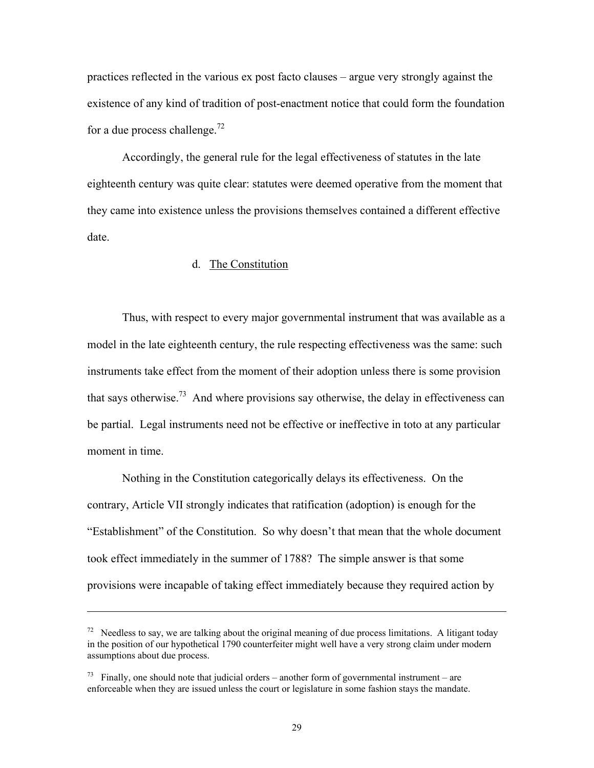practices reflected in the various ex post facto clauses – argue very strongly against the existence of any kind of tradition of post-enactment notice that could form the foundation for a due process challenge.[72]

Accordingly, the general rule for the legal effectiveness of statutes in the late eighteenth century was quite clear: statutes were deemed operative from the moment that they came into existence unless the provisions themselves contained a different effective date.

#### d. The Constitution

Thus, with respect to every major governmental instrument that was available as a model in the late eighteenth century, the rule respecting effectiveness was the same: such instruments take effect from the moment of their adoption unless there is some provision that says otherwise.[73] And where provisions say otherwise, the delay in effectiveness can be partial. Legal instruments need not be effective or ineffective in toto at any particular moment in time.

Nothing in the Constitution categorically delays its effectiveness. On the contrary, Article VII strongly indicates that ratification (adoption) is enough for the "Establishment" of the Constitution. So why doesn't that mean that the whole document took effect immediately in the summer of 1788? The simple answer is that some provisions were incapable of taking effect immediately because they required action by

---

[72] Needless to say, we are talking about the original meaning of due process limitations. A litigant today in the position of our hypothetical 1790 counterfeiter might well have a very strong claim under modern assumptions about due process.

[73] Finally, one should note that judicial orders – another form of governmental instrument – are enforceable when they are issued unless the court or legislature in some fashion stays the mandate.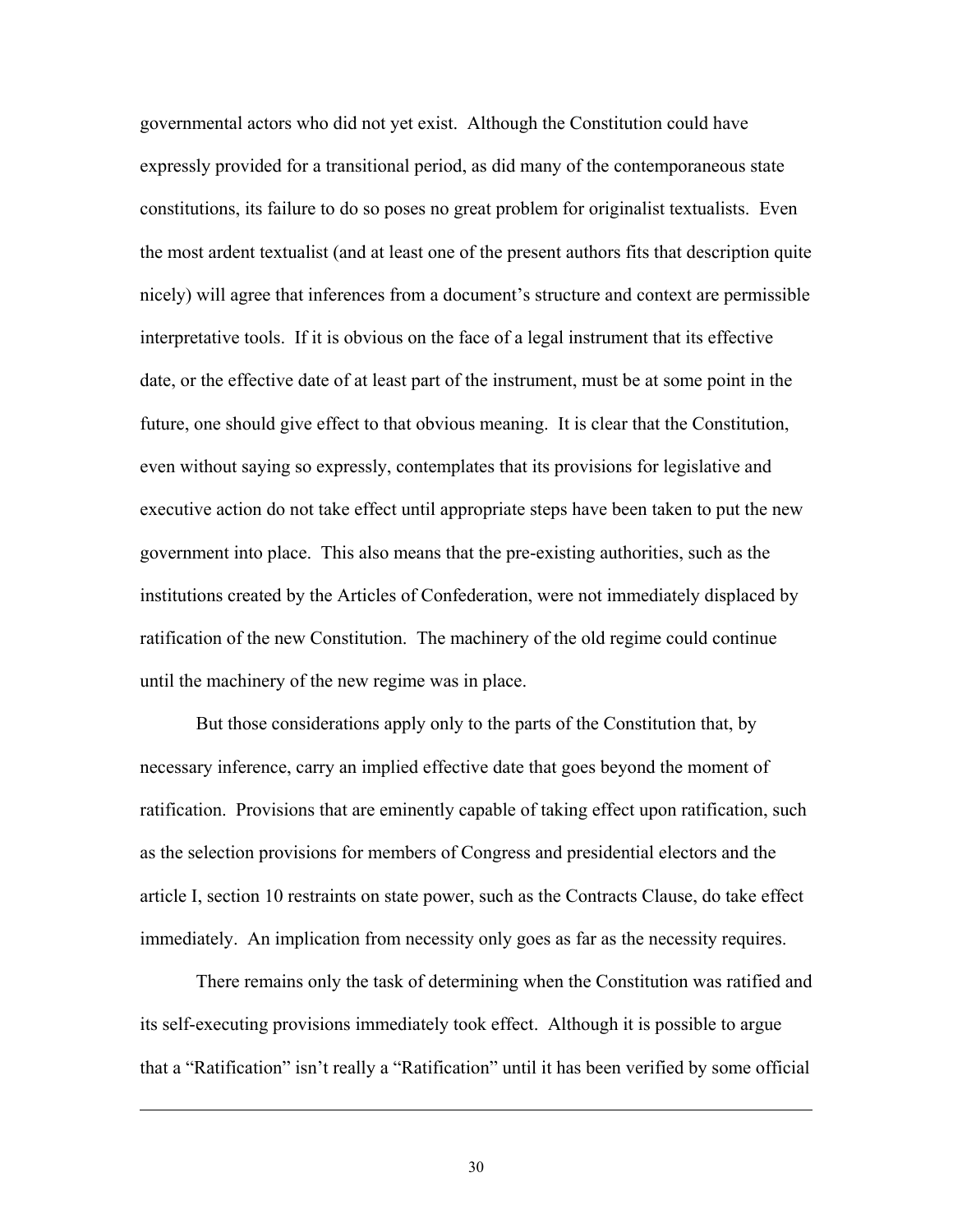governmental actors who did not yet exist. Although the Constitution could have expressly provided for a transitional period, as did many of the contemporaneous state constitutions, its failure to do so poses no great problem for originalist textualists. Even the most ardent textualist (and at least one of the present authors fits that description quite nicely) will agree that inferences from a document's structure and context are permissible interpretative tools. If it is obvious on the face of a legal instrument that its effective date, or the effective date of at least part of the instrument, must be at some point in the future, one should give effect to that obvious meaning. It is clear that the Constitution, even without saying so expressly, contemplates that its provisions for legislative and executive action do not take effect until appropriate steps have been taken to put the new government into place. This also means that the pre-existing authorities, such as the institutions created by the Articles of Confederation, were not immediately displaced by ratification of the new Constitution. The machinery of the old regime could continue until the machinery of the new regime was in place.

But those considerations apply only to the parts of the Constitution that, by necessary inference, carry an implied effective date that goes beyond the moment of ratification. Provisions that are eminently capable of taking effect upon ratification, such as the selection provisions for members of Congress and presidential electors and the article I, section 10 restraints on state power, such as the Contracts Clause, do take effect immediately. An implication from necessity only goes as far as the necessity requires.

There remains only the task of determining when the Constitution was ratified and its self-executing provisions immediately took effect. Although it is possible to argue that a "Ratification" isn't really a "Ratification" until it has been verified by some official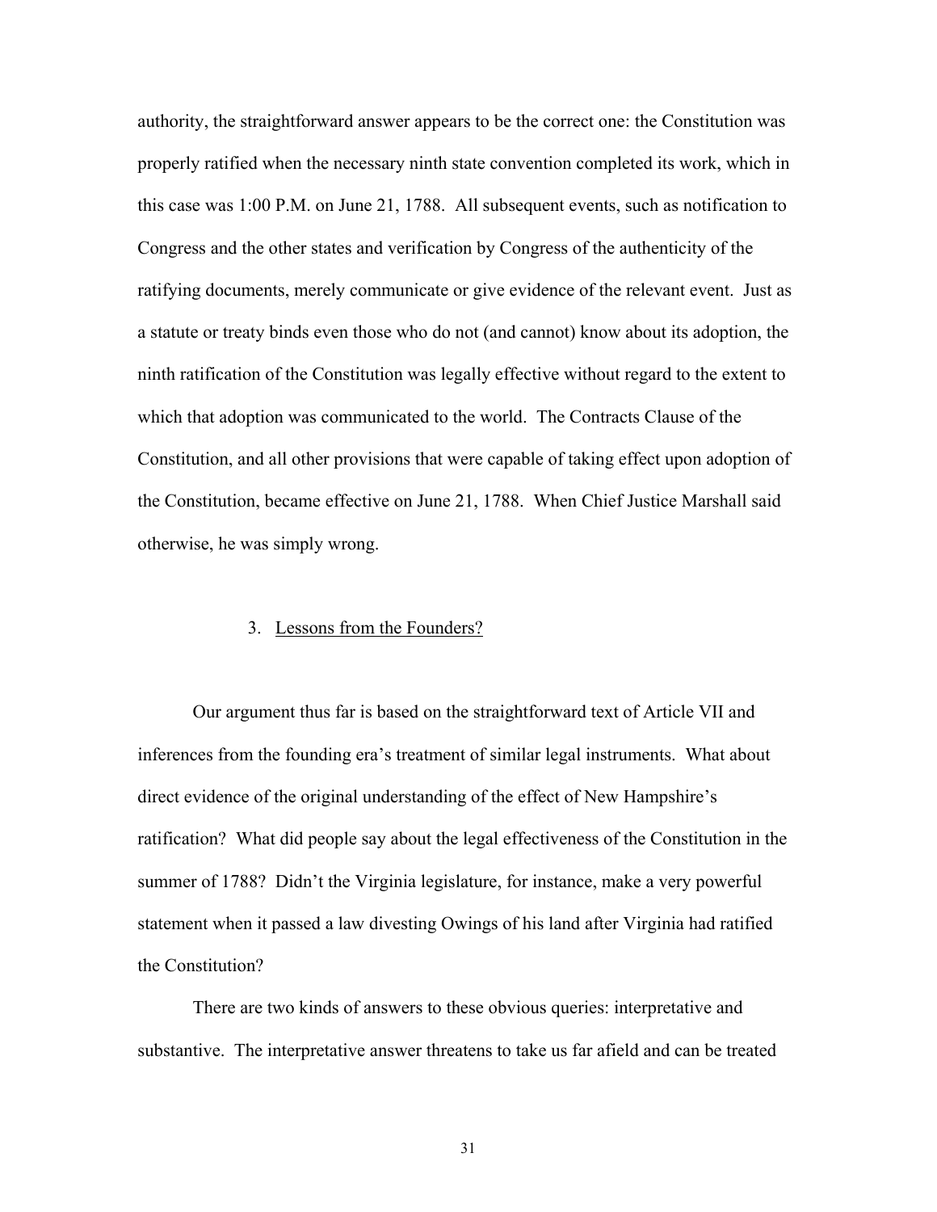authority, the straightforward answer appears to be the correct one: the Constitution was properly ratified when the necessary ninth state convention completed its work, which in this case was 1:00 P.M. on June 21, 1788. All subsequent events, such as notification to Congress and the other states and verification by Congress of the authenticity of the ratifying documents, merely communicate or give evidence of the relevant event. Just as a statute or treaty binds even those who do not (and cannot) know about its adoption, the ninth ratification of the Constitution was legally effective without regard to the extent to which that adoption was communicated to the world. The Contracts Clause of the Constitution, and all other provisions that were capable of taking effect upon adoption of the Constitution, became effective on June 21, 1788. When Chief Justice Marshall said otherwise, he was simply wrong.

### 3. Lessons from the Founders?

Our argument thus far is based on the straightforward text of Article VII and inferences from the founding era's treatment of similar legal instruments. What about direct evidence of the original understanding of the effect of New Hampshire's ratification? What did people say about the legal effectiveness of the Constitution in the summer of 1788? Didn't the Virginia legislature, for instance, make a very powerful statement when it passed a law divesting Owings of his land after Virginia had ratified the Constitution?

There are two kinds of answers to these obvious queries: interpretative and substantive. The interpretative answer threatens to take us far afield and can be treated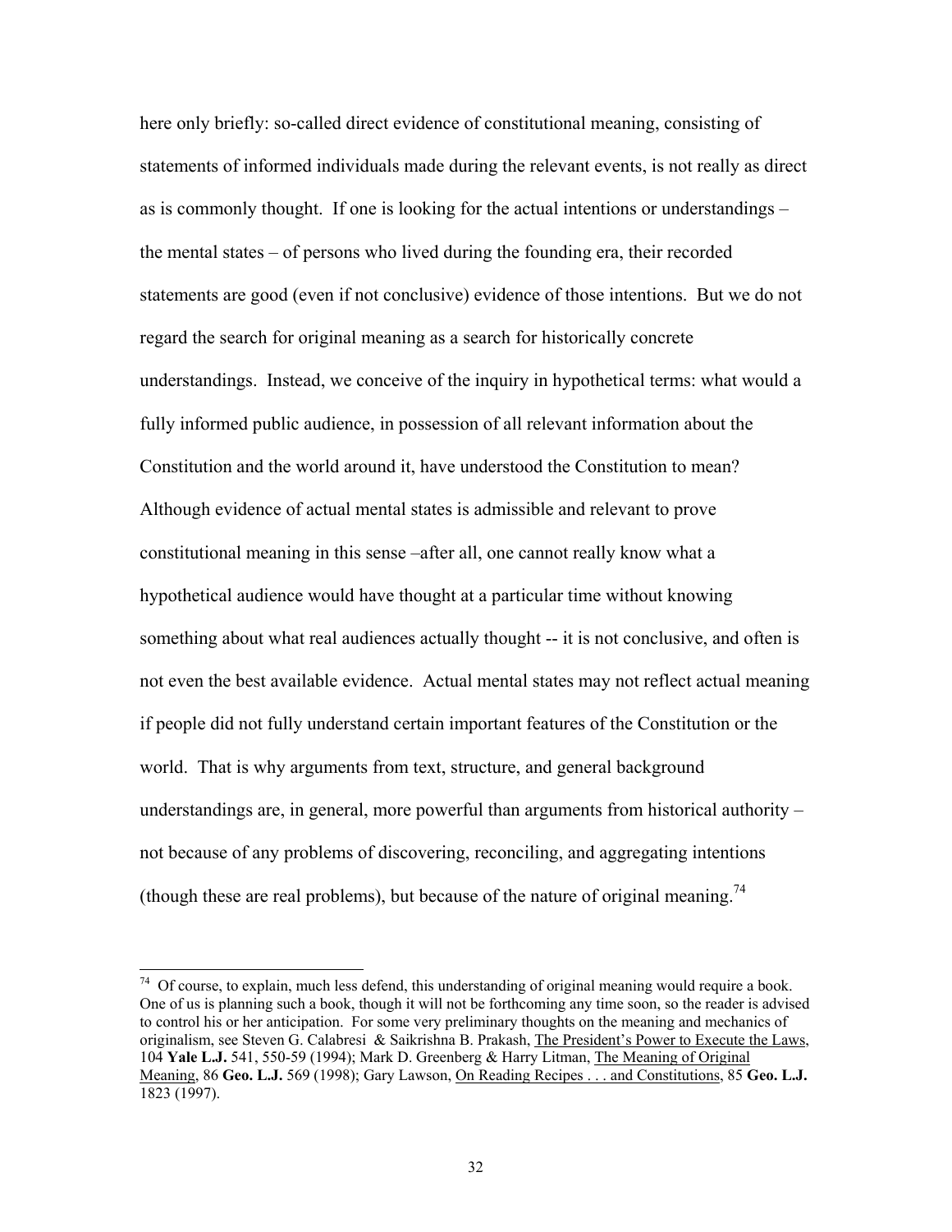here only briefly: so-called direct evidence of constitutional meaning, consisting of statements of informed individuals made during the relevant events, is not really as direct as is commonly thought. If one is looking for the actual intentions or understandings – the mental states – of persons who lived during the founding era, their recorded statements are good (even if not conclusive) evidence of those intentions. But we do not regard the search for original meaning as a search for historically concrete understandings. Instead, we conceive of the inquiry in hypothetical terms: what would a fully informed public audience, in possession of all relevant information about the Constitution and the world around it, have understood the Constitution to mean? Although evidence of actual mental states is admissible and relevant to prove constitutional meaning in this sense –after all, one cannot really know what a hypothetical audience would have thought at a particular time without knowing something about what real audiences actually thought -- it is not conclusive, and often is not even the best available evidence. Actual mental states may not reflect actual meaning if people did not fully understand certain important features of the Constitution or the world. That is why arguments from text, structure, and general background understandings are, in general, more powerful than arguments from historical authority – not because of any problems of discovering, reconciling, and aggregating intentions (though these are real problems), but because of the nature of original meaning.[74]

---

[74] Of course, to explain, much less defend, this understanding of original meaning would require a book. One of us is planning such a book, though it will not be forthcoming any time soon, so the reader is advised to control his or her anticipation. For some very preliminary thoughts on the meaning and mechanics of originalism, see Steven G. Calabresi & Saikrishna B. Prakash, The President's Power to Execute the Laws, 104 **Yale L.J.** 541, 550-59 (1994); Mark D. Greenberg & Harry Litman, The Meaning of Original Meaning, 86 **Geo. L.J.** 569 (1998); Gary Lawson, On Reading Recipes . . . and Constitutions, 85 **Geo. L.J.** 1823 (1997).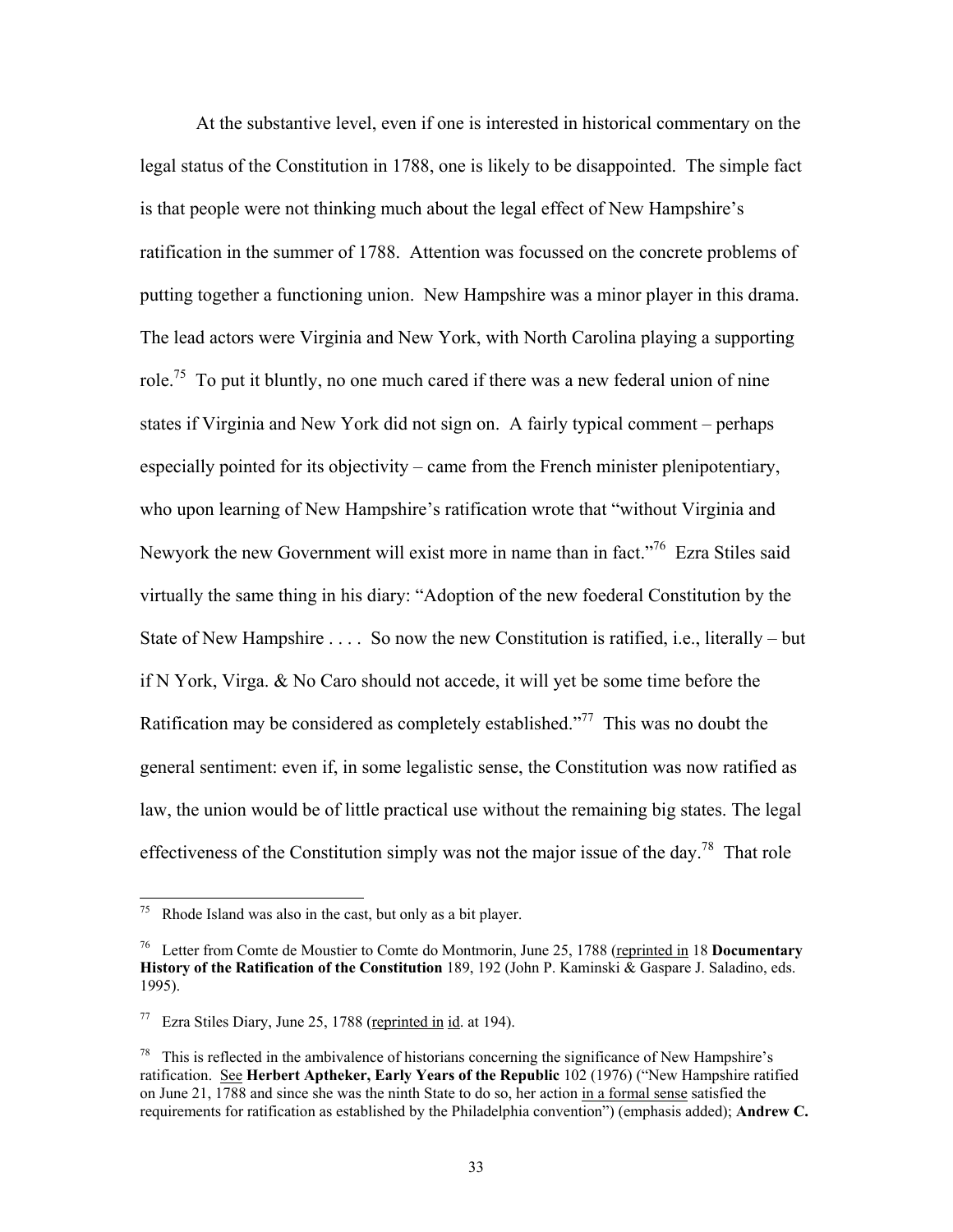At the substantive level, even if one is interested in historical commentary on the legal status of the Constitution in 1788, one is likely to be disappointed. The simple fact is that people were not thinking much about the legal effect of New Hampshire's ratification in the summer of 1788. Attention was focussed on the concrete problems of putting together a functioning union. New Hampshire was a minor player in this drama. The lead actors were Virginia and New York, with North Carolina playing a supporting role.[75] To put it bluntly, no one much cared if there was a new federal union of nine states if Virginia and New York did not sign on. A fairly typical comment – perhaps especially pointed for its objectivity – came from the French minister plenipotentiary, who upon learning of New Hampshire's ratification wrote that "without Virginia and Newyork the new Government will exist more in name than in fact."[76] Ezra Stiles said virtually the same thing in his diary: "Adoption of the new foederal Constitution by the State of New Hampshire . . . . So now the new Constitution is ratified, i.e., literally – but if N York, Virga. & No Caro should not accede, it will yet be some time before the Ratification may be considered as completely established."[77] This was no doubt the general sentiment: even if, in some legalistic sense, the Constitution was now ratified as law, the union would be of little practical use without the remaining big states. The legal effectiveness of the Constitution simply was not the major issue of the day.[78] That role

---

[75] Rhode Island was also in the cast, but only as a bit player.

[76] Letter from Comte de Moustier to Comte do Montmorin, June 25, 1788 (reprinted in 18 **Documentary History of the Ratification of the Constitution** 189, 192 (John P. Kaminski & Gaspare J. Saladino, eds. 1995).

[77] Ezra Stiles Diary, June 25, 1788 (reprinted in id. at 194).

[78] This is reflected in the ambivalence of historians concerning the significance of New Hampshire's ratification. See **Herbert Aptheker, Early Years of the Republic** 102 (1976) ("New Hampshire ratified on June 21, 1788 and since she was the ninth State to do so, her action in a formal sense satisfied the requirements for ratification as established by the Philadelphia convention") (emphasis added); **Andrew C.**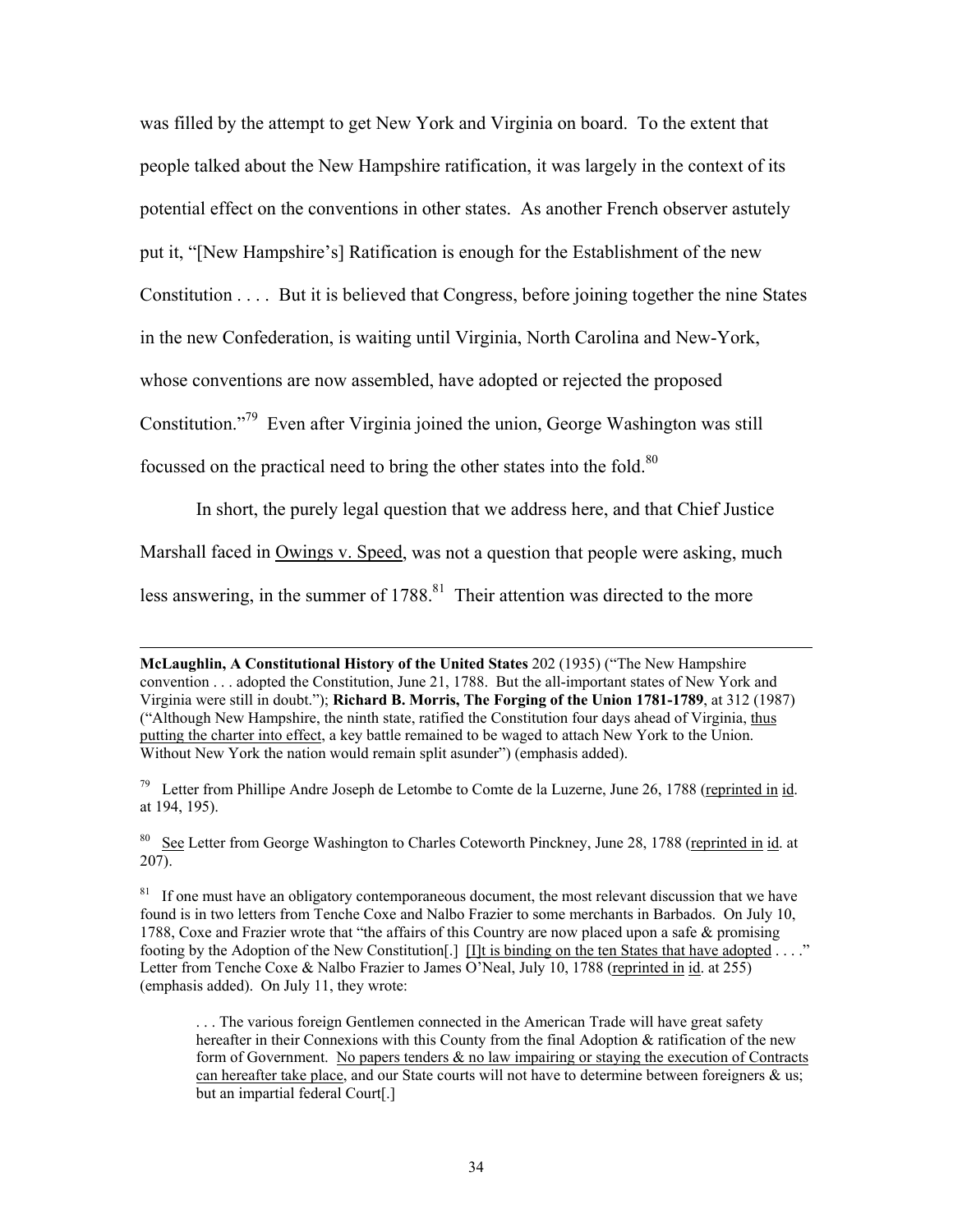was filled by the attempt to get New York and Virginia on board. To the extent that people talked about the New Hampshire ratification, it was largely in the context of its potential effect on the conventions in other states. As another French observer astutely put it, "[New Hampshire's] Ratification is enough for the Establishment of the new Constitution . . . . But it is believed that Congress, before joining together the nine States in the new Confederation, is waiting until Virginia, North Carolina and New-York, whose conventions are now assembled, have adopted or rejected the proposed Constitution."[79] Even after Virginia joined the union, George Washington was still focussed on the practical need to bring the other states into the fold.[80]

In short, the purely legal question that we address here, and that Chief Justice Marshall faced in Owings v. Speed, was not a question that people were asking, much less answering, in the summer of 1788.[81] Their attention was directed to the more

---

**McLaughlin, A Constitutional History of the United States** 202 (1935) ("The New Hampshire convention . . . adopted the Constitution, June 21, 1788. But the all-important states of New York and Virginia were still in doubt."); **Richard B. Morris, The Forging of the Union 1781-1789**, at 312 (1987) ("Although New Hampshire, the ninth state, ratified the Constitution four days ahead of Virginia, thus putting the charter into effect, a key battle remained to be waged to attach New York to the Union. Without New York the nation would remain split asunder") (emphasis added).

[79] Letter from Phillipe Andre Joseph de Letombe to Comte de la Luzerne, June 26, 1788 (reprinted in id. at 194, 195).

[80] See Letter from George Washington to Charles Coteworth Pinckney, June 28, 1788 (reprinted in id. at 207).

[81] If one must have an obligatory contemporaneous document, the most relevant discussion that we have found is in two letters from Tenche Coxe and Nalbo Frazier to some merchants in Barbados. On July 10, 1788, Coxe and Frazier wrote that "the affairs of this Country are now placed upon a safe & promising footing by the Adoption of the New Constitution[.] [I]t is binding on the ten States that have adopted . . . ." Letter from Tenche Coxe & Nalbo Frazier to James O'Neal, July 10, 1788 (reprinted in id. at 255) (emphasis added). On July 11, they wrote:

> . . . The various foreign Gentlemen connected in the American Trade will have great safety hereafter in their Connexions with this County from the final Adoption & ratification of the new form of Government. No papers tenders & no law impairing or staying the execution of Contracts can hereafter take place, and our State courts will not have to determine between foreigners & us; but an impartial federal Court[.]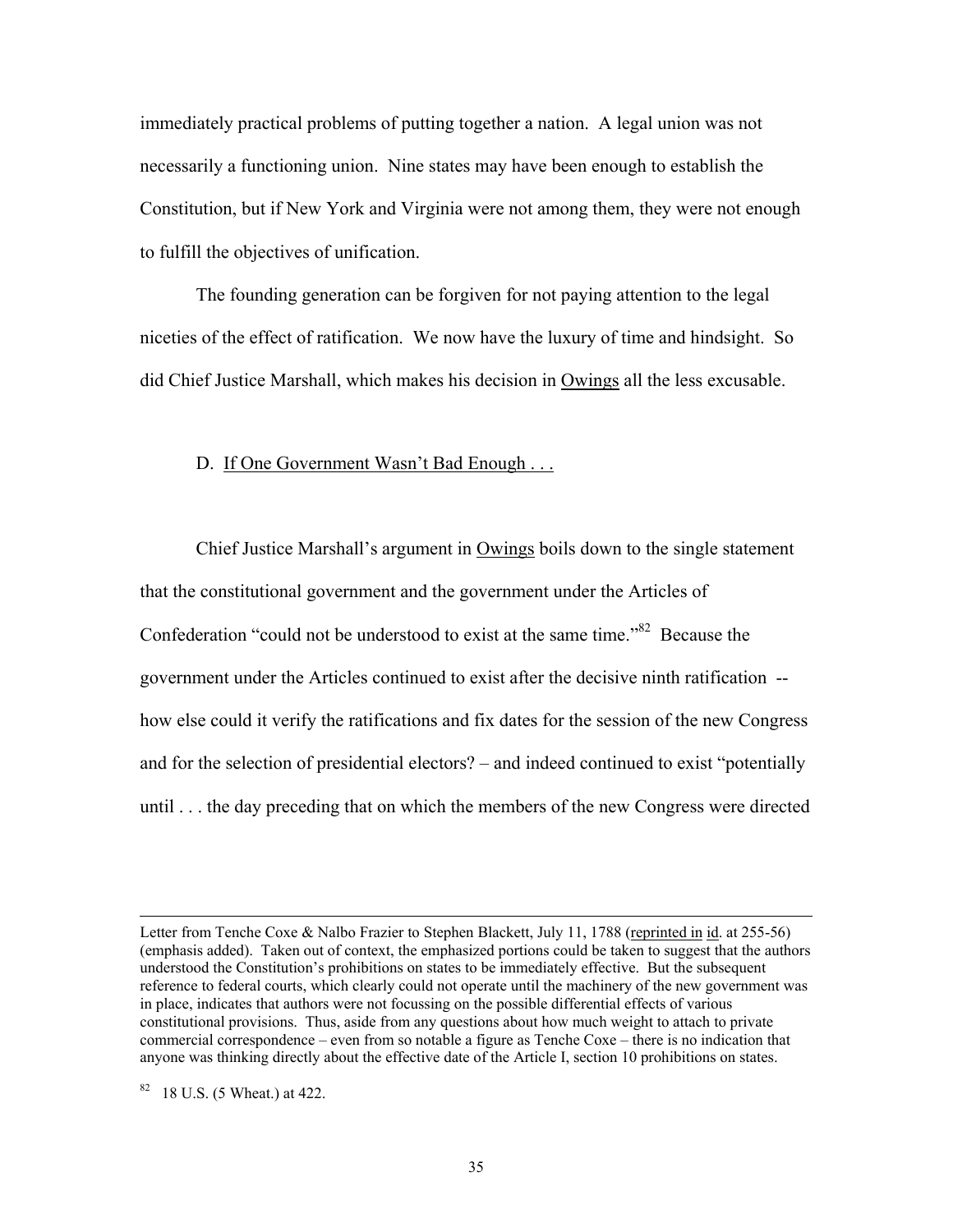immediately practical problems of putting together a nation. A legal union was not necessarily a functioning union. Nine states may have been enough to establish the Constitution, but if New York and Virginia were not among them, they were not enough to fulfill the objectives of unification.

The founding generation can be forgiven for not paying attention to the legal niceties of the effect of ratification. We now have the luxury of time and hindsight. So did Chief Justice Marshall, which makes his decision in Owings all the less excusable.

### D. If One Government Wasn't Bad Enough . . .

Chief Justice Marshall's argument in Owings boils down to the single statement that the constitutional government and the government under the Articles of Confederation "could not be understood to exist at the same time."[82] Because the government under the Articles continued to exist after the decisive ninth ratification -- how else could it verify the ratifications and fix dates for the session of the new Congress and for the selection of presidential electors? – and indeed continued to exist "potentially until . . . the day preceding that on which the members of the new Congress were directed

---

Letter from Tenche Coxe & Nalbo Frazier to Stephen Blackett, July 11, 1788 (reprinted in id. at 255-56) (emphasis added). Taken out of context, the emphasized portions could be taken to suggest that the authors understood the Constitution's prohibitions on states to be immediately effective. But the subsequent reference to federal courts, which clearly could not operate until the machinery of the new government was in place, indicates that authors were not focussing on the possible differential effects of various constitutional provisions. Thus, aside from any questions about how much weight to attach to private commercial correspondence – even from so notable a figure as Tenche Coxe – there is no indication that anyone was thinking directly about the effective date of the Article I, section 10 prohibitions on states.

[82] 18 U.S. (5 Wheat.) at 422.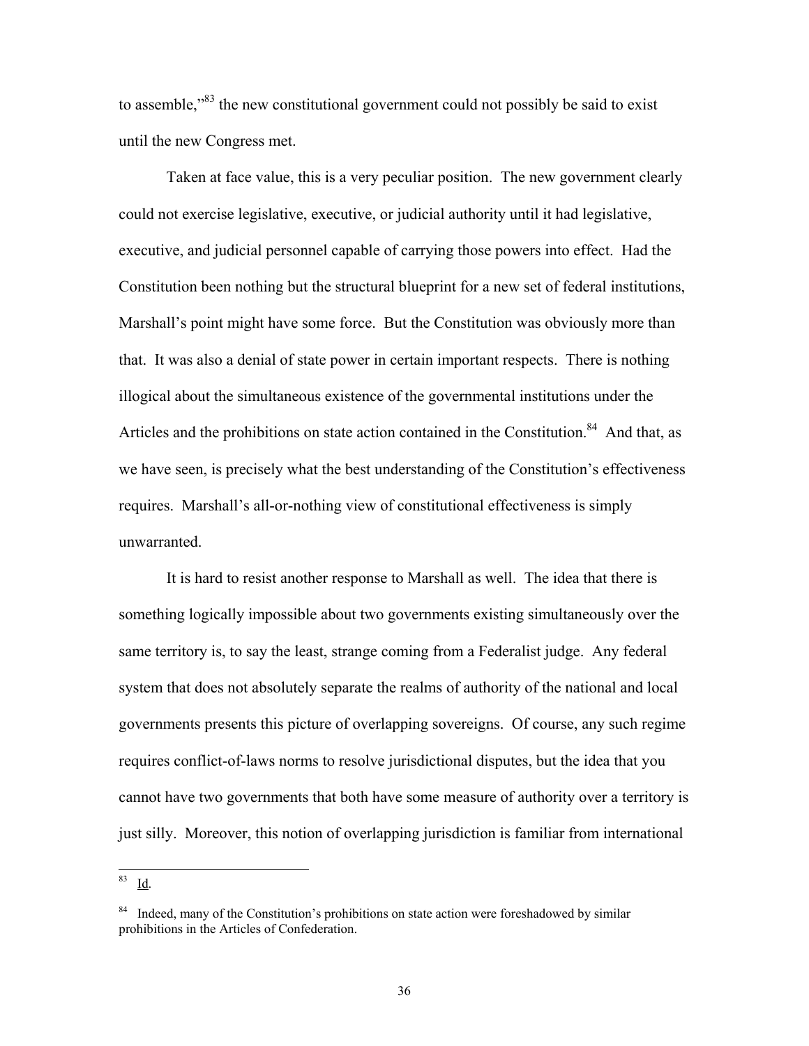to assemble,"[83] the new constitutional government could not possibly be said to exist until the new Congress met.

Taken at face value, this is a very peculiar position. The new government clearly could not exercise legislative, executive, or judicial authority until it had legislative, executive, and judicial personnel capable of carrying those powers into effect. Had the Constitution been nothing but the structural blueprint for a new set of federal institutions, Marshall's point might have some force. But the Constitution was obviously more than that. It was also a denial of state power in certain important respects. There is nothing illogical about the simultaneous existence of the governmental institutions under the Articles and the prohibitions on state action contained in the Constitution.[84] And that, as we have seen, is precisely what the best understanding of the Constitution's effectiveness requires. Marshall's all-or-nothing view of constitutional effectiveness is simply unwarranted.

It is hard to resist another response to Marshall as well. The idea that there is something logically impossible about two governments existing simultaneously over the same territory is, to say the least, strange coming from a Federalist judge. Any federal system that does not absolutely separate the realms of authority of the national and local governments presents this picture of overlapping sovereigns. Of course, any such regime requires conflict-of-laws norms to resolve jurisdictional disputes, but the idea that you cannot have two governments that both have some measure of authority over a territory is just silly. Moreover, this notion of overlapping jurisdiction is familiar from international

---

[83] Id.

[84] Indeed, many of the Constitution's prohibitions on state action were foreshadowed by similar prohibitions in the Articles of Confederation.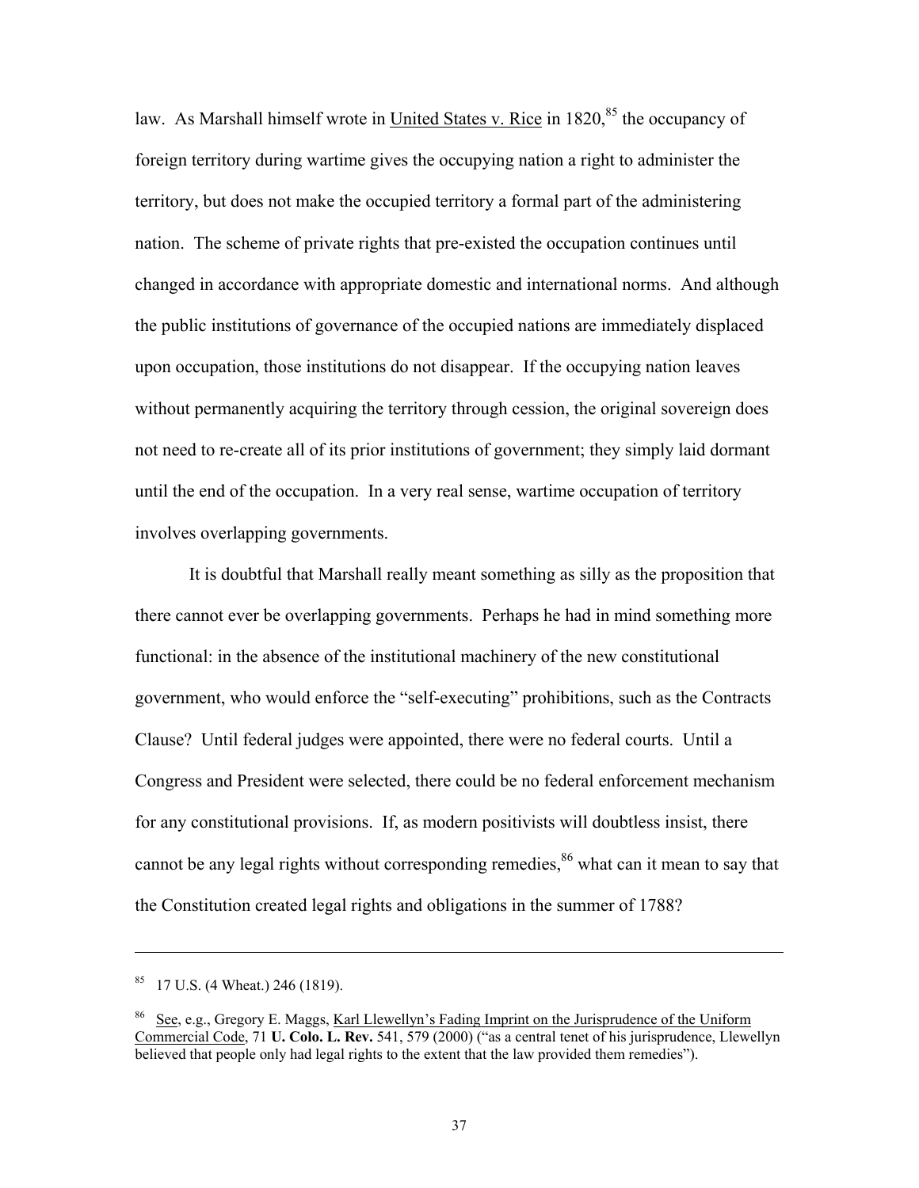law. As Marshall himself wrote in United States v. Rice in 1820,[85] the occupancy of foreign territory during wartime gives the occupying nation a right to administer the territory, but does not make the occupied territory a formal part of the administering nation. The scheme of private rights that pre-existed the occupation continues until changed in accordance with appropriate domestic and international norms. And although the public institutions of governance of the occupied nations are immediately displaced upon occupation, those institutions do not disappear. If the occupying nation leaves without permanently acquiring the territory through cession, the original sovereign does not need to re-create all of its prior institutions of government; they simply laid dormant until the end of the occupation. In a very real sense, wartime occupation of territory involves overlapping governments.

It is doubtful that Marshall really meant something as silly as the proposition that there cannot ever be overlapping governments. Perhaps he had in mind something more functional: in the absence of the institutional machinery of the new constitutional government, who would enforce the "self-executing" prohibitions, such as the Contracts Clause? Until federal judges were appointed, there were no federal courts. Until a Congress and President were selected, there could be no federal enforcement mechanism for any constitutional provisions. If, as modern positivists will doubtless insist, there cannot be any legal rights without corresponding remedies,[86] what can it mean to say that the Constitution created legal rights and obligations in the summer of 1788?

---

[85] 17 U.S. (4 Wheat.) 246 (1819).

[86] See, e.g., Gregory E. Maggs, Karl Llewellyn's Fading Imprint on the Jurisprudence of the Uniform Commercial Code, 71 **U. Colo. L. Rev.** 541, 579 (2000) ("as a central tenet of his jurisprudence, Llewellyn believed that people only had legal rights to the extent that the law provided them remedies").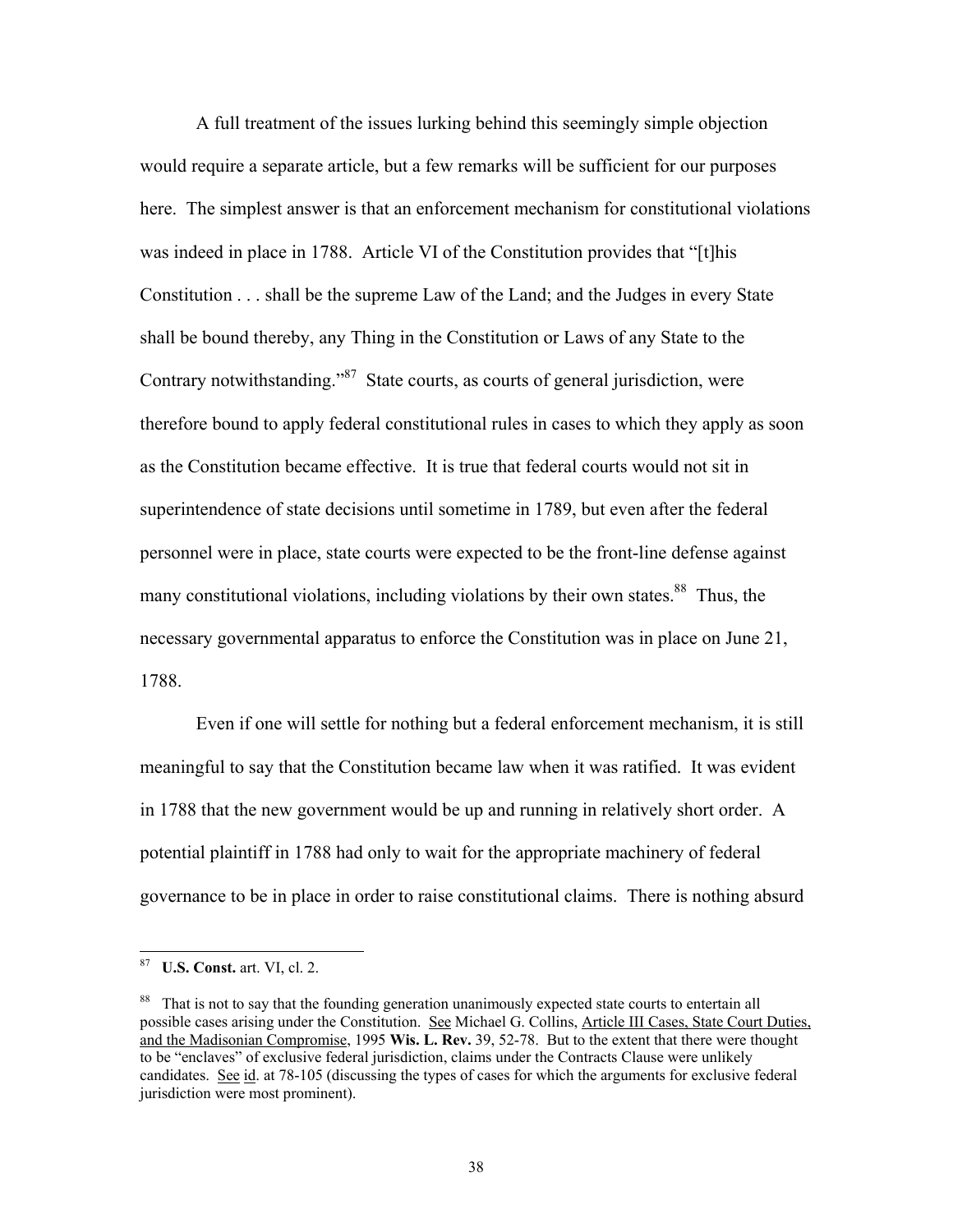A full treatment of the issues lurking behind this seemingly simple objection would require a separate article, but a few remarks will be sufficient for our purposes here. The simplest answer is that an enforcement mechanism for constitutional violations was indeed in place in 1788. Article VI of the Constitution provides that "[t]his Constitution . . . shall be the supreme Law of the Land; and the Judges in every State shall be bound thereby, any Thing in the Constitution or Laws of any State to the Contrary notwithstanding."[87] State courts, as courts of general jurisdiction, were therefore bound to apply federal constitutional rules in cases to which they apply as soon as the Constitution became effective. It is true that federal courts would not sit in superintendence of state decisions until sometime in 1789, but even after the federal personnel were in place, state courts were expected to be the front-line defense against many constitutional violations, including violations by their own states.[88] Thus, the necessary governmental apparatus to enforce the Constitution was in place on June 21, 1788.

Even if one will settle for nothing but a federal enforcement mechanism, it is still meaningful to say that the Constitution became law when it was ratified. It was evident in 1788 that the new government would be up and running in relatively short order. A potential plaintiff in 1788 had only to wait for the appropriate machinery of federal governance to be in place in order to raise constitutional claims. There is nothing absurd

---

[87] **U.S. Const.** art. VI, cl. 2.

[88] That is not to say that the founding generation unanimously expected state courts to entertain all possible cases arising under the Constitution. See Michael G. Collins, Article III Cases, State Court Duties, and the Madisonian Compromise, 1995 **Wis. L. Rev.** 39, 52-78. But to the extent that there were thought to be "enclaves" of exclusive federal jurisdiction, claims under the Contracts Clause were unlikely candidates. See id. at 78-105 (discussing the types of cases for which the arguments for exclusive federal jurisdiction were most prominent).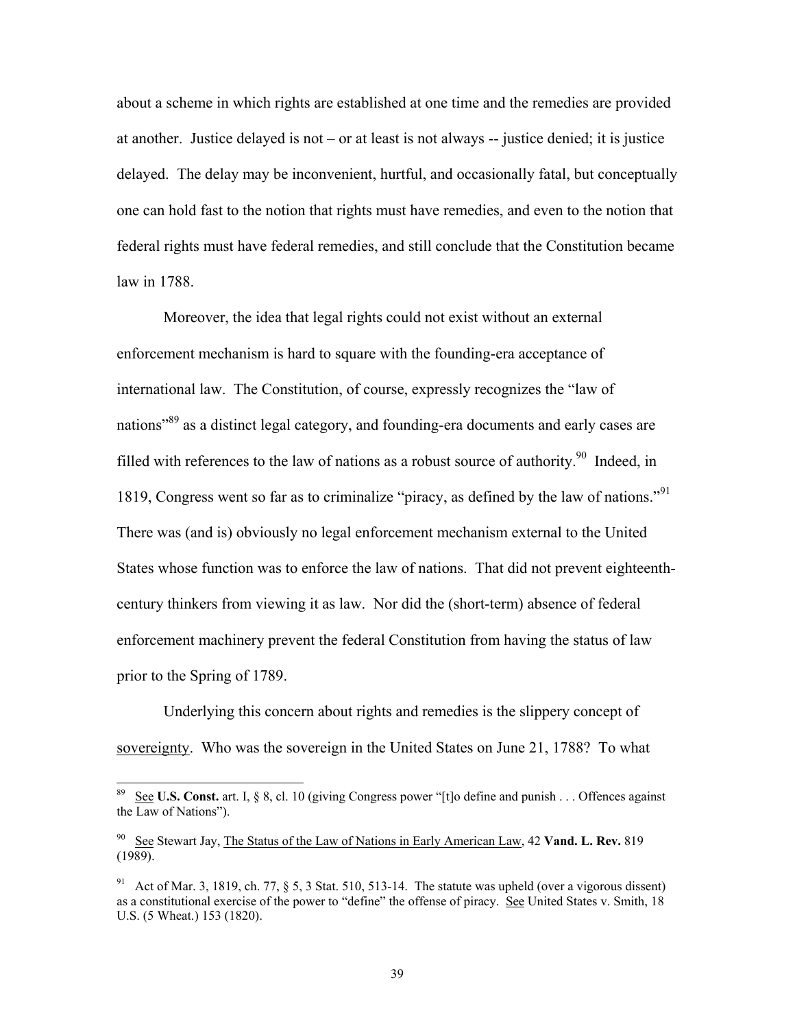about a scheme in which rights are established at one time and the remedies are provided at another. Justice delayed is not – or at least is not always -- justice denied; it is justice delayed. The delay may be inconvenient, hurtful, and occasionally fatal, but conceptually one can hold fast to the notion that rights must have remedies, and even to the notion that federal rights must have federal remedies, and still conclude that the Constitution became law in 1788.

Moreover, the idea that legal rights could not exist without an external enforcement mechanism is hard to square with the founding-era acceptance of international law. The Constitution, of course, expressly recognizes the "law of nations"[89] as a distinct legal category, and founding-era documents and early cases are filled with references to the law of nations as a robust source of authority.[90] Indeed, in 1819, Congress went so far as to criminalize "piracy, as defined by the law of nations."[91] There was (and is) obviously no legal enforcement mechanism external to the United States whose function was to enforce the law of nations. That did not prevent eighteenth-century thinkers from viewing it as law. Nor did the (short-term) absence of federal enforcement machinery prevent the federal Constitution from having the status of law prior to the Spring of 1789.

Underlying this concern about rights and remedies is the slippery concept of sovereignty. Who was the sovereign in the United States on June 21, 1788? To what

---

[89] See **U.S. Const.** art. I, § 8, cl. 10 (giving Congress power "[t]o define and punish . . . Offences against the Law of Nations").

[90] See Stewart Jay, The Status of the Law of Nations in Early American Law, 42 **Vand. L. Rev.** 819 (1989).

[91] Act of Mar. 3, 1819, ch. 77, § 5, 3 Stat. 510, 513-14. The statute was upheld (over a vigorous dissent) as a constitutional exercise of the power to "define" the offense of piracy. See United States v. Smith, 18 U.S. (5 Wheat.) 153 (1820).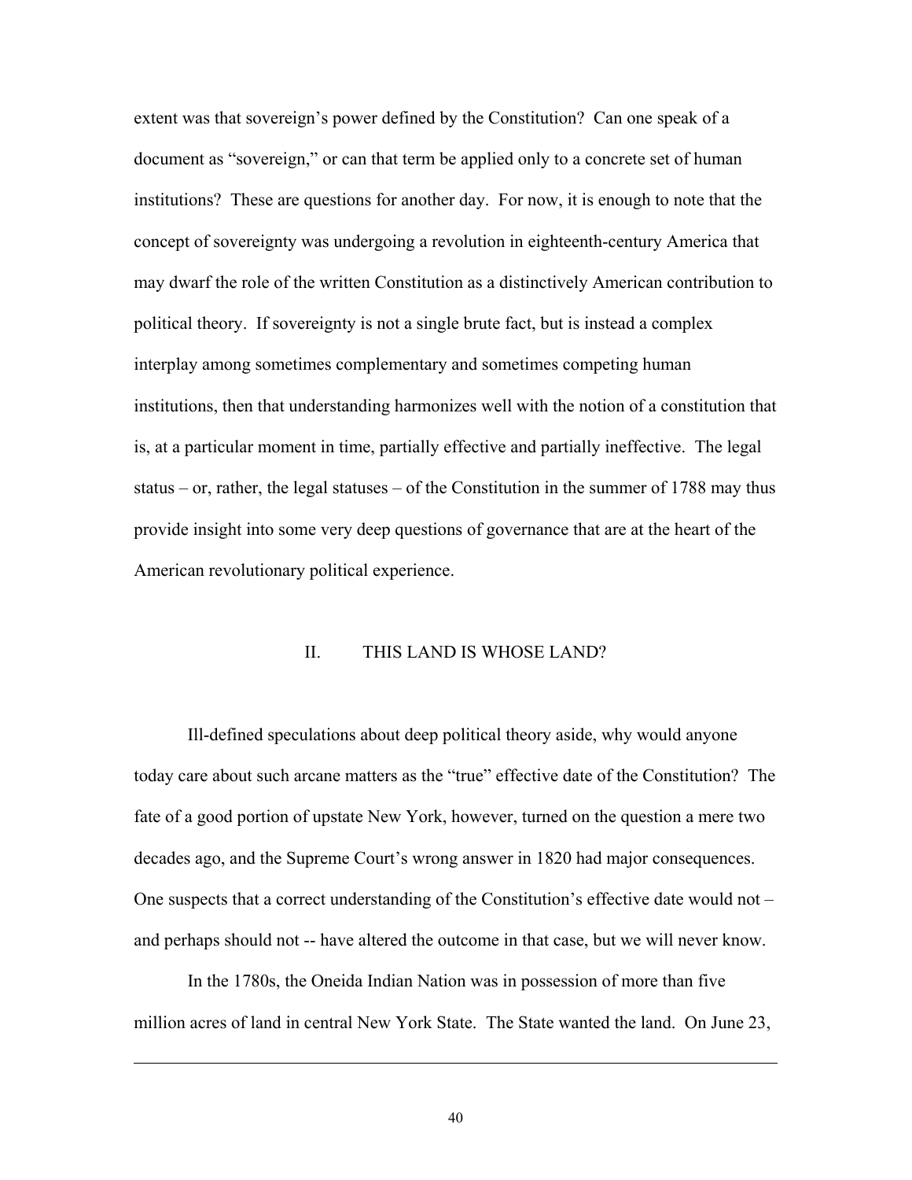extent was that sovereign's power defined by the Constitution? Can one speak of a document as "sovereign," or can that term be applied only to a concrete set of human institutions? These are questions for another day. For now, it is enough to note that the concept of sovereignty was undergoing a revolution in eighteenth-century America that may dwarf the role of the written Constitution as a distinctively American contribution to political theory. If sovereignty is not a single brute fact, but is instead a complex interplay among sometimes complementary and sometimes competing human institutions, then that understanding harmonizes well with the notion of a constitution that is, at a particular moment in time, partially effective and partially ineffective. The legal status – or, rather, the legal statuses – of the Constitution in the summer of 1788 may thus provide insight into some very deep questions of governance that are at the heart of the American revolutionary political experience.

## II. THIS LAND IS WHOSE LAND?

Ill-defined speculations about deep political theory aside, why would anyone today care about such arcane matters as the "true" effective date of the Constitution? The fate of a good portion of upstate New York, however, turned on the question a mere two decades ago, and the Supreme Court's wrong answer in 1820 had major consequences. One suspects that a correct understanding of the Constitution's effective date would not – and perhaps should not -- have altered the outcome in that case, but we will never know.

In the 1780s, the Oneida Indian Nation was in possession of more than five million acres of land in central New York State. The State wanted the land. On June 23,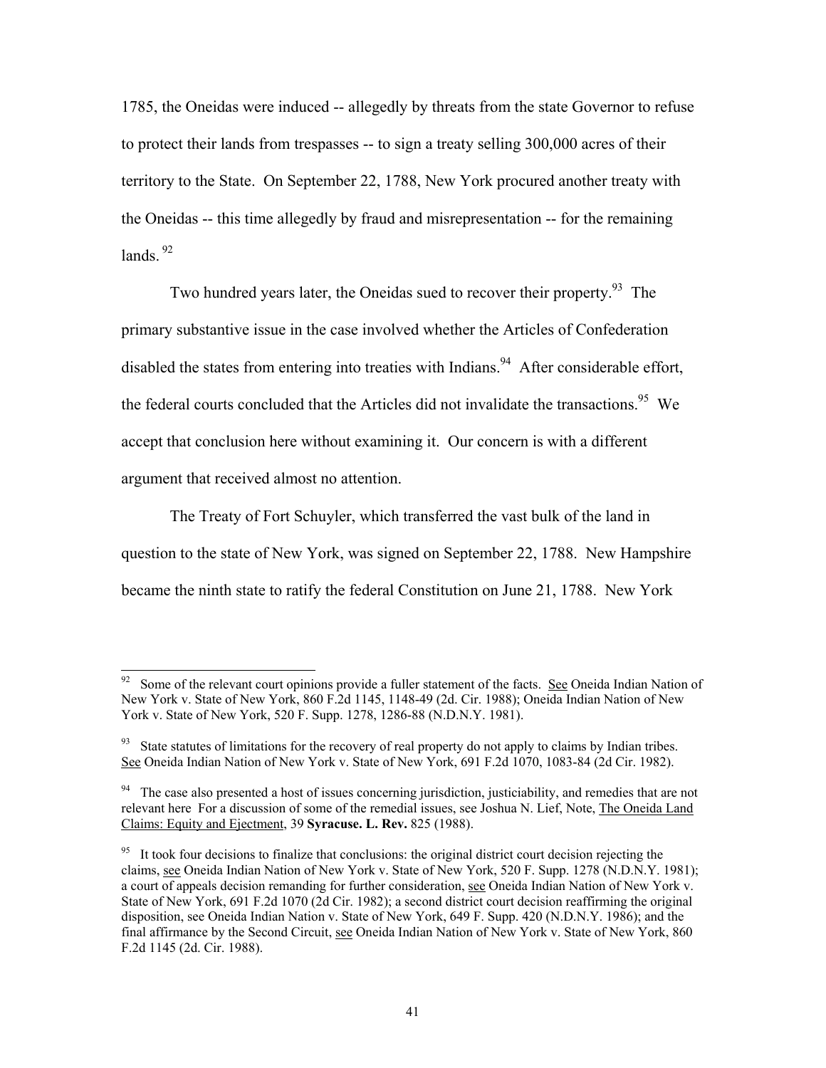1785, the Oneidas were induced -- allegedly by threats from the state Governor to refuse to protect their lands from trespasses -- to sign a treaty selling 300,000 acres of their territory to the State. On September 22, 1788, New York procured another treaty with the Oneidas -- this time allegedly by fraud and misrepresentation -- for the remaining lands.[92]

Two hundred years later, the Oneidas sued to recover their property.[93] The primary substantive issue in the case involved whether the Articles of Confederation disabled the states from entering into treaties with Indians.[94] After considerable effort, the federal courts concluded that the Articles did not invalidate the transactions.[95] We accept that conclusion here without examining it. Our concern is with a different argument that received almost no attention.

The Treaty of Fort Schuyler, which transferred the vast bulk of the land in question to the state of New York, was signed on September 22, 1788. New Hampshire became the ninth state to ratify the federal Constitution on June 21, 1788. New York

---

[92] Some of the relevant court opinions provide a fuller statement of the facts. See Oneida Indian Nation of New York v. State of New York, 860 F.2d 1145, 1148-49 (2d. Cir. 1988); Oneida Indian Nation of New York v. State of New York, 520 F. Supp. 1278, 1286-88 (N.D.N.Y. 1981).

[93] State statutes of limitations for the recovery of real property do not apply to claims by Indian tribes. See Oneida Indian Nation of New York v. State of New York, 691 F.2d 1070, 1083-84 (2d Cir. 1982).

[94] The case also presented a host of issues concerning jurisdiction, justiciability, and remedies that are not relevant here For a discussion of some of the remedial issues, see Joshua N. Lief, Note, The Oneida Land Claims: Equity and Ejectment, 39 **Syracuse. L. Rev.** 825 (1988).

[95] It took four decisions to finalize that conclusions: the original district court decision rejecting the claims, see Oneida Indian Nation of New York v. State of New York, 520 F. Supp. 1278 (N.D.N.Y. 1981); a court of appeals decision remanding for further consideration, see Oneida Indian Nation of New York v. State of New York, 691 F.2d 1070 (2d Cir. 1982); a second district court decision reaffirming the original disposition, see Oneida Indian Nation v. State of New York, 649 F. Supp. 420 (N.D.N.Y. 1986); and the final affirmance by the Second Circuit, see Oneida Indian Nation of New York v. State of New York, 860 F.2d 1145 (2d. Cir. 1988).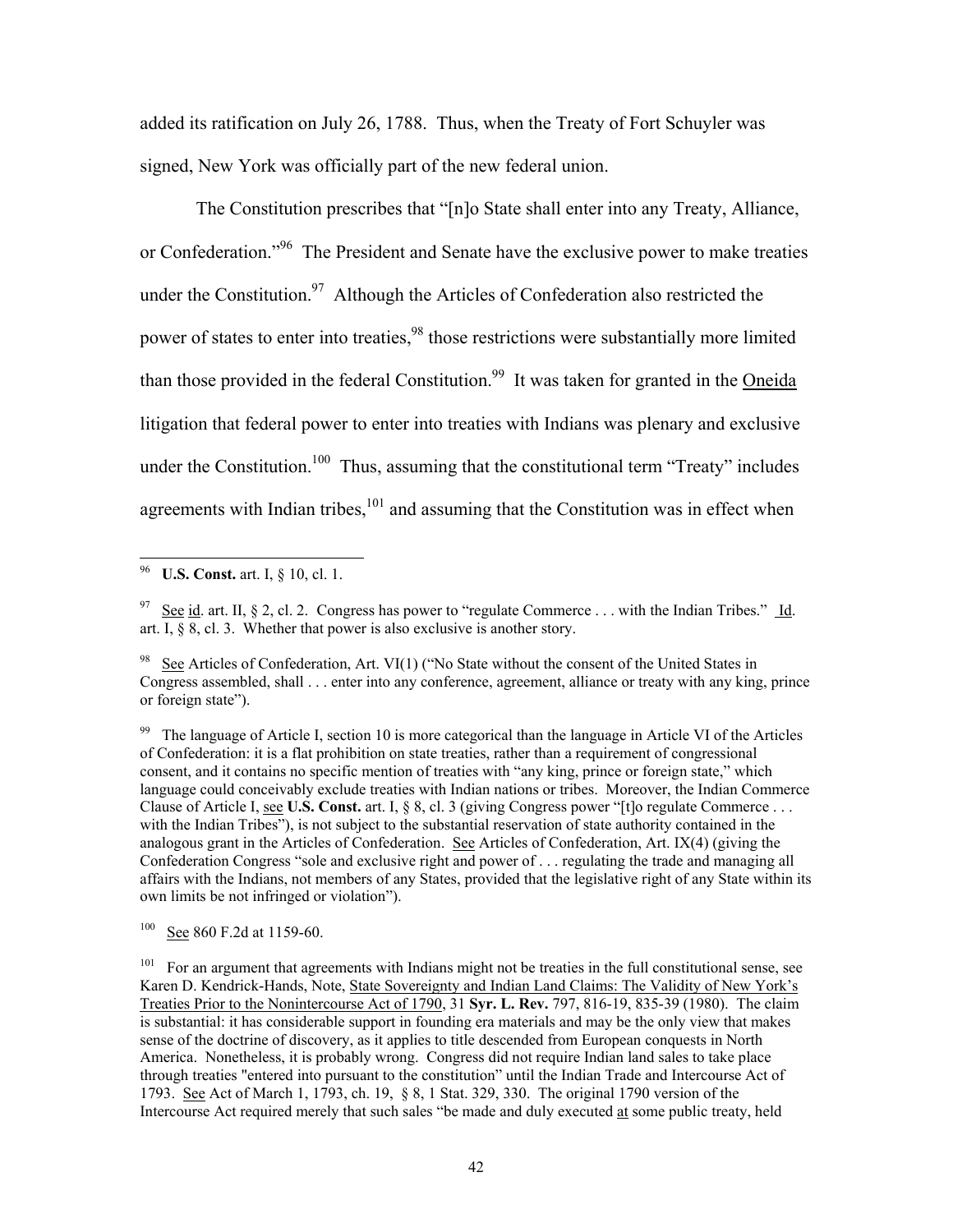added its ratification on July 26, 1788. Thus, when the Treaty of Fort Schuyler was signed, New York was officially part of the new federal union.

The Constitution prescribes that "[n]o State shall enter into any Treaty, Alliance, or Confederation."[96] The President and Senate have the exclusive power to make treaties under the Constitution.[97] Although the Articles of Confederation also restricted the power of states to enter into treaties,[98] those restrictions were substantially more limited than those provided in the federal Constitution.[99] It was taken for granted in the Oneida litigation that federal power to enter into treaties with Indians was plenary and exclusive under the Constitution.[100] Thus, assuming that the constitutional term "Treaty" includes agreements with Indian tribes,[101] and assuming that the Constitution was in effect when

---

[96] **U.S. Const.** art. I, § 10, cl. 1.

[97] See id. art. II, § 2, cl. 2. Congress has power to "regulate Commerce . . . with the Indian Tribes." Id. art. I, § 8, cl. 3. Whether that power is also exclusive is another story.

[98] See Articles of Confederation, Art. VI(1) ("No State without the consent of the United States in Congress assembled, shall . . . enter into any conference, agreement, alliance or treaty with any king, prince or foreign state").

[99] The language of Article I, section 10 is more categorical than the language in Article VI of the Articles of Confederation: it is a flat prohibition on state treaties, rather than a requirement of congressional consent, and it contains no specific mention of treaties with "any king, prince or foreign state," which language could conceivably exclude treaties with Indian nations or tribes. Moreover, the Indian Commerce Clause of Article I, see **U.S. Const.** art. I, § 8, cl. 3 (giving Congress power "[t]o regulate Commerce . . . with the Indian Tribes"), is not subject to the substantial reservation of state authority contained in the analogous grant in the Articles of Confederation. See Articles of Confederation, Art. IX(4) (giving the Confederation Congress "sole and exclusive right and power of . . . regulating the trade and managing all affairs with the Indians, not members of any States, provided that the legislative right of any State within its own limits be not infringed or violation").

[100] See 860 F.2d at 1159-60.

[101] For an argument that agreements with Indians might not be treaties in the full constitutional sense, see Karen D. Kendrick-Hands, Note, State Sovereignty and Indian Land Claims: The Validity of New York's Treaties Prior to the Nonintercourse Act of 1790, 31 **Syr. L. Rev.** 797, 816-19, 835-39 (1980). The claim is substantial: it has considerable support in founding era materials and may be the only view that makes sense of the doctrine of discovery, as it applies to title descended from European conquests in North America. Nonetheless, it is probably wrong. Congress did not require Indian land sales to take place through treaties "entered into pursuant to the constitution" until the Indian Trade and Intercourse Act of 1793. See Act of March 1, 1793, ch. 19, § 8, 1 Stat. 329, 330. The original 1790 version of the Intercourse Act required merely that such sales "be made and duly executed at some public treaty, held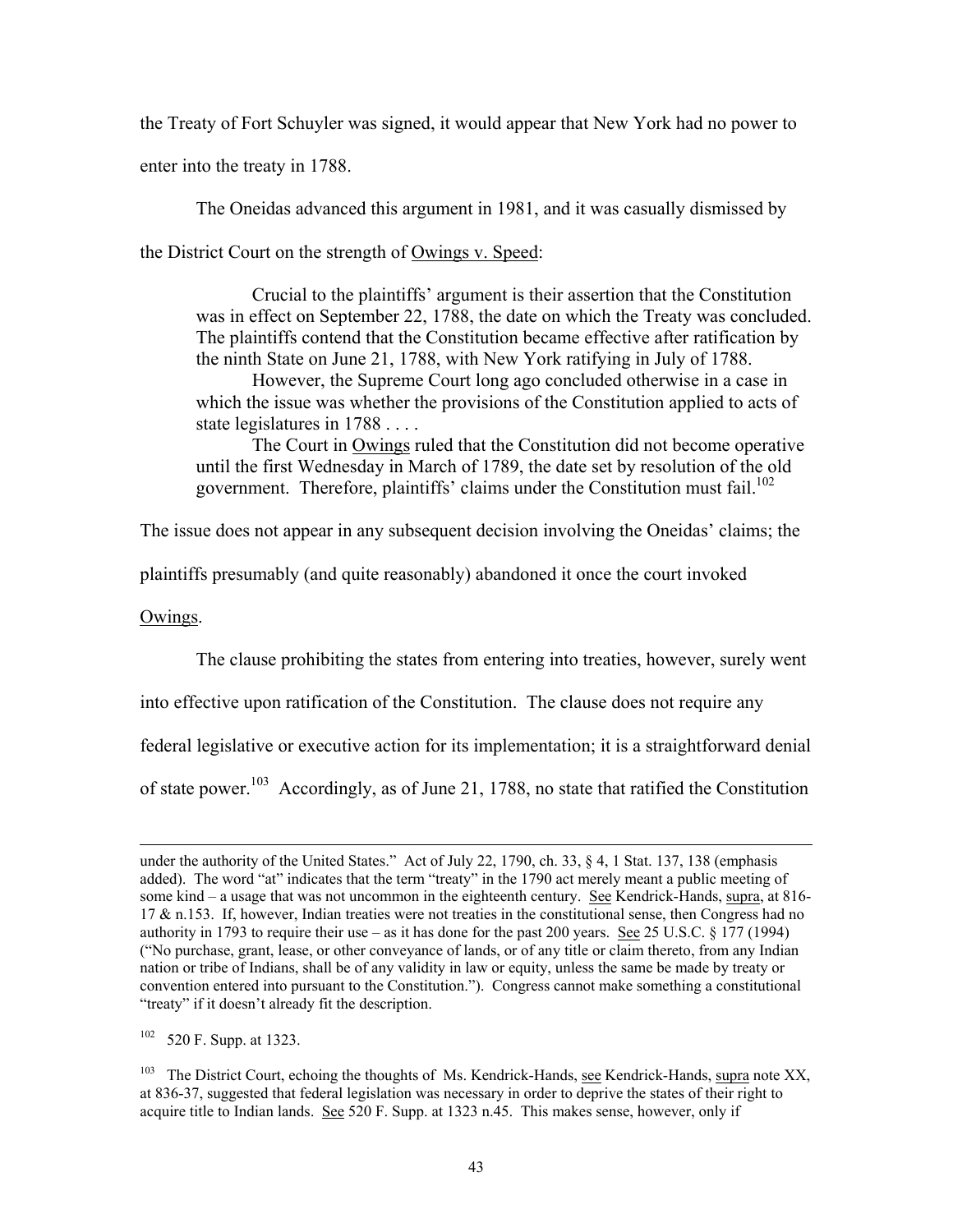the Treaty of Fort Schuyler was signed, it would appear that New York had no power to enter into the treaty in 1788.

The Oneidas advanced this argument in 1981, and it was casually dismissed by the District Court on the strength of Owings v. Speed:

> Crucial to the plaintiffs' argument is their assertion that the Constitution was in effect on September 22, 1788, the date on which the Treaty was concluded. The plaintiffs contend that the Constitution became effective after ratification by the ninth State on June 21, 1788, with New York ratifying in July of 1788.
>
> However, the Supreme Court long ago concluded otherwise in a case in which the issue was whether the provisions of the Constitution applied to acts of state legislatures in 1788 . . . .
>
> The Court in Owings ruled that the Constitution did not become operative until the first Wednesday in March of 1789, the date set by resolution of the old government. Therefore, plaintiffs' claims under the Constitution must fail.[102]

The issue does not appear in any subsequent decision involving the Oneidas' claims; the plaintiffs presumably (and quite reasonably) abandoned it once the court invoked Owings.

The clause prohibiting the states from entering into treaties, however, surely went into effective upon ratification of the Constitution. The clause does not require any federal legislative or executive action for its implementation; it is a straightforward denial of state power.[103] Accordingly, as of June 21, 1788, no state that ratified the Constitution

---

under the authority of the United States." Act of July 22, 1790, ch. 33, § 4, 1 Stat. 137, 138 (emphasis added). The word "at" indicates that the term "treaty" in the 1790 act merely meant a public meeting of some kind – a usage that was not uncommon in the eighteenth century. See Kendrick-Hands, supra, at 816-17 & n.153. If, however, Indian treaties were not treaties in the constitutional sense, then Congress had no authority in 1793 to require their use – as it has done for the past 200 years. See 25 U.S.C. § 177 (1994) ("No purchase, grant, lease, or other conveyance of lands, or of any title or claim thereto, from any Indian nation or tribe of Indians, shall be of any validity in law or equity, unless the same be made by treaty or convention entered into pursuant to the Constitution."). Congress cannot make something a constitutional "treaty" if it doesn't already fit the description.

[102] 520 F. Supp. at 1323.

[103] The District Court, echoing the thoughts of Ms. Kendrick-Hands, see Kendrick-Hands, supra note XX, at 836-37, suggested that federal legislation was necessary in order to deprive the states of their right to acquire title to Indian lands. See 520 F. Supp. at 1323 n.45. This makes sense, however, only if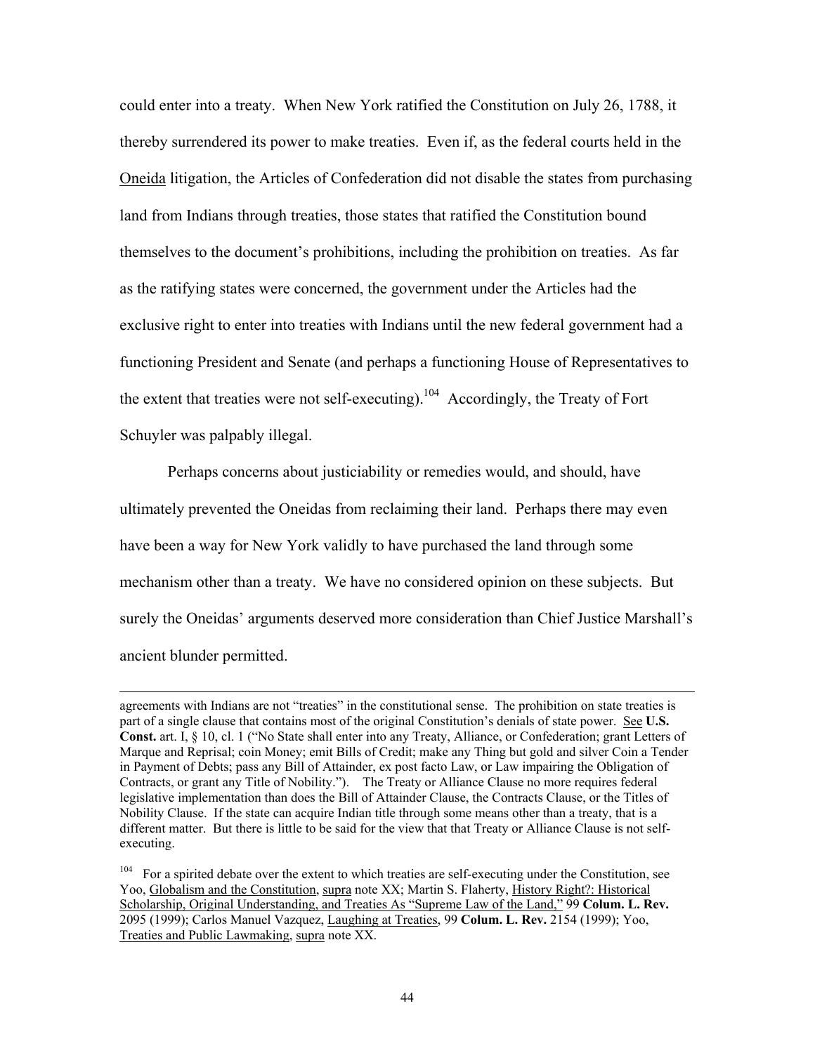could enter into a treaty. When New York ratified the Constitution on July 26, 1788, it thereby surrendered its power to make treaties. Even if, as the federal courts held in the Oneida litigation, the Articles of Confederation did not disable the states from purchasing land from Indians through treaties, those states that ratified the Constitution bound themselves to the document's prohibitions, including the prohibition on treaties. As far as the ratifying states were concerned, the government under the Articles had the exclusive right to enter into treaties with Indians until the new federal government had a functioning President and Senate (and perhaps a functioning House of Representatives to the extent that treaties were not self-executing).[104] Accordingly, the Treaty of Fort Schuyler was palpably illegal.

Perhaps concerns about justiciability or remedies would, and should, have ultimately prevented the Oneidas from reclaiming their land. Perhaps there may even have been a way for New York validly to have purchased the land through some mechanism other than a treaty. We have no considered opinion on these subjects. But surely the Oneidas' arguments deserved more consideration than Chief Justice Marshall's ancient blunder permitted.

---

agreements with Indians are not "treaties" in the constitutional sense. The prohibition on state treaties is part of a single clause that contains most of the original Constitution's denials of state power. See **U.S. Const.** art. I, § 10, cl. 1 ("No State shall enter into any Treaty, Alliance, or Confederation; grant Letters of Marque and Reprisal; coin Money; emit Bills of Credit; make any Thing but gold and silver Coin a Tender in Payment of Debts; pass any Bill of Attainder, ex post facto Law, or Law impairing the Obligation of Contracts, or grant any Title of Nobility."). The Treaty or Alliance Clause no more requires federal legislative implementation than does the Bill of Attainder Clause, the Contracts Clause, or the Titles of Nobility Clause. If the state can acquire Indian title through some means other than a treaty, that is a different matter. But there is little to be said for the view that that Treaty or Alliance Clause is not self-executing.

[104] For a spirited debate over the extent to which treaties are self-executing under the Constitution, see Yoo, Globalism and the Constitution, supra note XX; Martin S. Flaherty, History Right?: Historical Scholarship, Original Understanding, and Treaties As "Supreme Law of the Land," 99 **Colum. L. Rev.** 2095 (1999); Carlos Manuel Vazquez, Laughing at Treaties, 99 **Colum. L. Rev.** 2154 (1999); Yoo, Treaties and Public Lawmaking, supra note XX.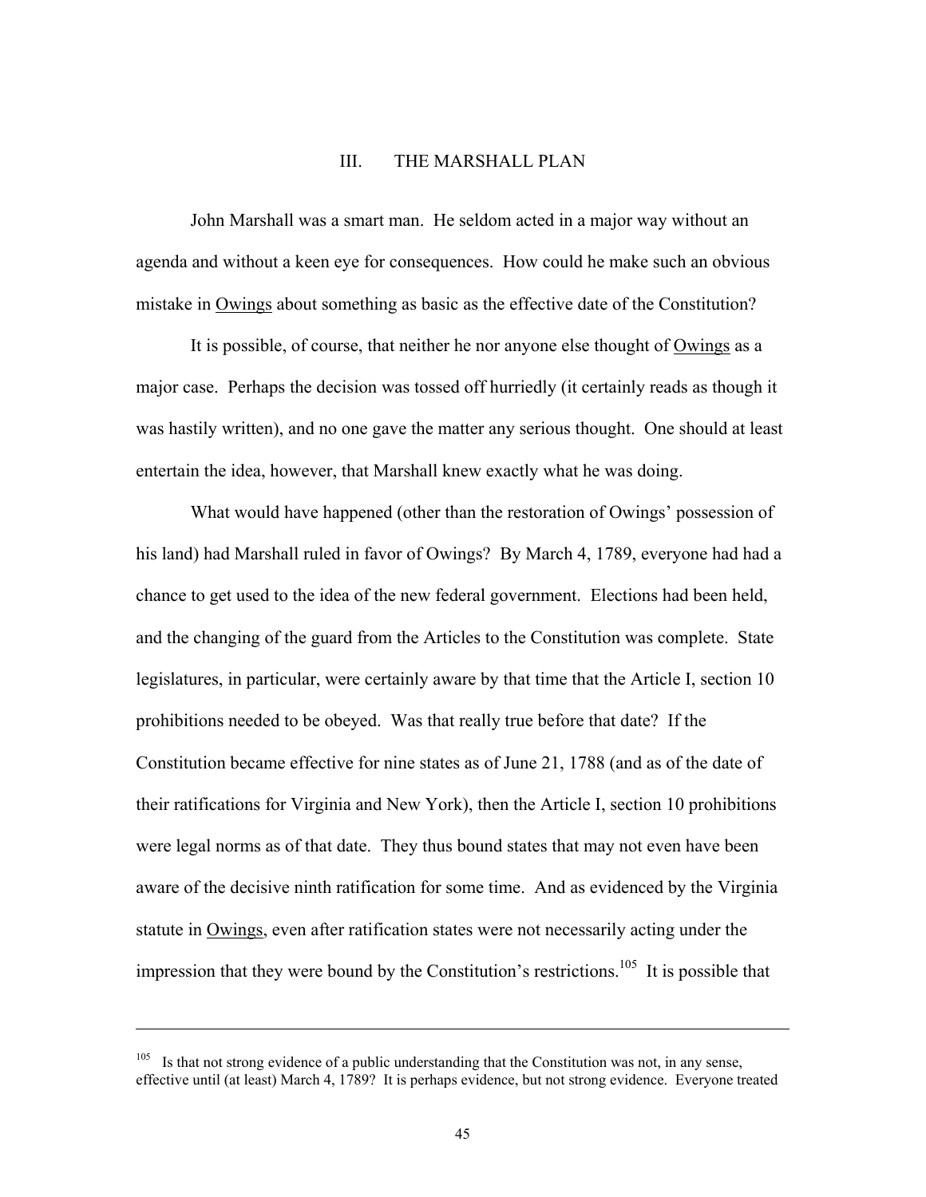## III. THE MARSHALL PLAN

John Marshall was a smart man. He seldom acted in a major way without an agenda and without a keen eye for consequences. How could he make such an obvious mistake in Owings about something as basic as the effective date of the Constitution?

It is possible, of course, that neither he nor anyone else thought of Owings as a major case. Perhaps the decision was tossed off hurriedly (it certainly reads as though it was hastily written), and no one gave the matter any serious thought. One should at least entertain the idea, however, that Marshall knew exactly what he was doing.

What would have happened (other than the restoration of Owings' possession of his land) had Marshall ruled in favor of Owings? By March 4, 1789, everyone had had a chance to get used to the idea of the new federal government. Elections had been held, and the changing of the guard from the Articles to the Constitution was complete. State legislatures, in particular, were certainly aware by that time that the Article I, section 10 prohibitions needed to be obeyed. Was that really true before that date? If the Constitution became effective for nine states as of June 21, 1788 (and as of the date of their ratifications for Virginia and New York), then the Article I, section 10 prohibitions were legal norms as of that date. They thus bound states that may not even have been aware of the decisive ninth ratification for some time. And as evidenced by the Virginia statute in Owings, even after ratification states were not necessarily acting under the impression that they were bound by the Constitution's restrictions.[105] It is possible that

---

[105] Is that not strong evidence of a public understanding that the Constitution was not, in any sense, effective until (at least) March 4, 1789? It is perhaps evidence, but not strong evidence. Everyone treated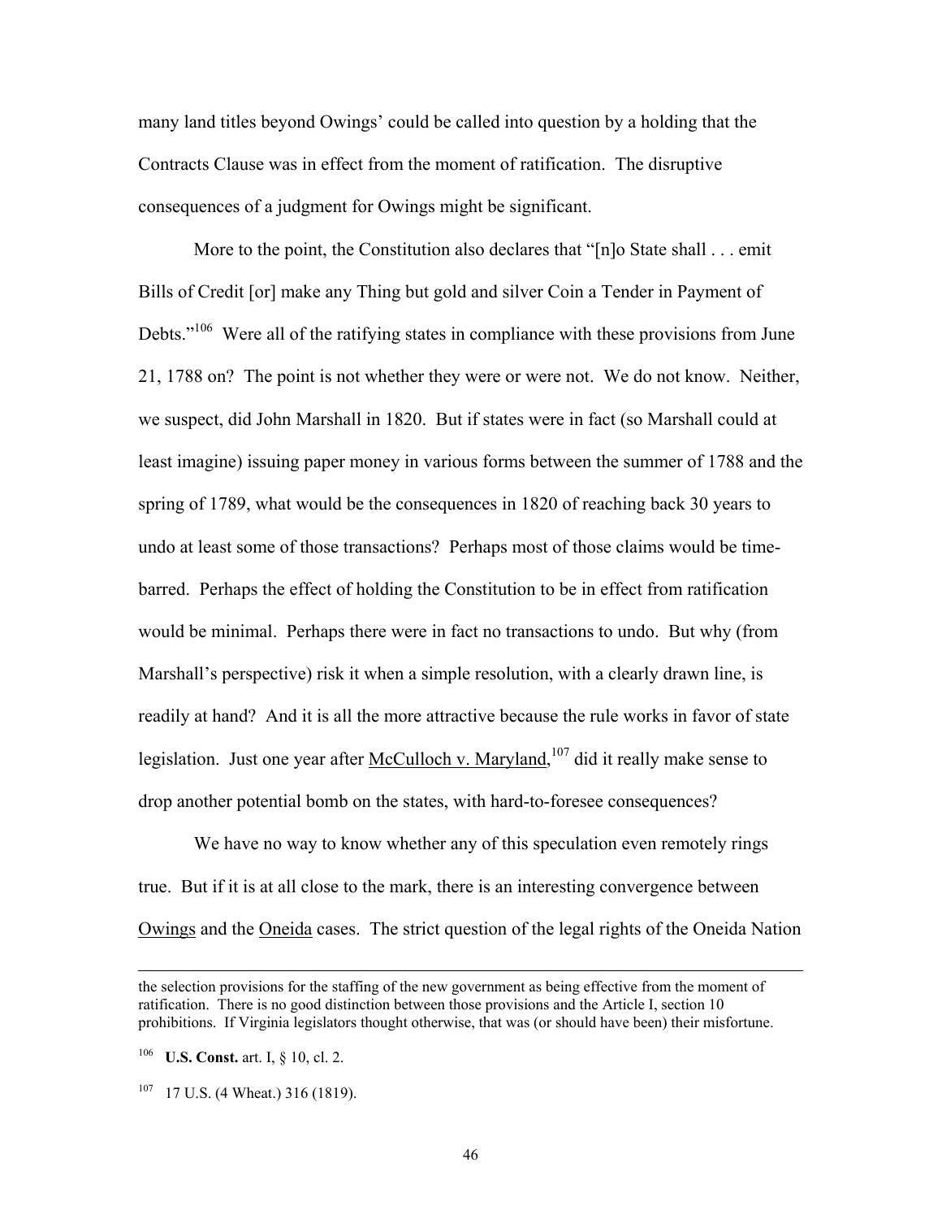many land titles beyond Owings' could be called into question by a holding that the Contracts Clause was in effect from the moment of ratification. The disruptive consequences of a judgment for Owings might be significant.

More to the point, the Constitution also declares that "[n]o State shall . . . emit Bills of Credit [or] make any Thing but gold and silver Coin a Tender in Payment of Debts."[106] Were all of the ratifying states in compliance with these provisions from June 21, 1788 on? The point is not whether they were or were not. We do not know. Neither, we suspect, did John Marshall in 1820. But if states were in fact (so Marshall could at least imagine) issuing paper money in various forms between the summer of 1788 and the spring of 1789, what would be the consequences in 1820 of reaching back 30 years to undo at least some of those transactions? Perhaps most of those claims would be time-barred. Perhaps the effect of holding the Constitution to be in effect from ratification would be minimal. Perhaps there were in fact no transactions to undo. But why (from Marshall's perspective) risk it when a simple resolution, with a clearly drawn line, is readily at hand? And it is all the more attractive because the rule works in favor of state legislation. Just one year after <u>McCulloch v. Maryland</u>,[107] did it really make sense to drop another potential bomb on the states, with hard-to-foresee consequences?

We have no way to know whether any of this speculation even remotely rings true. But if it is at all close to the mark, there is an interesting convergence between <u>Owings</u> and the <u>Oneida</u> cases. The strict question of the legal rights of the Oneida Nation

---

the selection provisions for the staffing of the new government as being effective from the moment of ratification. There is no good distinction between those provisions and the Article I, section 10 prohibitions. If Virginia legislators thought otherwise, that was (or should have been) their misfortune.

[106] **U.S. Const.** art. I, § 10, cl. 2.

[107] 17 U.S. (4 Wheat.) 316 (1819).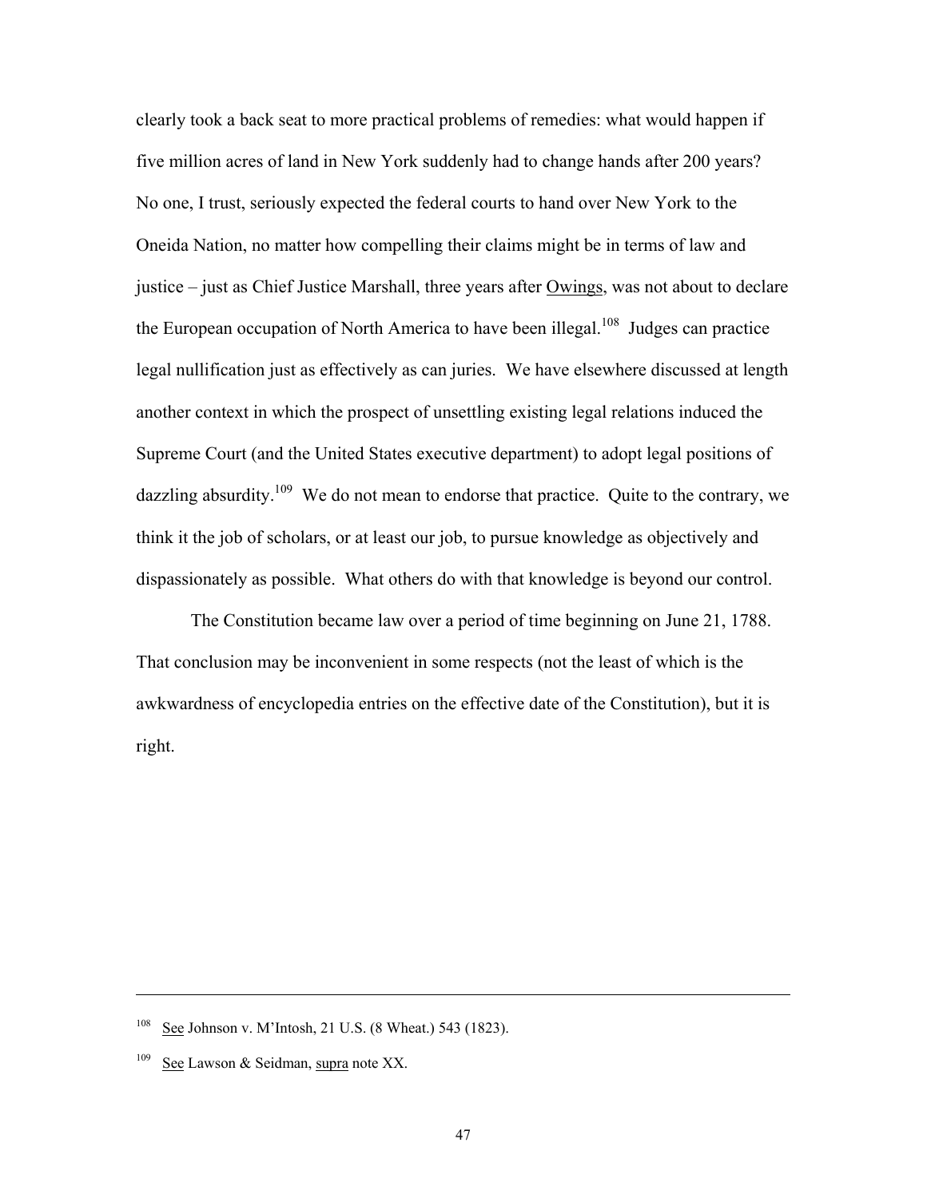clearly took a back seat to more practical problems of remedies: what would happen if five million acres of land in New York suddenly had to change hands after 200 years? No one, I trust, seriously expected the federal courts to hand over New York to the Oneida Nation, no matter how compelling their claims might be in terms of law and justice – just as Chief Justice Marshall, three years after Owings, was not about to declare the European occupation of North America to have been illegal.[108] Judges can practice legal nullification just as effectively as can juries. We have elsewhere discussed at length another context in which the prospect of unsettling existing legal relations induced the Supreme Court (and the United States executive department) to adopt legal positions of dazzling absurdity.[109] We do not mean to endorse that practice. Quite to the contrary, we think it the job of scholars, or at least our job, to pursue knowledge as objectively and dispassionately as possible. What others do with that knowledge is beyond our control.

The Constitution became law over a period of time beginning on June 21, 1788. That conclusion may be inconvenient in some respects (not the least of which is the awkwardness of encyclopedia entries on the effective date of the Constitution), but it is right.

---

[108] See Johnson v. M'Intosh, 21 U.S. (8 Wheat.) 543 (1823).

[109] See Lawson & Seidman, supra note XX.